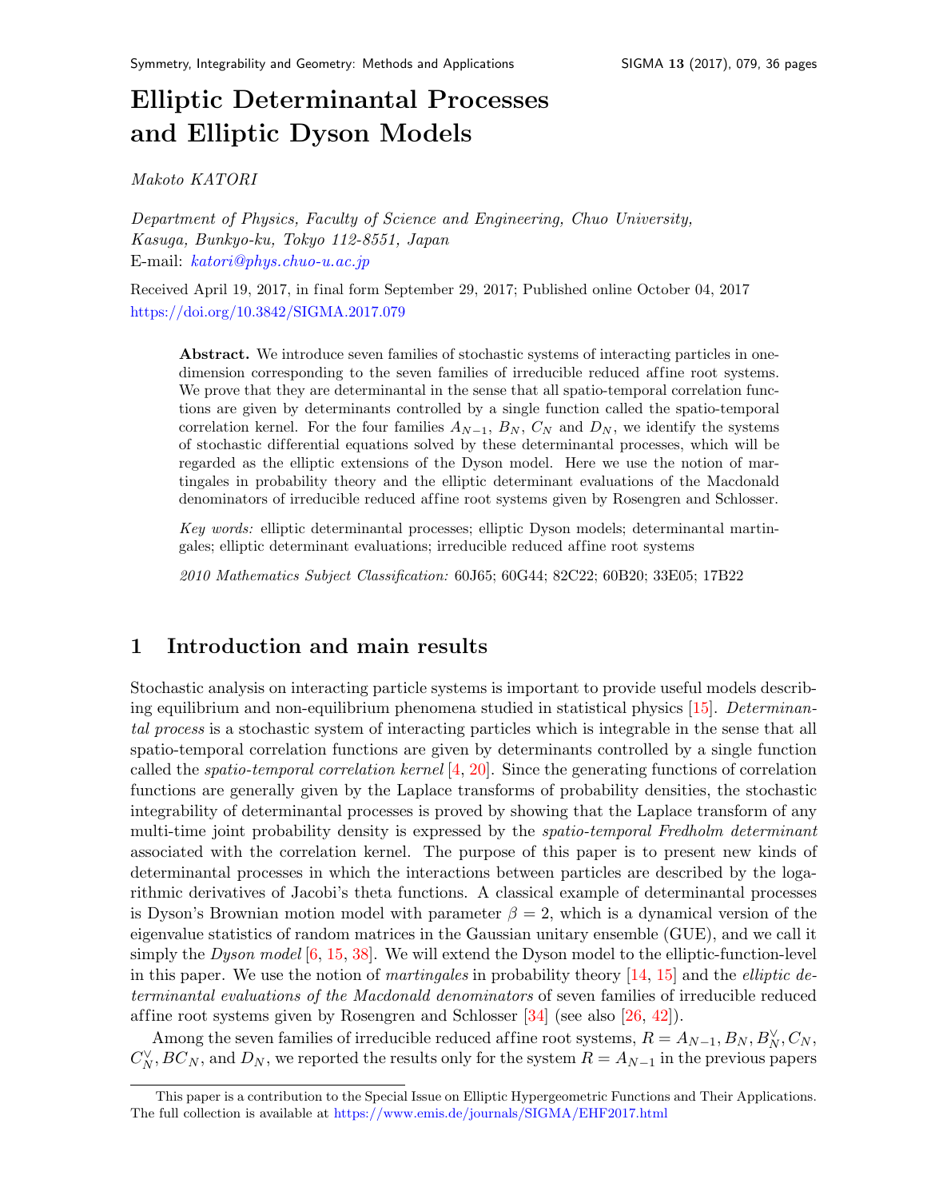# Elliptic Determinantal Processes and Elliptic Dyson Models

*Makoto KATORI*

*Department of Physics, Faculty of Science and Engineering, Chuo University, Kasuga, Bunkyo-ku, Tokyo 112-8551, Japan*
E-mail: *katori@phys.chuo-u.ac.jp*

Received April 19, 2017, in final form September 29, 2017; Published online October 04, 2017
https://doi.org/10.3842/SIGMA.2017.079

> **Abstract.** We introduce seven families of stochastic systems of interacting particles in one-dimension corresponding to the seven families of irreducible reduced affine root systems. We prove that they are determinantal in the sense that all spatio-temporal correlation functions are given by determinants controlled by a single function called the spatio-temporal correlation kernel. For the four families $A_{N-1}$, $B_N$, $C_N$ and $D_N$, we identify the systems of stochastic differential equations solved by these determinantal processes, which will be regarded as the elliptic extensions of the Dyson model. Here we use the notion of martingales in probability theory and the elliptic determinant evaluations of the Macdonald denominators of irreducible reduced affine root systems given by Rosengren and Schlosser.
>
> *Key words:* elliptic determinantal processes; elliptic Dyson models; determinantal martingales; elliptic determinant evaluations; irreducible reduced affine root systems
>
> *2010 Mathematics Subject Classification:* 60J65; 60G44; 82C22; 60B20; 33E05; 17B22

## 1 Introduction and main results

Stochastic analysis on interacting particle systems is important to provide useful models describing equilibrium and non-equilibrium phenomena studied in statistical physics [15]. *Determinantal process* is a stochastic system of interacting particles which is integrable in the sense that all spatio-temporal correlation functions are given by determinants controlled by a single function called the *spatio-temporal correlation kernel* [4, 20]. Since the generating functions of correlation functions are generally given by the Laplace transforms of probability densities, the stochastic integrability of determinantal processes is proved by showing that the Laplace transform of any multi-time joint probability density is expressed by the *spatio-temporal Fredholm determinant* associated with the correlation kernel. The purpose of this paper is to present new kinds of determinantal processes in which the interactions between particles are described by the logarithmic derivatives of Jacobi's theta functions. A classical example of determinantal processes is Dyson's Brownian motion model with parameter $\beta = 2$, which is a dynamical version of the eigenvalue statistics of random matrices in the Gaussian unitary ensemble (GUE), and we call it simply the *Dyson model* [6, 15, 38]. We will extend the Dyson model to the elliptic-function-level in this paper. We use the notion of *martingales* in probability theory [14, 15] and the *elliptic determinantal evaluations of the Macdonald denominators* of seven families of irreducible reduced affine root systems given by Rosengren and Schlosser [34] (see also [26, 42]).

Among the seven families of irreducible reduced affine root systems, $R = A_{N-1}, B_N, B_N^\vee, C_N, C_N^\vee, BC_N$, and $D_N$, we reported the results only for the system $R = A_{N-1}$ in the previous papers

This paper is a contribution to the Special Issue on Elliptic Hypergeometric Functions and Their Applications. The full collection is available at https://www.emis.de/journals/SIGMA/EHF2017.html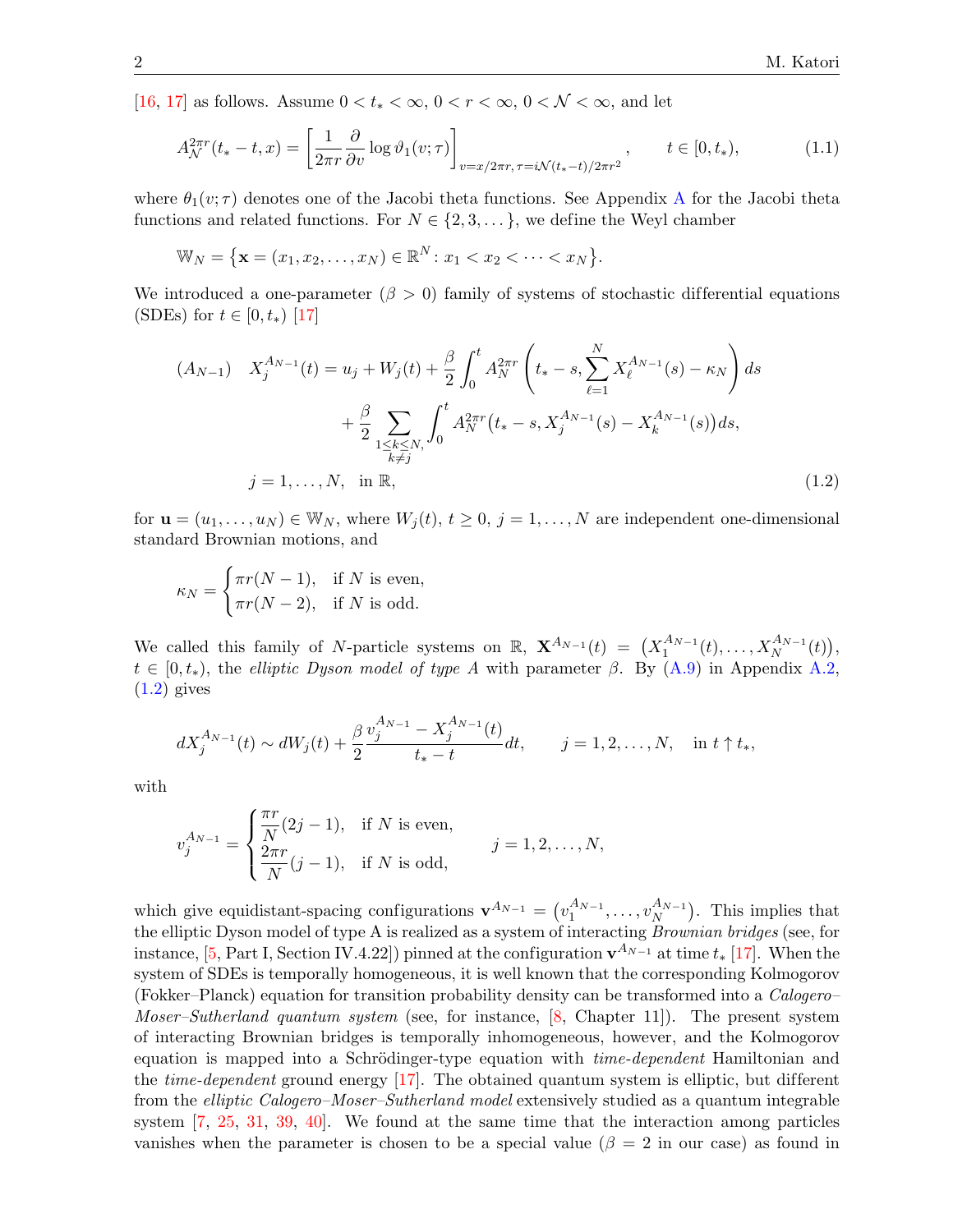[16, 17] as follows. Assume $0 < t_* < \infty$, $0 < r < \infty$, $0 < \mathcal{N} < \infty$, and let

$$A_{\mathcal{N}}^{2\pi r}(t_* - t, x) = \left[ \frac{1}{2\pi r} \frac{\partial}{\partial v} \log \vartheta_1(v; \tau) \right]_{v = x/2\pi r, \tau = i\mathcal{N}(t_* - t)/2\pi r^2}, \qquad t \in [0, t_*), \tag{1.1}$$

where $\theta_1(v;\tau)$ denotes one of the Jacobi theta functions. See Appendix A for the Jacobi theta functions and related functions. For $N \in \{2, 3, \dots\}$, we define the Weyl chamber

$$\mathbb{W}_N = \{ \mathbf{x} = (x_1, x_2, \dots, x_N) \in \mathbb{R}^N : x_1 < x_2 < \cdots < x_N \}.$$

We introduced a one-parameter ($\beta > 0$) family of systems of stochastic differential equations (SDEs) for $t \in [0, t_*)$ [17]

$$\begin{aligned}
(A_{N-1}) \quad X_j^{A_{N-1}}(t) &= u_j + W_j(t) + \frac{\beta}{2} \int_0^t A_N^{2\pi r} \left( t_* - s, \sum_{\ell=1}^N X_\ell^{A_{N-1}}(s) - \kappa_N \right) ds \\
&\quad + \frac{\beta}{2} \sum_{\substack{1 \le k \le N, \\ k \neq j}} \int_0^t A_N^{2\pi r} \big( t_* - s, X_j^{A_{N-1}}(s) - X_k^{A_{N-1}}(s) \big) ds, \\
j &= 1, \dots, N, \quad \text{in } \mathbb{R},
\end{aligned} \tag{1.2}$$

for $\mathbf{u} = (u_1, \dots, u_N) \in \mathbb{W}_N$, where $W_j(t)$, $t \ge 0$, $j = 1, \dots, N$ are independent one-dimensional standard Brownian motions, and

$$\kappa_N = \begin{cases} \pi r(N-1), & \text{if } N \text{ is even}, \\ \pi r(N-2), & \text{if } N \text{ is odd}. \end{cases}$$

We called this family of $N$-particle systems on $\mathbb{R}$, $\mathbf{X}^{A_{N-1}}(t) = \big( X_1^{A_{N-1}}(t), \dots, X_N^{A_{N-1}}(t) \big)$, $t \in [0, t_*)$, the *elliptic Dyson model of type A* with parameter $\beta$. By (A.9) in Appendix A.2, (1.2) gives

$$dX_j^{A_{N-1}}(t) \sim dW_j(t) + \frac{\beta}{2} \frac{v_j^{A_{N-1}} - X_j^{A_{N-1}}(t)}{t_* - t} dt, \qquad j = 1, 2, \dots, N, \quad \text{in } t \uparrow t_*,$$

with

$$v_j^{A_{N-1}} = \begin{cases} \dfrac{\pi r}{N}(2j-1), & \text{if } N \text{ is even}, \\[2mm] \dfrac{2\pi r}{N}(j-1), & \text{if } N \text{ is odd}, \end{cases} \qquad j = 1, 2, \dots, N,$$

which give equidistant-spacing configurations $\mathbf{v}^{A_{N-1}} = \big( v_1^{A_{N-1}}, \dots, v_N^{A_{N-1}} \big)$. This implies that the elliptic Dyson model of type A is realized as a system of interacting *Brownian bridges* (see, for instance, [5, Part I, Section IV.4.22]) pinned at the configuration $\mathbf{v}^{A_{N-1}}$ at time $t_*$ [17]. When the system of SDEs is temporally homogeneous, it is well known that the corresponding Kolmogorov (Fokker–Planck) equation for transition probability density can be transformed into a *Calogero–Moser–Sutherland quantum system* (see, for instance, [8, Chapter 11]). The present system of interacting Brownian bridges is temporally inhomogeneous, however, and the Kolmogorov equation is mapped into a Schrödinger-type equation with *time-dependent* Hamiltonian and the *time-dependent* ground energy [17]. The obtained quantum system is elliptic, but different from the *elliptic Calogero–Moser–Sutherland model* extensively studied as a quantum integrable system [7, 25, 31, 39, 40]. We found at the same time that the interaction among particles vanishes when the parameter is chosen to be a special value ($\beta = 2$ in our case) as found in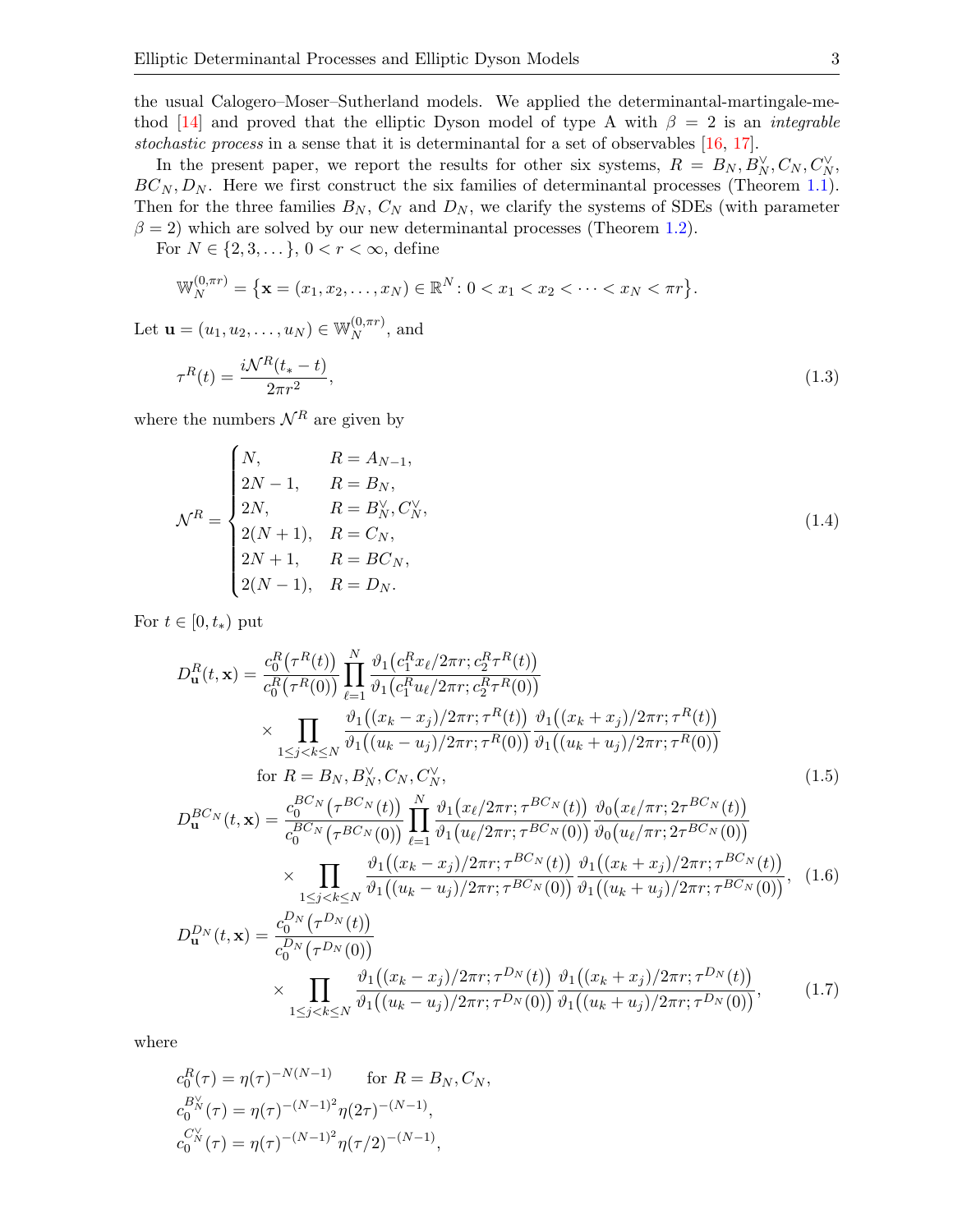the usual Calogero–Moser–Sutherland models. We applied the determinantal-martingale-method [14] and proved that the elliptic Dyson model of type A with $\beta = 2$ is an *integrable stochastic process* in a sense that it is determinantal for a set of observables [16, 17].

In the present paper, we report the results for other six systems, $R = B_N, B_N^\vee, C_N, C_N^\vee, BC_N, D_N$. Here we first construct the six families of determinantal processes (Theorem 1.1). Then for the three families $B_N$, $C_N$ and $D_N$, we clarify the systems of SDEs (with parameter $\beta = 2$) which are solved by our new determinantal processes (Theorem 1.2).

For $N \in \{2, 3, \dots\}$, $0 < r < \infty$, define

$$\mathbb{W}_N^{(0,\pi r)} = \{\mathbf{x} = (x_1, x_2, \dots, x_N) \in \mathbb{R}^N : 0 < x_1 < x_2 < \cdots < x_N < \pi r\}.$$

Let $\mathbf{u} = (u_1, u_2, \dots, u_N) \in \mathbb{W}_N^{(0,\pi r)}$, and

$$\tau^R(t) = \frac{i\mathcal{N}^R(t_* - t)}{2\pi r^2}, \tag{1.3}$$

where the numbers $\mathcal{N}^R$ are given by

$$\mathcal{N}^R = \begin{cases} N, & R = A_{N-1}, \\ 2N-1, & R = B_N, \\ 2N, & R = B_N^\vee, C_N^\vee, \\ 2(N+1), & R = C_N, \\ 2N+1, & R = BC_N, \\ 2(N-1), & R = D_N. \end{cases} \tag{1.4}$$

For $t \in [0, t_*)$ put

$$\begin{aligned} D_{\mathbf{u}}^R(t, \mathbf{x}) &= \frac{c_0^R(\tau^R(t))}{c_0^R(\tau^R(0))} \prod_{\ell=1}^N \frac{\vartheta_1(c_1^R x_\ell/2\pi r; c_2^R \tau^R(t))}{\vartheta_1(c_1^R u_\ell/2\pi r; c_2^R \tau^R(0))} \\ &\quad \times \prod_{1 \le j < k \le N} \frac{\vartheta_1((x_k - x_j)/2\pi r; \tau^R(t))}{\vartheta_1((u_k - u_j)/2\pi r; \tau^R(0))} \frac{\vartheta_1((x_k + x_j)/2\pi r; \tau^R(t))}{\vartheta_1((u_k + u_j)/2\pi r; \tau^R(0))} \\ &\quad \text{for } R = B_N, B_N^\vee, C_N, C_N^\vee, \end{aligned} \tag{1.5}$$

$$\begin{aligned} D_{\mathbf{u}}^{BC_N}(t, \mathbf{x}) &= \frac{c_0^{BC_N}(\tau^{BC_N}(t))}{c_0^{BC_N}(\tau^{BC_N}(0))} \prod_{\ell=1}^N \frac{\vartheta_1(x_\ell/2\pi r; \tau^{BC_N}(t))}{\vartheta_1(u_\ell/2\pi r; \tau^{BC_N}(0))} \frac{\vartheta_0(x_\ell/\pi r; 2\tau^{BC_N}(t))}{\vartheta_0(u_\ell/\pi r; 2\tau^{BC_N}(0))} \\ &\quad \times \prod_{1 \le j < k \le N} \frac{\vartheta_1((x_k - x_j)/2\pi r; \tau^{BC_N}(t))}{\vartheta_1((u_k - u_j)/2\pi r; \tau^{BC_N}(0))} \frac{\vartheta_1((x_k + x_j)/2\pi r; \tau^{BC_N}(t))}{\vartheta_1((u_k + u_j)/2\pi r; \tau^{BC_N}(0))}, \end{aligned} \tag{1.6}$$

$$\begin{aligned} D_{\mathbf{u}}^{D_N}(t, \mathbf{x}) &= \frac{c_0^{D_N}(\tau^{D_N}(t))}{c_0^{D_N}(\tau^{D_N}(0))} \\ &\quad \times \prod_{1 \le j < k \le N} \frac{\vartheta_1((x_k - x_j)/2\pi r; \tau^{D_N}(t))}{\vartheta_1((u_k - u_j)/2\pi r; \tau^{D_N}(0))} \frac{\vartheta_1((x_k + x_j)/2\pi r; \tau^{D_N}(t))}{\vartheta_1((u_k + u_j)/2\pi r; \tau^{D_N}(0))}, \end{aligned} \tag{1.7}$$

where

$$\begin{aligned} c_0^R(\tau) &= \eta(\tau)^{-N(N-1)} \qquad \text{for } R = B_N, C_N, \\ c_0^{B_N^\vee}(\tau) &= \eta(\tau)^{-(N-1)^2} \eta(2\tau)^{-(N-1)}, \\ c_0^{C_N^\vee}(\tau) &= \eta(\tau)^{-(N-1)^2} \eta(\tau/2)^{-(N-1)}, \end{aligned}$$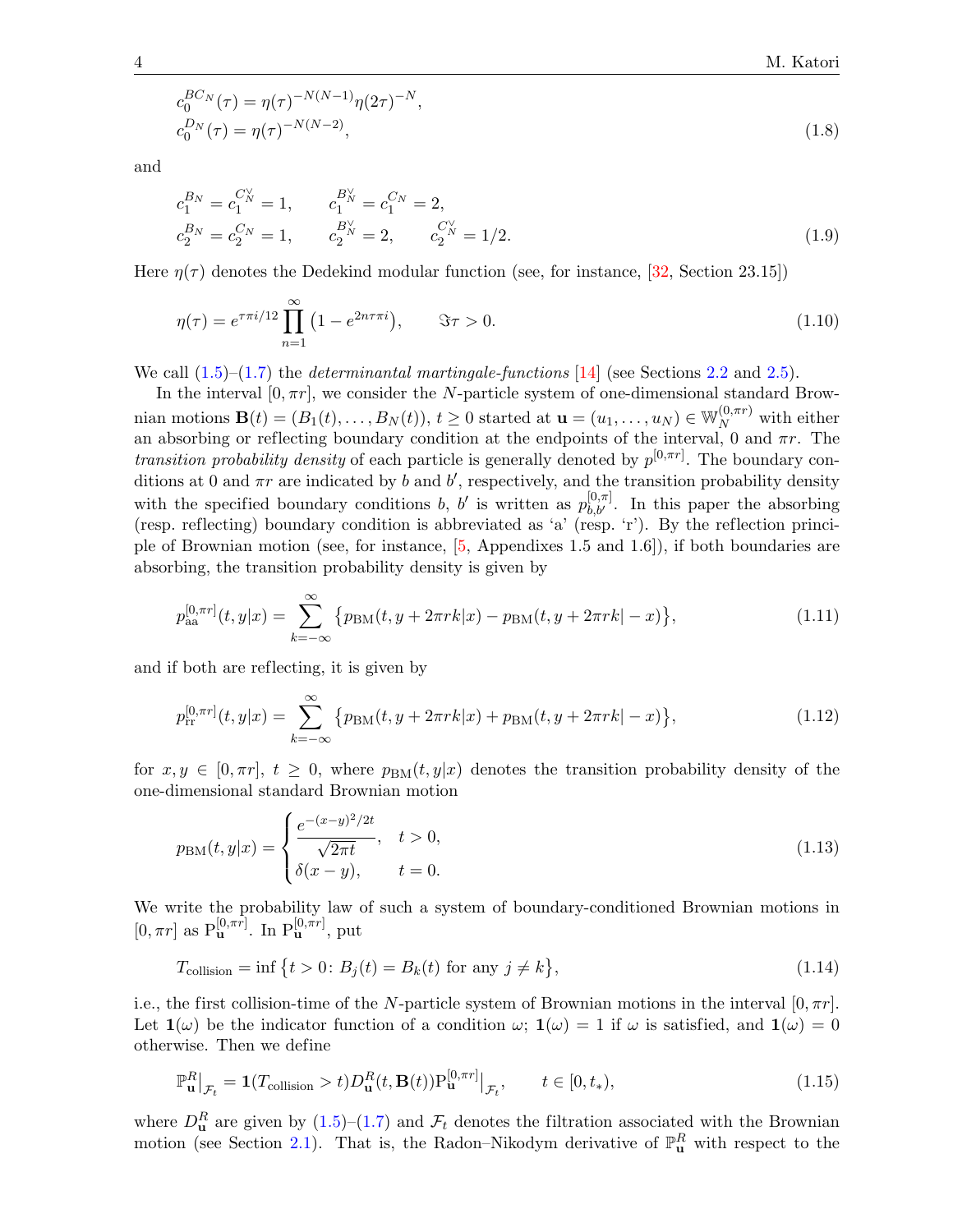$$
\begin{aligned}
&c_0^{BC_N}(\tau) = \eta(\tau)^{-N(N-1)}\eta(2\tau)^{-N}, \\
&c_0^{D_N}(\tau) = \eta(\tau)^{-N(N-2)},
\end{aligned}
\tag{1.8}
$$

and

$$
\begin{aligned}
&c_1^{B_N} = c_1^{C_N^\vee} = 1, \qquad c_1^{B_N^\vee} = c_1^{C_N} = 2, \\
&c_2^{B_N} = c_2^{C_N} = 1, \qquad c_2^{B_N^\vee} = 2, \qquad c_2^{C_N^\vee} = 1/2.
\end{aligned}
\tag{1.9}
$$

Here $\eta(\tau)$ denotes the Dedekind modular function (see, for instance, [32, Section 23.15])

$$
\eta(\tau) = e^{\tau\pi i/12} \prod_{n=1}^{\infty} \left(1 - e^{2n\tau\pi i}\right), \qquad \Im\tau > 0.
\tag{1.10}
$$

We call (1.5)–(1.7) the *determinantal martingale-functions* [14] (see Sections 2.2 and 2.5).

In the interval $[0, \pi r]$, we consider the $N$-particle system of one-dimensional standard Brownian motions $\mathbf{B}(t) = (B_1(t), \dots, B_N(t))$, $t \geq 0$ started at $\mathbf{u} = (u_1, \dots, u_N) \in \mathbb{W}_N^{(0,\pi r)}$ with either an absorbing or reflecting boundary condition at the endpoints of the interval, 0 and $\pi r$. The *transition probability density* of each particle is generally denoted by $p^{[0,\pi r]}$. The boundary conditions at 0 and $\pi r$ are indicated by $b$ and $b'$, respectively, and the transition probability density with the specified boundary conditions $b$, $b'$ is written as $p_{b,b'}^{[0,\pi]}$. In this paper the absorbing (resp. reflecting) boundary condition is abbreviated as 'a' (resp. 'r'). By the reflection principle of Brownian motion (see, for instance, [5, Appendixes 1.5 and 1.6]), if both boundaries are absorbing, the transition probability density is given by

$$
p_{\mathrm{aa}}^{[0,\pi r]}(t, y|x) = \sum_{k=-\infty}^{\infty} \left\{ p_{\mathrm{BM}}(t, y + 2\pi r k|x) - p_{\mathrm{BM}}(t, y + 2\pi r k|-x) \right\},
\tag{1.11}
$$

and if both are reflecting, it is given by

$$
p_{\mathrm{rr}}^{[0,\pi r]}(t, y|x) = \sum_{k=-\infty}^{\infty} \left\{ p_{\mathrm{BM}}(t, y + 2\pi r k|x) + p_{\mathrm{BM}}(t, y + 2\pi r k|-x) \right\},
\tag{1.12}
$$

for $x, y \in [0, \pi r]$, $t \geq 0$, where $p_{\mathrm{BM}}(t, y|x)$ denotes the transition probability density of the one-dimensional standard Brownian motion

$$
p_{\mathrm{BM}}(t, y|x) = \begin{cases} \dfrac{e^{-(x-y)^2/2t}}{\sqrt{2\pi t}}, & t > 0, \\ \delta(x - y), & t = 0. \end{cases}
\tag{1.13}
$$

We write the probability law of such a system of boundary-conditioned Brownian motions in $[0, \pi r]$ as $\mathrm{P}_{\mathbf{u}}^{[0,\pi r]}$. In $\mathrm{P}_{\mathbf{u}}^{[0,\pi r]}$, put

$$
T_{\text{collision}} = \inf \left\{ t > 0 \colon B_j(t) = B_k(t) \text{ for any } j \neq k \right\},
\tag{1.14}
$$

i.e., the first collision-time of the $N$-particle system of Brownian motions in the interval $[0, \pi r]$. Let $\mathbf{1}(\omega)$ be the indicator function of a condition $\omega$; $\mathbf{1}(\omega) = 1$ if $\omega$ is satisfied, and $\mathbf{1}(\omega) = 0$ otherwise. Then we define

$$
\mathbb{P}_{\mathbf{u}}^{R}\big|_{\mathcal{F}_t} = \mathbf{1}(T_{\text{collision}} > t) D_{\mathbf{u}}^{R}(t, \mathbf{B}(t)) \mathrm{P}_{\mathbf{u}}^{[0,\pi r]}\big|_{\mathcal{F}_t}, \qquad t \in [0, t_*),
\tag{1.15}
$$

where $D_{\mathbf{u}}^{R}$ are given by (1.5)–(1.7) and $\mathcal{F}_t$ denotes the filtration associated with the Brownian motion (see Section 2.1). That is, the Radon–Nikodym derivative of $\mathbb{P}_{\mathbf{u}}^{R}$ with respect to the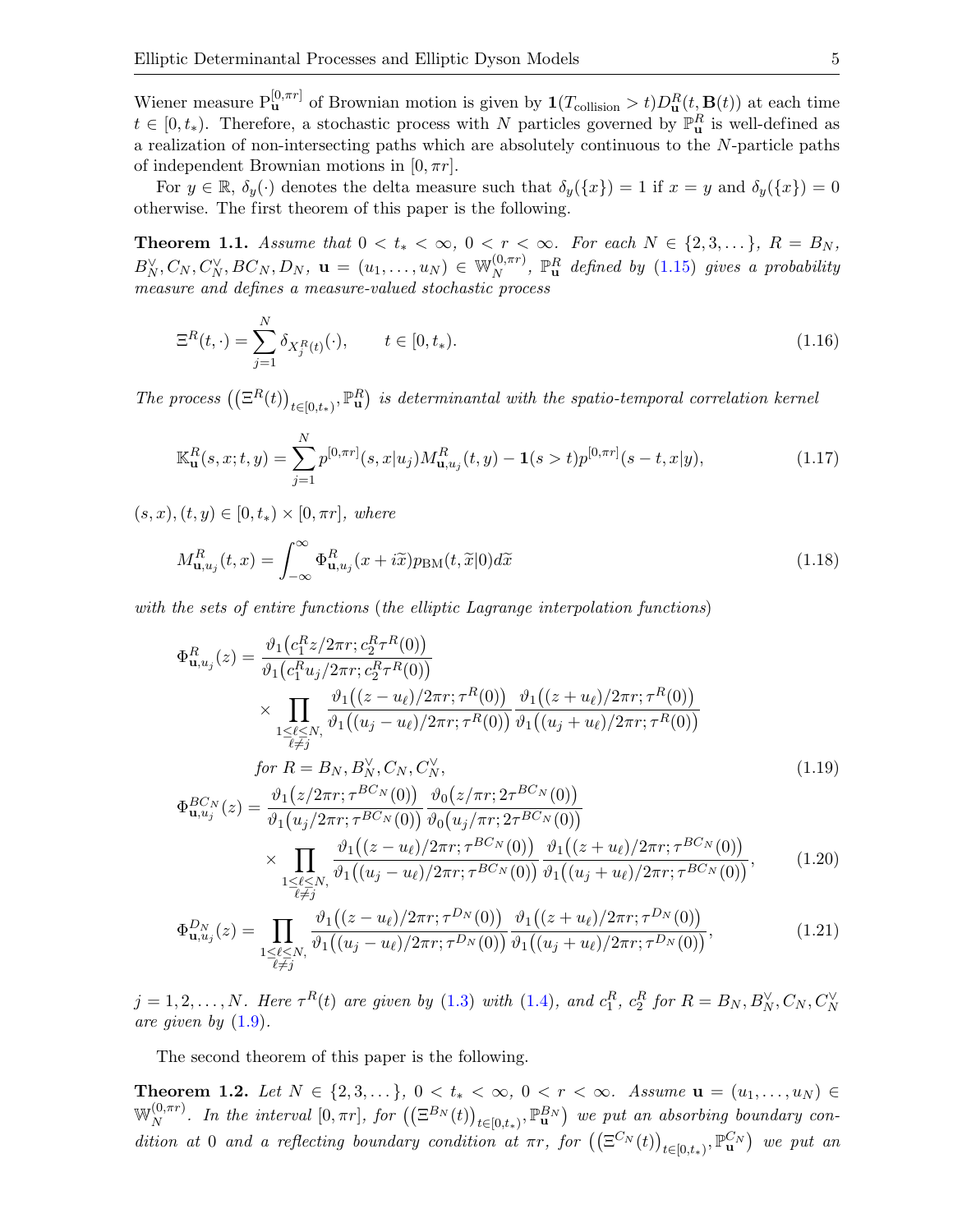Wiener measure $\mathrm{P}_{\mathbf{u}}^{[0,\pi r]}$ of Brownian motion is given by $\mathbf{1}(T_{\text{collision}} > t) D_{\mathbf{u}}^R(t, \mathbf{B}(t))$ at each time $t \in [0, t_*)$. Therefore, a stochastic process with $N$ particles governed by $\mathbb{P}_{\mathbf{u}}^R$ is well-defined as a realization of non-intersecting paths which are absolutely continuous to the $N$-particle paths of independent Brownian motions in $[0, \pi r]$.

For $y \in \mathbb{R}$, $\delta_y(\cdot)$ denotes the delta measure such that $\delta_y(\{x\}) = 1$ if $x = y$ and $\delta_y(\{x\}) = 0$ otherwise. The first theorem of this paper is the following.

**Theorem 1.1.** *Assume that $0 < t_* < \infty$, $0 < r < \infty$. For each $N \in \{2, 3, \dots\}$, $R = B_N, B_N^\vee, C_N, C_N^\vee, BC_N, D_N$, $\mathbf{u} = (u_1, \dots, u_N) \in \mathbb{W}_N^{(0,\pi r)}$, $\mathbb{P}_{\mathbf{u}}^R$ defined by (1.15) gives a probability measure and defines a measure-valued stochastic process*

$$\Xi^R(t, \cdot) = \sum_{j=1}^N \delta_{X_j^R(t)}(\cdot), \qquad t \in [0, t_*). \tag{1.16}$$

*The process $\big((\Xi^R(t))_{t \in [0,t_*)}, \mathbb{P}_{\mathbf{u}}^R\big)$ is determinantal with the spatio-temporal correlation kernel*

$$\mathbb{K}_{\mathbf{u}}^R(s, x; t, y) = \sum_{j=1}^N p^{[0,\pi r]}(s, x | u_j) M_{\mathbf{u}, u_j}^R(t, y) - \mathbf{1}(s > t) p^{[0,\pi r]}(s - t, x | y), \tag{1.17}$$

*$(s, x), (t, y) \in [0, t_*) \times [0, \pi r]$, where*

$$M_{\mathbf{u}, u_j}^R(t, x) = \int_{-\infty}^{\infty} \Phi_{\mathbf{u}, u_j}^R(x + i\widetilde{x}) p_{\mathrm{BM}}(t, \widetilde{x} | 0) d\widetilde{x} \tag{1.18}$$

*with the sets of entire functions (the elliptic Lagrange interpolation functions)*

$$\begin{aligned}
\Phi_{\mathbf{u}, u_j}^R(z) &= \frac{\vartheta_1\big(c_1^R z / 2\pi r; c_2^R \tau^R(0)\big)}{\vartheta_1\big(c_1^R u_j / 2\pi r; c_2^R \tau^R(0)\big)} \\
&\quad \times \prod_{\substack{1 \le \ell \le N, \\ \ell \neq j}} \frac{\vartheta_1\big((z - u_\ell)/2\pi r; \tau^R(0)\big)}{\vartheta_1\big((u_j - u_\ell)/2\pi r; \tau^R(0)\big)} \frac{\vartheta_1\big((z + u_\ell)/2\pi r; \tau^R(0)\big)}{\vartheta_1\big((u_j + u_\ell)/2\pi r; \tau^R(0)\big)} \\
&\quad \text{for } R = B_N, B_N^\vee, C_N, C_N^\vee,
\end{aligned} \tag{1.19}$$

$$\begin{aligned}
\Phi_{\mathbf{u}, u_j}^{BC_N}(z) &= \frac{\vartheta_1\big(z / 2\pi r; \tau^{BC_N}(0)\big)}{\vartheta_1\big(u_j / 2\pi r; \tau^{BC_N}(0)\big)} \frac{\vartheta_0\big(z / \pi r; 2\tau^{BC_N}(0)\big)}{\vartheta_0\big(u_j / \pi r; 2\tau^{BC_N}(0)\big)} \\
&\quad \times \prod_{\substack{1 \le \ell \le N, \\ \ell \neq j}} \frac{\vartheta_1\big((z - u_\ell)/2\pi r; \tau^{BC_N}(0)\big)}{\vartheta_1\big((u_j - u_\ell)/2\pi r; \tau^{BC_N}(0)\big)} \frac{\vartheta_1\big((z + u_\ell)/2\pi r; \tau^{BC_N}(0)\big)}{\vartheta_1\big((u_j + u_\ell)/2\pi r; \tau^{BC_N}(0)\big)},
\end{aligned} \tag{1.20}$$

$$\Phi_{\mathbf{u}, u_j}^{D_N}(z) = \prod_{\substack{1 \le \ell \le N, \\ \ell \neq j}} \frac{\vartheta_1\big((z - u_\ell)/2\pi r; \tau^{D_N}(0)\big)}{\vartheta_1\big((u_j - u_\ell)/2\pi r; \tau^{D_N}(0)\big)} \frac{\vartheta_1\big((z + u_\ell)/2\pi r; \tau^{D_N}(0)\big)}{\vartheta_1\big((u_j + u_\ell)/2\pi r; \tau^{D_N}(0)\big)}, \tag{1.21}$$

*$j = 1, 2, \dots, N$. Here $\tau^R(t)$ are given by (1.3) with (1.4), and $c_1^R$, $c_2^R$ for $R = B_N, B_N^\vee, C_N, C_N^\vee$ are given by (1.9).*

The second theorem of this paper is the following.

**Theorem 1.2.** *Let $N \in \{2, 3, \dots\}$, $0 < t_* < \infty$, $0 < r < \infty$. Assume $\mathbf{u} = (u_1, \dots, u_N) \in \mathbb{W}_N^{(0,\pi r)}$. In the interval $[0, \pi r]$, for $\big((\Xi^{B_N}(t))_{t \in [0,t_*)}, \mathbb{P}_{\mathbf{u}}^{B_N}\big)$ we put an absorbing boundary condition at $0$ and a reflecting boundary condition at $\pi r$, for $\big((\Xi^{C_N}(t))_{t \in [0,t_*)}, \mathbb{P}_{\mathbf{u}}^{C_N}\big)$ we put an*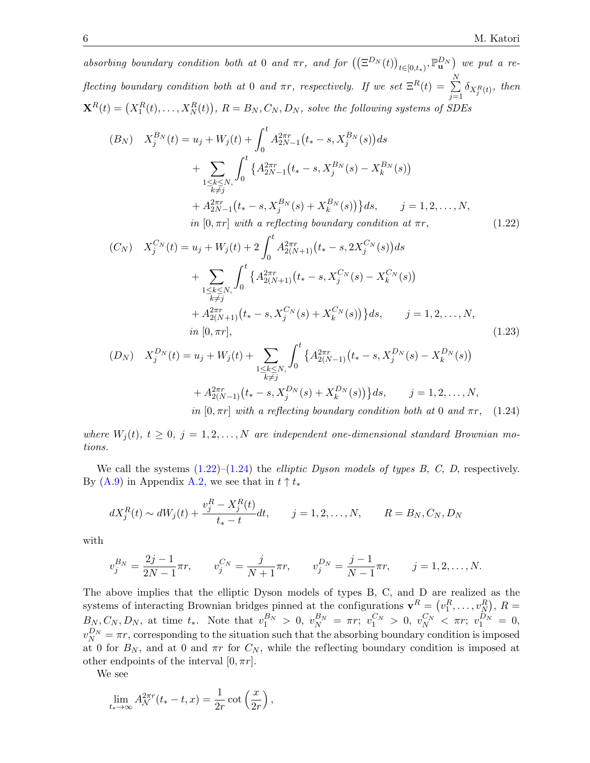*absorbing boundary condition both at* 0 *and* $\pi r$*, and for* $\left((\Xi^{D_N}(t))_{t\in[0,t_*)}, \mathbb{P}^{D_N}_{\mathbf{u}}\right)$ *we put a reflecting boundary condition both at* 0 *and* $\pi r$*, respectively. If we set* $\Xi^R(t) = \sum_{j=1}^N \delta_{X_j^R(t)}$*, then* $\mathbf{X}^R(t) = \left(X_1^R(t), \dots, X_N^R(t)\right)$*,* $R = B_N, C_N, D_N$*, solve the following systems of SDEs*

$$
\begin{aligned}
(B_N) \quad X_j^{B_N}(t) &= u_j + W_j(t) + \int_0^t A^{2\pi r}_{2N-1}\big(t_* - s, X_j^{B_N}(s)\big)ds \\
&\quad + \sum_{\substack{1\le k\le N,\\ k\neq j}} \int_0^t \big\{ A^{2\pi r}_{2N-1}\big(t_* - s, X_j^{B_N}(s) - X_k^{B_N}(s)\big) \\
&\quad + A^{2\pi r}_{2N-1}\big(t_* - s, X_j^{B_N}(s) + X_k^{B_N}(s)\big)\big\} ds, \qquad j = 1,2,\dots,N, \\
&\quad \textit{in } [0,\pi r] \textit{ with a reflecting boundary condition at } \pi r,
\end{aligned} \tag{1.22}
$$

$$
\begin{aligned}
(C_N) \quad X_j^{C_N}(t) &= u_j + W_j(t) + 2\int_0^t A^{2\pi r}_{2(N+1)}\big(t_* - s, 2X_j^{C_N}(s)\big)ds \\
&\quad + \sum_{\substack{1\le k\le N,\\ k\neq j}} \int_0^t \big\{ A^{2\pi r}_{2(N+1)}\big(t_* - s, X_j^{C_N}(s) - X_k^{C_N}(s)\big) \\
&\quad + A^{2\pi r}_{2(N+1)}\big(t_* - s, X_j^{C_N}(s) + X_k^{C_N}(s)\big)\big\} ds, \qquad j = 1,2,\dots,N, \\
&\quad \textit{in } [0,\pi r],
\end{aligned} \tag{1.23}
$$

$$
\begin{aligned}
(D_N) \quad X_j^{D_N}(t) &= u_j + W_j(t) + \sum_{\substack{1\le k\le N,\\ k\neq j}} \int_0^t \big\{ A^{2\pi r}_{2(N-1)}\big(t_* - s, X_j^{D_N}(s) - X_k^{D_N}(s)\big) \\
&\quad + A^{2\pi r}_{2(N-1)}\big(t_* - s, X_j^{D_N}(s) + X_k^{D_N}(s)\big)\big\} ds, \qquad j = 1,2,\dots,N, \\
&\quad \textit{in } [0,\pi r] \textit{ with a reflecting boundary condition both at } 0 \textit{ and } \pi r,
\end{aligned} \tag{1.24}
$$

*where* $W_j(t)$*,* $t \ge 0$*,* $j = 1,2,\dots,N$ *are independent one-dimensional standard Brownian motions.*

We call the systems (1.22)–(1.24) the *elliptic Dyson models of types B, C, D*, respectively. By (A.9) in Appendix A.2, we see that in $t \uparrow t_*$

$$
dX_j^R(t) \sim dW_j(t) + \frac{v_j^R - X_j^R(t)}{t_* - t}dt, \qquad j = 1,2,\dots,N, \qquad R = B_N, C_N, D_N
$$

with

$$
v_j^{B_N} = \frac{2j-1}{2N-1}\pi r, \qquad v_j^{C_N} = \frac{j}{N+1}\pi r, \qquad v_j^{D_N} = \frac{j-1}{N-1}\pi r, \qquad j = 1,2,\dots,N.
$$

The above implies that the elliptic Dyson models of types B, C, and D are realized as the systems of interacting Brownian bridges pinned at the configurations $\mathbf{v}^R = \left(v_1^R, \dots, v_N^R\right)$, $R = B_N, C_N, D_N$, at time $t_*$. Note that $v_1^{B_N} > 0$, $v_N^{B_N} = \pi r$; $v_1^{C_N} > 0$, $v_N^{C_N} < \pi r$; $v_1^{D_N} = 0$, $v_N^{D_N} = \pi r$, corresponding to the situation such that the absorbing boundary condition is imposed at 0 for $B_N$, and at 0 and $\pi r$ for $C_N$, while the reflecting boundary condition is imposed at other endpoints of the interval $[0, \pi r]$.

We see

$$
\lim_{t_* \to \infty} A^{2\pi r}_{\mathcal{N}}(t_* - t, x) = \frac{1}{2r}\cot\left(\frac{x}{2r}\right),
$$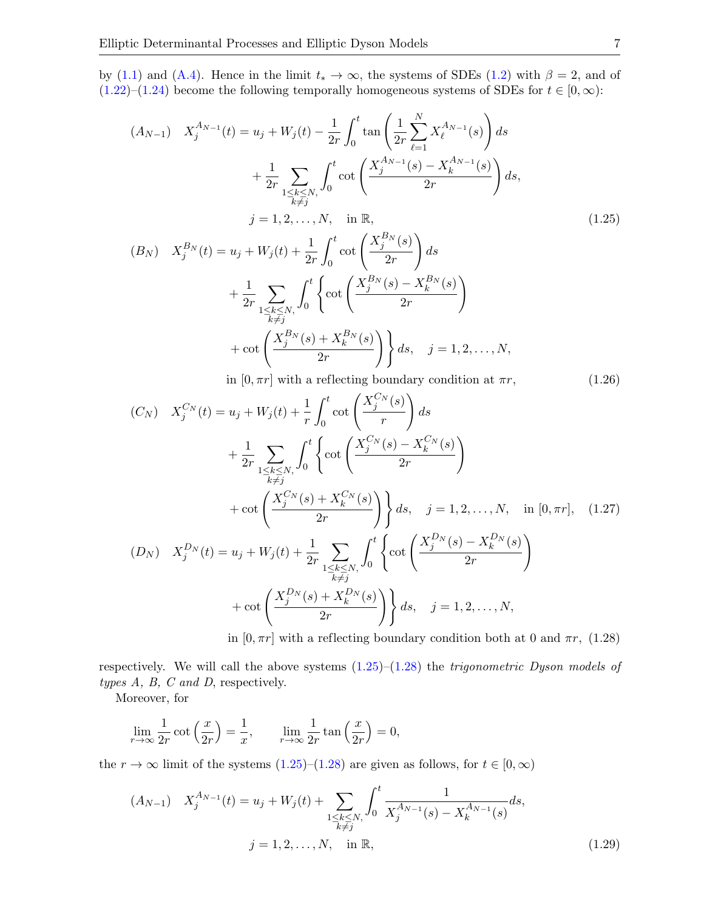by (1.1) and (A.4). Hence in the limit $t_* \to \infty$, the systems of SDEs (1.2) with $\beta = 2$, and of (1.22)–(1.24) become the following temporally homogeneous systems of SDEs for $t \in [0, \infty)$:

$$
\begin{aligned}
(A_{N-1}) \quad X_j^{A_{N-1}}(t) &= u_j + W_j(t) - \frac{1}{2r} \int_0^t \tan\left( \frac{1}{2r} \sum_{\ell=1}^N X_\ell^{A_{N-1}}(s) \right) ds \\
&\quad + \frac{1}{2r} \sum_{\substack{1 \le k \le N, \\ k \ne j}} \int_0^t \cot\left( \frac{X_j^{A_{N-1}}(s) - X_k^{A_{N-1}}(s)}{2r} \right) ds, \\
&\quad j = 1, 2, \dots, N, \quad \text{in } \mathbb{R},
\end{aligned}
\tag{1.25}
$$

$$
\begin{aligned}
(B_N) \quad X_j^{B_N}(t) &= u_j + W_j(t) + \frac{1}{2r} \int_0^t \cot\left( \frac{X_j^{B_N}(s)}{2r} \right) ds \\
&\quad + \frac{1}{2r} \sum_{\substack{1 \le k \le N, \\ k \ne j}} \int_0^t \left\{ \cot\left( \frac{X_j^{B_N}(s) - X_k^{B_N}(s)}{2r} \right) \right. \\
&\quad \left. + \cot\left( \frac{X_j^{B_N}(s) + X_k^{B_N}(s)}{2r} \right) \right\} ds, \quad j = 1, 2, \dots, N, \\
&\quad \text{in } [0, \pi r] \text{ with a reflecting boundary condition at } \pi r,
\end{aligned}
\tag{1.26}
$$

$$
\begin{aligned}
(C_N) \quad X_j^{C_N}(t) &= u_j + W_j(t) + \frac{1}{r} \int_0^t \cot\left( \frac{X_j^{C_N}(s)}{r} \right) ds \\
&\quad + \frac{1}{2r} \sum_{\substack{1 \le k \le N, \\ k \ne j}} \int_0^t \left\{ \cot\left( \frac{X_j^{C_N}(s) - X_k^{C_N}(s)}{2r} \right) \right. \\
&\quad \left. + \cot\left( \frac{X_j^{C_N}(s) + X_k^{C_N}(s)}{2r} \right) \right\} ds, \quad j = 1, 2, \dots, N, \quad \text{in } [0, \pi r],
\end{aligned}
\tag{1.27}
$$

$$
\begin{aligned}
(D_N) \quad X_j^{D_N}(t) &= u_j + W_j(t) + \frac{1}{2r} \sum_{\substack{1 \le k \le N, \\ k \ne j}} \int_0^t \left\{ \cot\left( \frac{X_j^{D_N}(s) - X_k^{D_N}(s)}{2r} \right) \right. \\
&\quad \left. + \cot\left( \frac{X_j^{D_N}(s) + X_k^{D_N}(s)}{2r} \right) \right\} ds, \quad j = 1, 2, \dots, N, \\
&\quad \text{in } [0, \pi r] \text{ with a reflecting boundary condition both at } 0 \text{ and } \pi r,
\end{aligned}
\tag{1.28}
$$

respectively. We will call the above systems (1.25)–(1.28) the *trigonometric Dyson models of types A, B, C and D*, respectively.

Moreover, for

$$
\lim_{r \to \infty} \frac{1}{2r} \cot\left( \frac{x}{2r} \right) = \frac{1}{x}, \qquad \lim_{r \to \infty} \frac{1}{2r} \tan\left( \frac{x}{2r} \right) = 0,
$$

the $r \to \infty$ limit of the systems (1.25)–(1.28) are given as follows, for $t \in [0, \infty)$

$$
\begin{aligned}
(A_{N-1}) \quad X_j^{A_{N-1}}(t) &= u_j + W_j(t) + \sum_{\substack{1 \le k \le N, \\ k \ne j}} \int_0^t \frac{1}{X_j^{A_{N-1}}(s) - X_k^{A_{N-1}}(s)} ds, \\
&\quad j = 1, 2, \dots, N, \quad \text{in } \mathbb{R},
\end{aligned}
\tag{1.29}
$$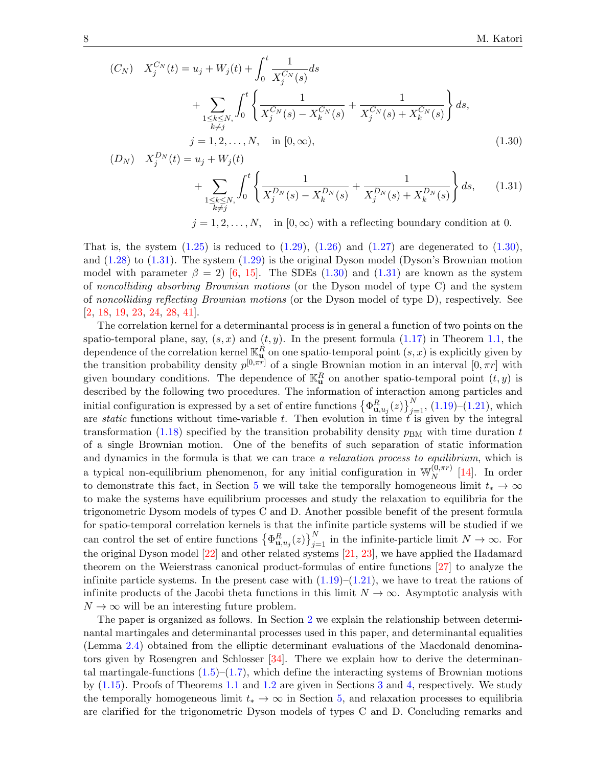$$
\begin{aligned}
(C_N) \quad X_j^{C_N}(t) &= u_j + W_j(t) + \int_0^t \frac{1}{X_j^{C_N}(s)} ds \\
&\quad + \sum_{\substack{1 \le k \le N, \\ k \ne j}} \int_0^t \left\{ \frac{1}{X_j^{C_N}(s) - X_k^{C_N}(s)} + \frac{1}{X_j^{C_N}(s) + X_k^{C_N}(s)} \right\} ds, \\
&\quad j = 1, 2, \dots, N, \quad \text{in } [0, \infty),
\end{aligned} \tag{1.30}
$$

$$
\begin{aligned}
(D_N) \quad X_j^{D_N}(t) &= u_j + W_j(t) \\
&\quad + \sum_{\substack{1 \le k \le N, \\ k \ne j}} \int_0^t \left\{ \frac{1}{X_j^{D_N}(s) - X_k^{D_N}(s)} + \frac{1}{X_j^{D_N}(s) + X_k^{D_N}(s)} \right\} ds, \\
&\quad j = 1, 2, \dots, N, \quad \text{in } [0, \infty) \text{ with a reflecting boundary condition at 0.}
\end{aligned} \tag{1.31}
$$

That is, the system (1.25) is reduced to (1.29), (1.26) and (1.27) are degenerated to (1.30), and (1.28) to (1.31). The system (1.29) is the original Dyson model (Dyson's Brownian motion model with parameter $\beta = 2$) [6, 15]. The SDEs (1.30) and (1.31) are known as the system of *noncolliding absorbing Brownian motions* (or the Dyson model of type C) and the system of *noncolliding reflecting Brownian motions* (or the Dyson model of type D), respectively. See [2, 18, 19, 23, 24, 28, 41].

The correlation kernel for a determinantal process is in general a function of two points on the spatio-temporal plane, say, $(s, x)$ and $(t, y)$. In the present formula (1.17) in Theorem 1.1, the dependence of the correlation kernel $\mathbb{K}_{\mathbf{u}}^R$ on one spatio-temporal point $(s, x)$ is explicitly given by the transition probability density $p^{[0,\pi r]}$ of a single Brownian motion in an interval $[0, \pi r]$ with given boundary conditions. The dependence of $\mathbb{K}_{\mathbf{u}}^R$ on another spatio-temporal point $(t, y)$ is described by the following two procedures. The information of interaction among particles and initial configuration is expressed by a set of entire functions $\{\Phi_{\mathbf{u}, u_j}^R(z)\}_{j=1}^N$, (1.19)–(1.21), which are *static* functions without time-variable $t$. Then evolution in time $t$ is given by the integral transformation (1.18) specified by the transition probability density $p_{\mathrm{BM}}$ with time duration $t$ of a single Brownian motion. One of the benefits of such separation of static information and dynamics in the formula is that we can trace *a relaxation process to equilibrium*, which is a typical non-equilibrium phenomenon, for any initial configuration in $\mathbb{W}_N^{(0,\pi r)}$ [14]. In order to demonstrate this fact, in Section 5 we will take the temporally homogeneous limit $t_* \to \infty$ to make the systems have equilibrium processes and study the relaxation to equilibria for the trigonometric Dysom models of types C and D. Another possible benefit of the present formula for spatio-temporal correlation kernels is that the infinite particle systems will be studied if we can control the set of entire functions $\{\Phi_{\mathbf{u}, u_j}^R(z)\}_{j=1}^N$ in the infinite-particle limit $N \to \infty$. For the original Dyson model [22] and other related systems [21, 23], we have applied the Hadamard theorem on the Weierstrass canonical product-formulas of entire functions [27] to analyze the infinite particle systems. In the present case with (1.19)–(1.21), we have to treat the rations of infinite products of the Jacobi theta functions in this limit $N \to \infty$. Asymptotic analysis with $N \to \infty$ will be an interesting future problem.

The paper is organized as follows. In Section 2 we explain the relationship between determinantal martingales and determinantal processes used in this paper, and determinantal equalities (Lemma 2.4) obtained from the elliptic determinant evaluations of the Macdonald denominators given by Rosengren and Schlosser [34]. There we explain how to derive the determinantal martingale-functions (1.5)–(1.7), which define the interacting systems of Brownian motions by (1.15). Proofs of Theorems 1.1 and 1.2 are given in Sections 3 and 4, respectively. We study the temporally homogeneous limit $t_* \to \infty$ in Section 5, and relaxation processes to equilibria are clarified for the trigonometric Dyson models of types C and D. Concluding remarks and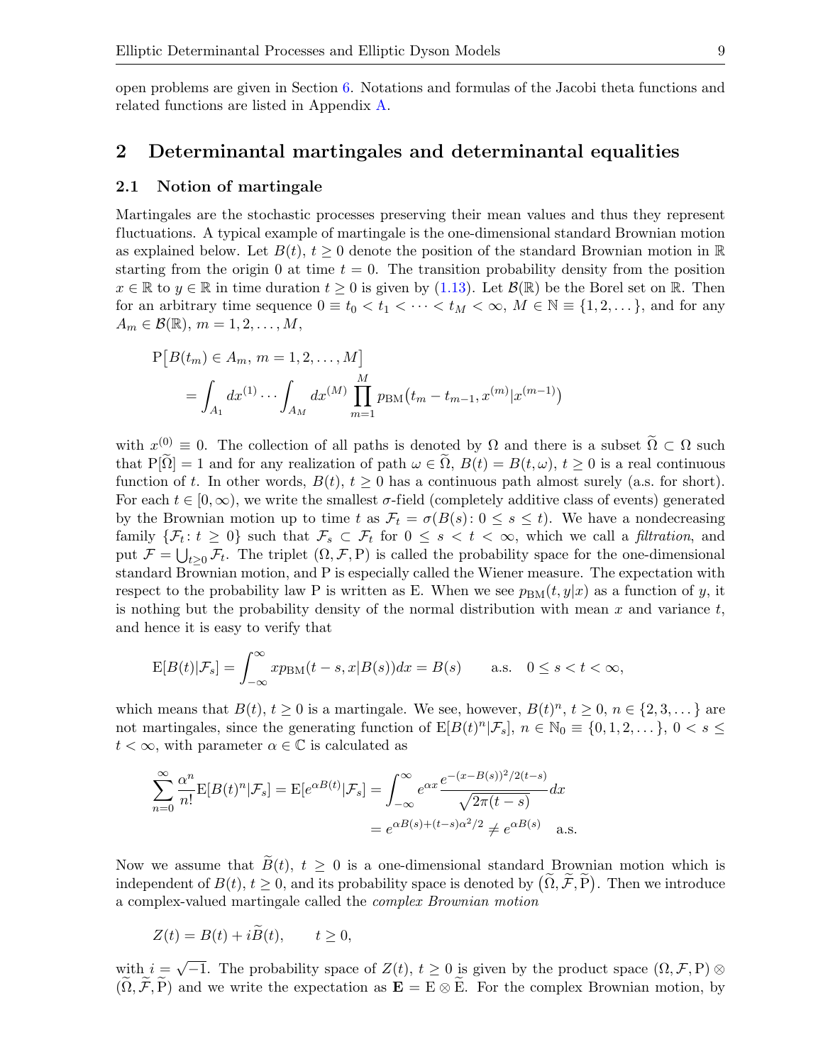open problems are given in Section 6. Notations and formulas of the Jacobi theta functions and related functions are listed in Appendix A.

## 2 Determinantal martingales and determinantal equalities

### 2.1 Notion of martingale

Martingales are the stochastic processes preserving their mean values and thus they represent fluctuations. A typical example of martingale is the one-dimensional standard Brownian motion as explained below. Let $B(t)$, $t \geq 0$ denote the position of the standard Brownian motion in $\mathbb{R}$ starting from the origin 0 at time $t = 0$. The transition probability density from the position $x \in \mathbb{R}$ to $y \in \mathbb{R}$ in time duration $t \geq 0$ is given by (1.13). Let $\mathcal{B}(\mathbb{R})$ be the Borel set on $\mathbb{R}$. Then for an arbitrary time sequence $0 \equiv t_0 < t_1 < \cdots < t_M < \infty$, $M \in \mathbb{N} \equiv \{1, 2, \dots\}$, and for any $A_m \in \mathcal{B}(\mathbb{R})$, $m = 1, 2, \dots, M$,

$$
\begin{aligned}
&\mathrm{P}\big[B(t_m) \in A_m,\, m = 1, 2, \dots, M\big] \\
&\qquad = \int_{A_1} dx^{(1)} \cdots \int_{A_M} dx^{(M)} \prod_{m=1}^{M} p_{\mathrm{BM}}\big(t_m - t_{m-1}, x^{(m)} | x^{(m-1)}\big)
\end{aligned}
$$

with $x^{(0)} \equiv 0$. The collection of all paths is denoted by $\Omega$ and there is a subset $\widetilde{\Omega} \subset \Omega$ such that $\mathrm{P}[\widetilde{\Omega}] = 1$ and for any realization of path $\omega \in \widetilde{\Omega}$, $B(t) = B(t, \omega)$, $t \geq 0$ is a real continuous function of $t$. In other words, $B(t)$, $t \geq 0$ has a continuous path almost surely (a.s. for short). For each $t \in [0, \infty)$, we write the smallest $\sigma$-field (completely additive class of events) generated by the Brownian motion up to time $t$ as $\mathcal{F}_t = \sigma(B(s) : 0 \leq s \leq t)$. We have a nondecreasing family $\{\mathcal{F}_t : t \geq 0\}$ such that $\mathcal{F}_s \subset \mathcal{F}_t$ for $0 \leq s < t < \infty$, which we call a *filtration*, and put $\mathcal{F} = \bigcup_{t \geq 0} \mathcal{F}_t$. The triplet $(\Omega, \mathcal{F}, \mathrm{P})$ is called the probability space for the one-dimensional standard Brownian motion, and P is especially called the Wiener measure. The expectation with respect to the probability law P is written as E. When we see $p_{\mathrm{BM}}(t, y|x)$ as a function of $y$, it is nothing but the probability density of the normal distribution with mean $x$ and variance $t$, and hence it is easy to verify that

$$
\mathrm{E}[B(t)|\mathcal{F}_s] = \int_{-\infty}^{\infty} x p_{\mathrm{BM}}(t - s, x|B(s)) dx = B(s) \qquad \text{a.s.} \quad 0 \leq s < t < \infty,
$$

which means that $B(t)$, $t \geq 0$ is a martingale. We see, however, $B(t)^n$, $t \geq 0$, $n \in \{2, 3, \dots\}$ are not martingales, since the generating function of $\mathrm{E}[B(t)^n|\mathcal{F}_s]$, $n \in \mathbb{N}_0 \equiv \{0, 1, 2, \dots\}$, $0 < s \leq t < \infty$, with parameter $\alpha \in \mathbb{C}$ is calculated as

$$
\begin{aligned}
\sum_{n=0}^{\infty} \frac{\alpha^n}{n!} \mathrm{E}[B(t)^n|\mathcal{F}_s] = \mathrm{E}[e^{\alpha B(t)}|\mathcal{F}_s] &= \int_{-\infty}^{\infty} e^{\alpha x} \frac{e^{-(x - B(s))^2/2(t-s)}}{\sqrt{2\pi(t-s)}} dx \\
&= e^{\alpha B(s) + (t-s)\alpha^2/2} \neq e^{\alpha B(s)} \quad \text{a.s.}
\end{aligned}
$$

Now we assume that $\widetilde{B}(t)$, $t \geq 0$ is a one-dimensional standard Brownian motion which is independent of $B(t)$, $t \geq 0$, and its probability space is denoted by $\big(\widetilde{\Omega}, \widetilde{\mathcal{F}}, \widetilde{\mathrm{P}}\big)$. Then we introduce a complex-valued martingale called the *complex Brownian motion*

$$
Z(t) = B(t) + i\widetilde{B}(t), \qquad t \geq 0,
$$

with $i = \sqrt{-1}$. The probability space of $Z(t)$, $t \geq 0$ is given by the product space $(\Omega, \mathcal{F}, \mathrm{P}) \otimes (\widetilde{\Omega}, \widetilde{\mathcal{F}}, \widetilde{\mathrm{P}})$ and we write the expectation as $\mathbf{E} = \mathrm{E} \otimes \widetilde{\mathrm{E}}$. For the complex Brownian motion, by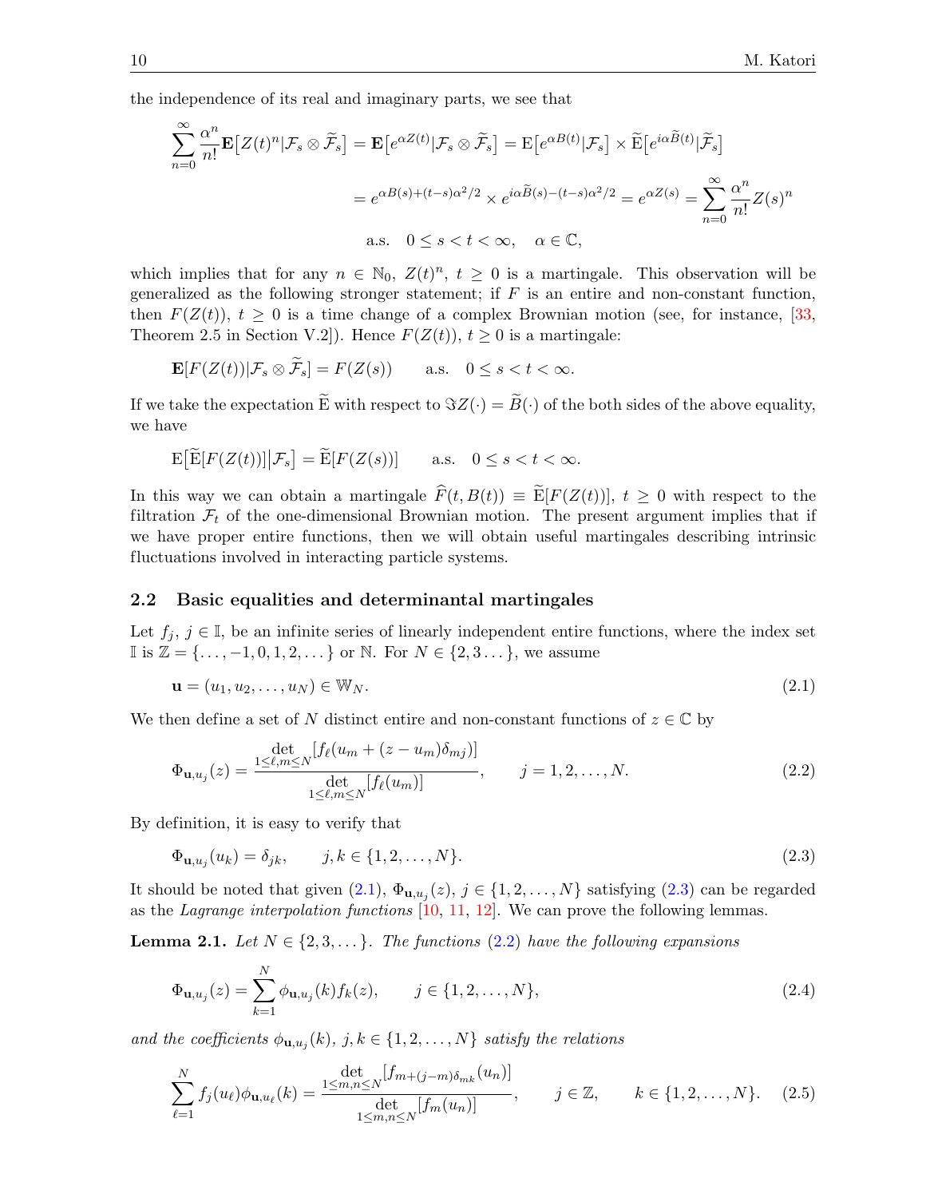the independence of its real and imaginary parts, we see that

$$
\begin{aligned}
\sum_{n=0}^{\infty} \frac{\alpha^n}{n!} \mathbf{E}\big[Z(t)^n | \mathcal{F}_s \otimes \widetilde{\mathcal{F}}_s\big] &= \mathbf{E}\big[e^{\alpha Z(t)} | \mathcal{F}_s \otimes \widetilde{\mathcal{F}}_s\big] = \mathrm{E}\big[e^{\alpha B(t)} | \mathcal{F}_s\big] \times \widetilde{\mathrm{E}}\big[e^{i\alpha \widetilde{B}(t)} | \widetilde{\mathcal{F}}_s\big] \\
&= e^{\alpha B(s) + (t-s)\alpha^2/2} \times e^{i\alpha \widetilde{B}(s) - (t-s)\alpha^2/2} = e^{\alpha Z(s)} = \sum_{n=0}^{\infty} \frac{\alpha^n}{n!} Z(s)^n \\
&\qquad \text{a.s.} \quad 0 \le s < t < \infty, \quad \alpha \in \mathbb{C},
\end{aligned}
$$

which implies that for any $n \in \mathbb{N}_0$, $Z(t)^n$, $t \ge 0$ is a martingale. This observation will be generalized as the following stronger statement; if $F$ is an entire and non-constant function, then $F(Z(t))$, $t \ge 0$ is a time change of a complex Brownian motion (see, for instance, [33, Theorem 2.5 in Section V.2]). Hence $F(Z(t))$, $t \ge 0$ is a martingale:

$$
\mathbf{E}[F(Z(t)) | \mathcal{F}_s \otimes \widetilde{\mathcal{F}}_s] = F(Z(s)) \qquad \text{a.s.} \quad 0 \le s < t < \infty.
$$

If we take the expectation $\widetilde{\mathrm{E}}$ with respect to $\Im Z(\cdot) = \widetilde{B}(\cdot)$ of the both sides of the above equality, we have

$$
\mathrm{E}\big[\widetilde{\mathrm{E}}[F(Z(t))] \big| \mathcal{F}_s\big] = \widetilde{\mathrm{E}}[F(Z(s))] \qquad \text{a.s.} \quad 0 \le s < t < \infty.
$$

In this way we can obtain a martingale $\widehat{F}(t, B(t)) \equiv \widetilde{\mathrm{E}}[F(Z(t))]$, $t \ge 0$ with respect to the filtration $\mathcal{F}_t$ of the one-dimensional Brownian motion. The present argument implies that if we have proper entire functions, then we will obtain useful martingales describing intrinsic fluctuations involved in interacting particle systems.

## 2.2 Basic equalities and determinantal martingales

Let $f_j$, $j \in \mathbb{I}$, be an infinite series of linearly independent entire functions, where the index set $\mathbb{I}$ is $\mathbb{Z} = \{\dots, -1, 0, 1, 2, \dots\}$ or $\mathbb{N}$. For $N \in \{2, 3 \dots\}$, we assume

$$
\mathbf{u} = (u_1, u_2, \dots, u_N) \in \mathbb{W}_N. \tag{2.1}
$$

We then define a set of $N$ distinct entire and non-constant functions of $z \in \mathbb{C}$ by

$$
\Phi_{\mathbf{u}, u_j}(z) = \frac{\det\limits_{1 \le \ell, m \le N} [f_\ell(u_m + (z - u_m)\delta_{mj})]}{\det\limits_{1 \le \ell, m \le N} [f_\ell(u_m)]}, \qquad j = 1, 2, \dots, N. \tag{2.2}
$$

By definition, it is easy to verify that

$$
\Phi_{\mathbf{u}, u_j}(u_k) = \delta_{jk}, \qquad j, k \in \{1, 2, \dots, N\}. \tag{2.3}
$$

It should be noted that given (2.1), $\Phi_{\mathbf{u}, u_j}(z)$, $j \in \{1, 2, \dots, N\}$ satisfying (2.3) can be regarded as the *Lagrange interpolation functions* [10, 11, 12]. We can prove the following lemmas.

**Lemma 2.1.** *Let $N \in \{2, 3, \dots\}$. The functions (2.2) have the following expansions*

$$
\Phi_{\mathbf{u}, u_j}(z) = \sum_{k=1}^{N} \phi_{\mathbf{u}, u_j}(k) f_k(z), \qquad j \in \{1, 2, \dots, N\}, \tag{2.4}
$$

*and the coefficients $\phi_{\mathbf{u}, u_j}(k)$, $j, k \in \{1, 2, \dots, N\}$ satisfy the relations*

$$
\sum_{\ell=1}^{N} f_j(u_\ell) \phi_{\mathbf{u}, u_\ell}(k) = \frac{\det\limits_{1 \le m, n \le N} [f_{m + (j-m)\delta_{mk}}(u_n)]}{\det\limits_{1 \le m, n \le N} [f_m(u_n)]}, \qquad j \in \mathbb{Z}, \qquad k \in \{1, 2, \dots, N\}. \tag{2.5}
$$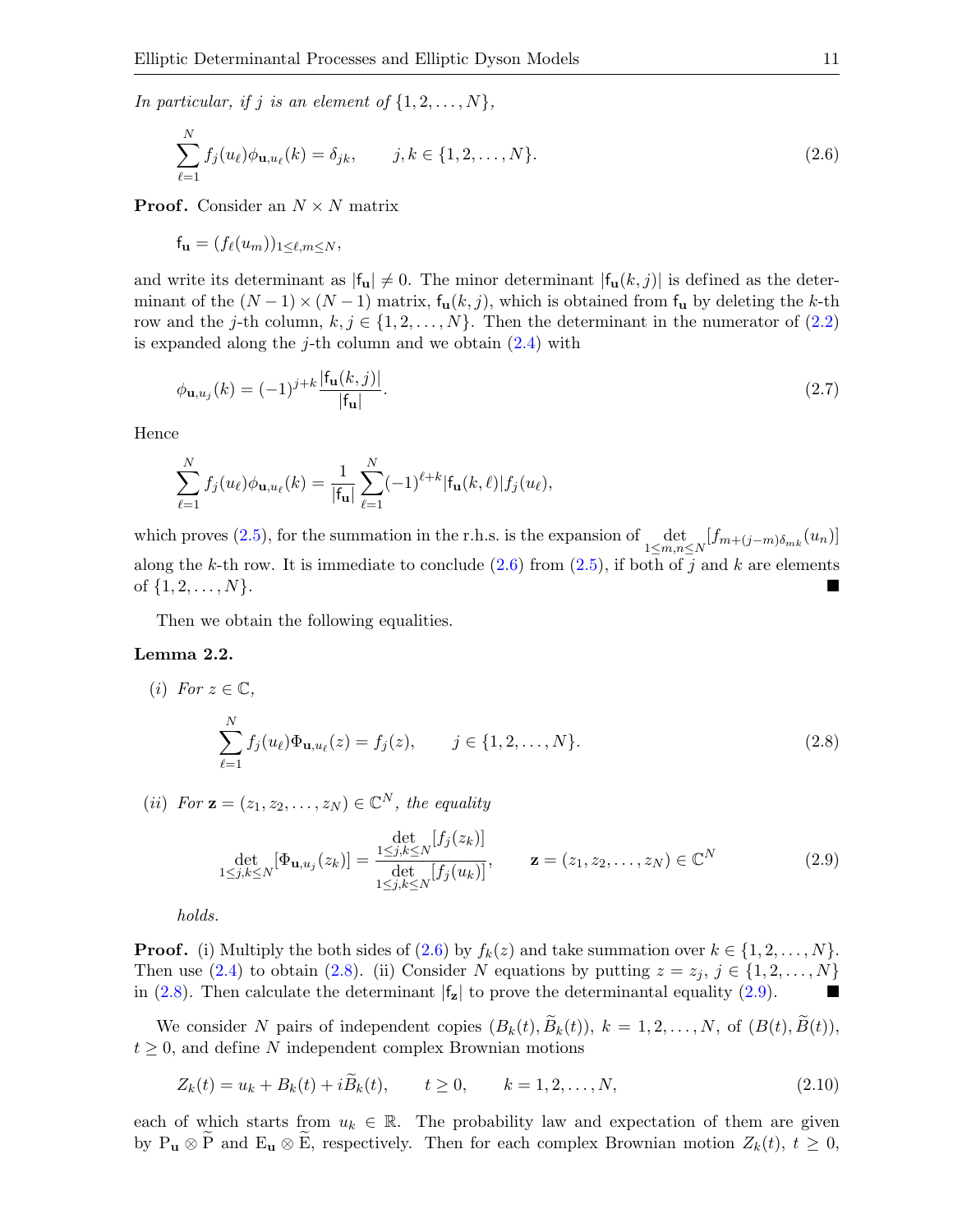*In particular, if $j$ is an element of $\{1, 2, \dots, N\}$,*

$$\sum_{\ell=1}^{N} f_j(u_\ell)\phi_{\mathbf{u},u_\ell}(k) = \delta_{jk}, \qquad j, k \in \{1, 2, \dots, N\}. \tag{2.6}$$

**Proof.** Consider an $N \times N$ matrix

$$\mathsf{f}_{\mathbf{u}} = (f_\ell(u_m))_{1 \le \ell, m \le N},$$

and write its determinant as $|\mathsf{f}_{\mathbf{u}}| \neq 0$. The minor determinant $|\mathsf{f}_{\mathbf{u}}(k,j)|$ is defined as the determinant of the $(N-1) \times (N-1)$ matrix, $\mathsf{f}_{\mathbf{u}}(k,j)$, which is obtained from $\mathsf{f}_{\mathbf{u}}$ by deleting the $k$-th row and the $j$-th column, $k, j \in \{1, 2, \dots, N\}$. Then the determinant in the numerator of (2.2) is expanded along the $j$-th column and we obtain (2.4) with

$$\phi_{\mathbf{u},u_j}(k) = (-1)^{j+k} \frac{|\mathsf{f}_{\mathbf{u}}(k,j)|}{|\mathsf{f}_{\mathbf{u}}|}. \tag{2.7}$$

Hence

$$\sum_{\ell=1}^{N} f_j(u_\ell)\phi_{\mathbf{u},u_\ell}(k) = \frac{1}{|\mathsf{f}_{\mathbf{u}}|} \sum_{\ell=1}^{N} (-1)^{\ell+k} |\mathsf{f}_{\mathbf{u}}(k,\ell)| f_j(u_\ell),$$

which proves (2.5), for the summation in the r.h.s. is the expansion of $\displaystyle\det_{1 \le m,n \le N}[f_{m+(j-m)\delta_{mk}}(u_n)]$ along the $k$-th row. It is immediate to conclude (2.6) from (2.5), if both of $j$ and $k$ are elements of $\{1, 2, \dots, N\}$. ■

Then we obtain the following equalities.

**Lemma 2.2.**

(*i*) *For $z \in \mathbb{C}$,*

$$\sum_{\ell=1}^{N} f_j(u_\ell)\Phi_{\mathbf{u},u_\ell}(z) = f_j(z), \qquad j \in \{1, 2, \dots, N\}. \tag{2.8}$$

(*ii*) *For $\mathbf{z} = (z_1, z_2, \dots, z_N) \in \mathbb{C}^N$, the equality*

$$\det_{1 \le j,k \le N}[\Phi_{\mathbf{u},u_j}(z_k)] = \frac{\displaystyle\det_{1 \le j,k \le N}[f_j(z_k)]}{\displaystyle\det_{1 \le j,k \le N}[f_j(u_k)]}, \qquad \mathbf{z} = (z_1, z_2, \dots, z_N) \in \mathbb{C}^N \tag{2.9}$$

*holds.*

**Proof.** (i) Multiply the both sides of (2.6) by $f_k(z)$ and take summation over $k \in \{1, 2, \dots, N\}$. Then use (2.4) to obtain (2.8). (ii) Consider $N$ equations by putting $z = z_j$, $j \in \{1, 2, \dots, N\}$ in (2.8). Then calculate the determinant $|\mathsf{f}_{\mathbf{z}}|$ to prove the determinantal equality (2.9). ■

We consider $N$ pairs of independent copies $(B_k(t), \widetilde{B}_k(t))$, $k = 1, 2, \dots, N$, of $(B(t), \widetilde{B}(t))$, $t \ge 0$, and define $N$ independent complex Brownian motions

$$Z_k(t) = u_k + B_k(t) + i\widetilde{B}_k(t), \qquad t \ge 0, \qquad k = 1, 2, \dots, N, \tag{2.10}$$

each of which starts from $u_k \in \mathbb{R}$. The probability law and expectation of them are given by $\mathrm{P}_{\mathbf{u}} \otimes \widetilde{\mathrm{P}}$ and $\mathrm{E}_{\mathbf{u}} \otimes \widetilde{\mathrm{E}}$, respectively. Then for each complex Brownian motion $Z_k(t)$, $t \ge 0$,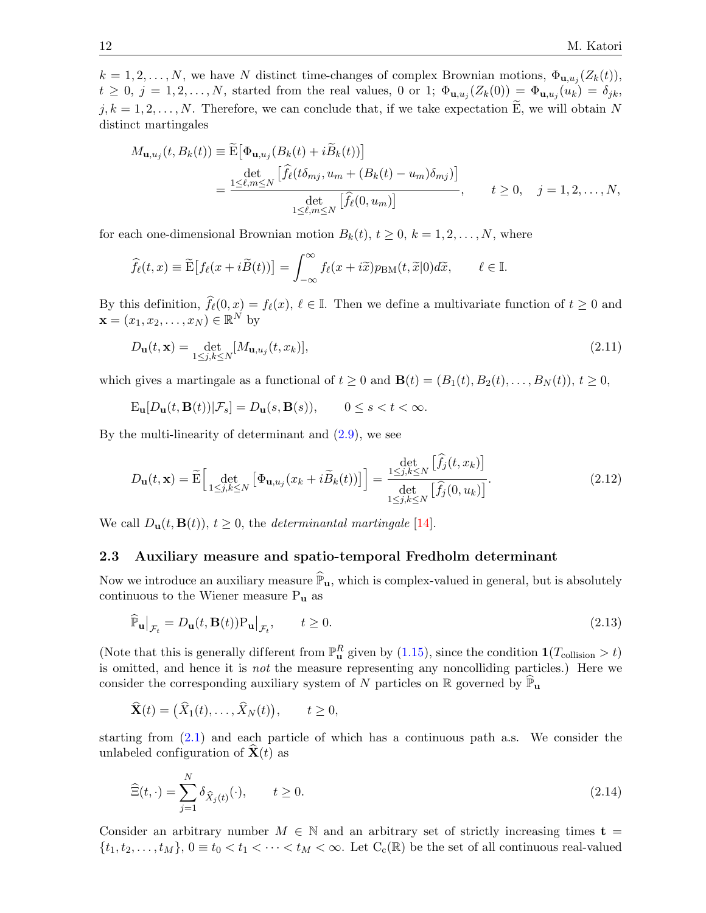$k = 1, 2, \dots, N$, we have $N$ distinct time-changes of complex Brownian motions, $\Phi_{\mathbf{u},u_j}(Z_k(t))$, $t \geq 0$, $j = 1, 2, \dots, N$, started from the real values, 0 or 1; $\Phi_{\mathbf{u},u_j}(Z_k(0)) = \Phi_{\mathbf{u},u_j}(u_k) = \delta_{jk}$, $j, k = 1, 2, \dots, N$. Therefore, we can conclude that, if we take expectation $\widetilde{\mathrm{E}}$, we will obtain $N$ distinct martingales

$$
\begin{aligned}
M_{\mathbf{u},u_j}(t, B_k(t)) &\equiv \widetilde{\mathrm{E}}\big[\Phi_{\mathbf{u},u_j}(B_k(t) + i\widetilde{B}_k(t))\big] \\
&= \frac{\displaystyle\det_{1 \leq \ell,m \leq N}\left[\widehat{f}_\ell(t\delta_{mj}, u_m + (B_k(t) - u_m)\delta_{mj})\right]}{\displaystyle\det_{1 \leq \ell,m \leq N}\left[\widehat{f}_\ell(0, u_m)\right]}, \qquad t \geq 0, \quad j = 1, 2, \dots, N,
\end{aligned}
$$

for each one-dimensional Brownian motion $B_k(t)$, $t \geq 0$, $k = 1, 2, \dots, N$, where

$$
\widehat{f}_\ell(t, x) \equiv \widetilde{\mathrm{E}}\big[f_\ell(x + i\widetilde{B}(t))\big] = \int_{-\infty}^{\infty} f_\ell(x + i\widetilde{x}) p_{\mathrm{BM}}(t, \widetilde{x}|0) d\widetilde{x}, \qquad \ell \in \mathbb{I}.
$$

By this definition, $\widehat{f}_\ell(0, x) = f_\ell(x)$, $\ell \in \mathbb{I}$. Then we define a multivariate function of $t \geq 0$ and $\mathbf{x} = (x_1, x_2, \dots, x_N) \in \mathbb{R}^N$ by

$$
D_{\mathbf{u}}(t, \mathbf{x}) = \det_{1 \leq j,k \leq N}[M_{\mathbf{u},u_j}(t, x_k)], \tag{2.11}
$$

which gives a martingale as a functional of $t \geq 0$ and $\mathbf{B}(t) = (B_1(t), B_2(t), \dots, B_N(t))$, $t \geq 0$,

$$
\mathrm{E}_{\mathbf{u}}[D_{\mathbf{u}}(t, \mathbf{B}(t))|\mathcal{F}_s] = D_{\mathbf{u}}(s, \mathbf{B}(s)), \qquad 0 \leq s < t < \infty.
$$

By the multi-linearity of determinant and (2.9), we see

$$
D_{\mathbf{u}}(t, \mathbf{x}) = \widetilde{\mathrm{E}}\Big[\det_{1 \leq j,k \leq N}\left[\Phi_{\mathbf{u},u_j}(x_k + i\widetilde{B}_k(t))\right]\Big] = \frac{\displaystyle\det_{1 \leq j,k \leq N}\left[\widehat{f}_j(t, x_k)\right]}{\displaystyle\det_{1 \leq j,k \leq N}\left[\widehat{f}_j(0, u_k)\right]}. \tag{2.12}
$$

We call $D_{\mathbf{u}}(t, \mathbf{B}(t))$, $t \geq 0$, the *determinantal martingale* [14].

### 2.3 Auxiliary measure and spatio-temporal Fredholm determinant

Now we introduce an auxiliary measure $\widehat{\mathbb{P}}_{\mathbf{u}}$, which is complex-valued in general, but is absolutely continuous to the Wiener measure $\mathrm{P}_{\mathbf{u}}$ as

$$
\widehat{\mathbb{P}}_{\mathbf{u}}\big|_{\mathcal{F}_t} = D_{\mathbf{u}}(t, \mathbf{B}(t))\mathrm{P}_{\mathbf{u}}\big|_{\mathcal{F}_t}, \qquad t \geq 0. \tag{2.13}
$$

(Note that this is generally different from $\mathbb{P}^R_{\mathbf{u}}$ given by (1.15), since the condition $\mathbf{1}(T_{\mathrm{collision}} > t)$ is omitted, and hence it is *not* the measure representing any noncolliding particles.) Here we consider the corresponding auxiliary system of $N$ particles on $\mathbb{R}$ governed by $\widehat{\mathbb{P}}_{\mathbf{u}}$

$$
\widehat{\mathbf{X}}(t) = \big(\widehat{X}_1(t), \dots, \widehat{X}_N(t)\big), \qquad t \geq 0,
$$

starting from (2.1) and each particle of which has a continuous path a.s. We consider the unlabeled configuration of $\widehat{\mathbf{X}}(t)$ as

$$
\widehat{\Xi}(t, \cdot) = \sum_{j=1}^{N} \delta_{\widehat{X}_j(t)}(\cdot), \qquad t \geq 0. \tag{2.14}
$$

Consider an arbitrary number $M \in \mathbb{N}$ and an arbitrary set of strictly increasing times $\mathbf{t} = \{t_1, t_2, \dots, t_M\}$, $0 \equiv t_0 < t_1 < \cdots < t_M < \infty$. Let $\mathrm{C}_c(\mathbb{R})$ be the set of all continuous real-valued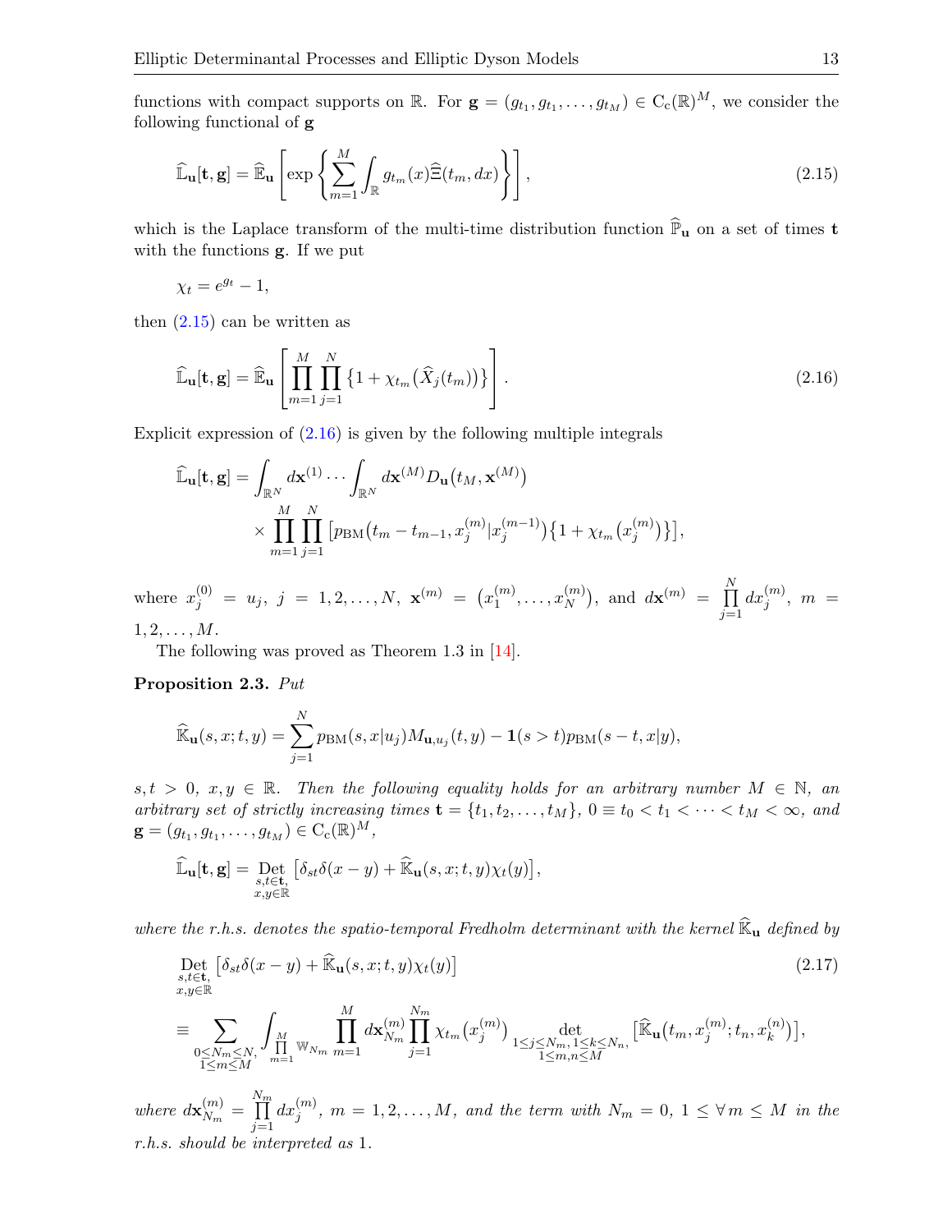functions with compact supports on $\mathbb{R}$. For $\mathbf{g} = (g_{t_1}, g_{t_1}, \dots, g_{t_M}) \in \mathrm{C_c}(\mathbb{R})^M$, we consider the following functional of $\mathbf{g}$

$$\widehat{\mathbb{L}}_{\mathbf{u}}[\mathbf{t}, \mathbf{g}] = \widehat{\mathbb{E}}_{\mathbf{u}} \left[ \exp \left\{ \sum_{m=1}^{M} \int_{\mathbb{R}} g_{t_m}(x) \widehat{\Xi}(t_m, dx) \right\} \right], \tag{2.15}$$

which is the Laplace transform of the multi-time distribution function $\widehat{\mathbb{P}}_{\mathbf{u}}$ on a set of times $\mathbf{t}$ with the functions $\mathbf{g}$. If we put

$$\chi_t = e^{g_t} - 1,$$

then (2.15) can be written as

$$\widehat{\mathbb{L}}_{\mathbf{u}}[\mathbf{t}, \mathbf{g}] = \widehat{\mathbb{E}}_{\mathbf{u}} \left[ \prod_{m=1}^{M} \prod_{j=1}^{N} \left\{ 1 + \chi_{t_m}\big(\widehat{X}_j(t_m)\big) \right\} \right]. \tag{2.16}$$

Explicit expression of (2.16) is given by the following multiple integrals

$$\begin{aligned} \widehat{\mathbb{L}}_{\mathbf{u}}[\mathbf{t}, \mathbf{g}] = \int_{\mathbb{R}^N} d\mathbf{x}^{(1)} \cdots \int_{\mathbb{R}^N} d\mathbf{x}^{(M)} D_{\mathbf{u}}\big(t_M, \mathbf{x}^{(M)}\big) \\ \times \prod_{m=1}^{M} \prod_{j=1}^{N} \left[ p_{\mathrm{BM}}\big(t_m - t_{m-1}, x_j^{(m)} | x_j^{(m-1)}\big) \left\{ 1 + \chi_{t_m}\big(x_j^{(m)}\big) \right\} \right], \end{aligned}$$

where $x_j^{(0)} = u_j$, $j = 1, 2, \dots, N$, $\mathbf{x}^{(m)} = \big(x_1^{(m)}, \dots, x_N^{(m)}\big)$, and $d\mathbf{x}^{(m)} = \prod_{j=1}^{N} dx_j^{(m)}$, $m = 1, 2, \dots, M$.

The following was proved as Theorem 1.3 in [14].

**Proposition 2.3.** *Put*

$$\widehat{\mathbb{K}}_{\mathbf{u}}(s, x; t, y) = \sum_{j=1}^{N} p_{\mathrm{BM}}(s, x | u_j) M_{\mathbf{u}, u_j}(t, y) - \mathbf{1}(s > t) p_{\mathrm{BM}}(s - t, x | y),$$

*$s, t > 0$, $x, y \in \mathbb{R}$. Then the following equality holds for an arbitrary number $M \in \mathbb{N}$, an arbitrary set of strictly increasing times $\mathbf{t} = \{t_1, t_2, \dots, t_M\}$, $0 \equiv t_0 < t_1 < \dots < t_M < \infty$, and $\mathbf{g} = (g_{t_1}, g_{t_1}, \dots, g_{t_M}) \in \mathrm{C_c}(\mathbb{R})^M$,*

$$\widehat{\mathbb{L}}_{\mathbf{u}}[\mathbf{t}, \mathbf{g}] = \underset{\substack{s,t \in \mathbf{t}, \\ x,y \in \mathbb{R}}}{\mathrm{Det}} \left[ \delta_{st} \delta(x - y) + \widehat{\mathbb{K}}_{\mathbf{u}}(s, x; t, y) \chi_t(y) \right],$$

*where the r.h.s. denotes the spatio-temporal Fredholm determinant with the kernel $\widehat{\mathbb{K}}_{\mathbf{u}}$ defined by*

$$\begin{aligned} &\underset{\substack{s,t \in \mathbf{t}, \\ x,y \in \mathbb{R}}}{\mathrm{Det}} \left[ \delta_{st} \delta(x - y) + \widehat{\mathbb{K}}_{\mathbf{u}}(s, x; t, y) \chi_t(y) \right] \\ &\equiv \sum_{\substack{0 \le N_m \le N, \\ 1 \le m \le M}} \int_{\prod_{m=1}^{M} \mathbb{W}_{N_m}} \prod_{m=1}^{M} d\mathbf{x}_{N_m}^{(m)} \prod_{j=1}^{N_m} \chi_{t_m}\big(x_j^{(m)}\big) \underset{\substack{1 \le j \le N_m, 1 \le k \le N_n, \\ 1 \le m, n \le M}}{\det} \left[ \widehat{\mathbb{K}}_{\mathbf{u}}\big(t_m, x_j^{(m)}; t_n, x_k^{(n)}\big) \right], \end{aligned} \tag{2.17}$$

*where $d\mathbf{x}_{N_m}^{(m)} = \prod_{j=1}^{N_m} dx_j^{(m)}$, $m = 1, 2, \dots, M$, and the term with $N_m = 0$, $1 \le \forall m \le M$ in the r.h.s. should be interpreted as 1.*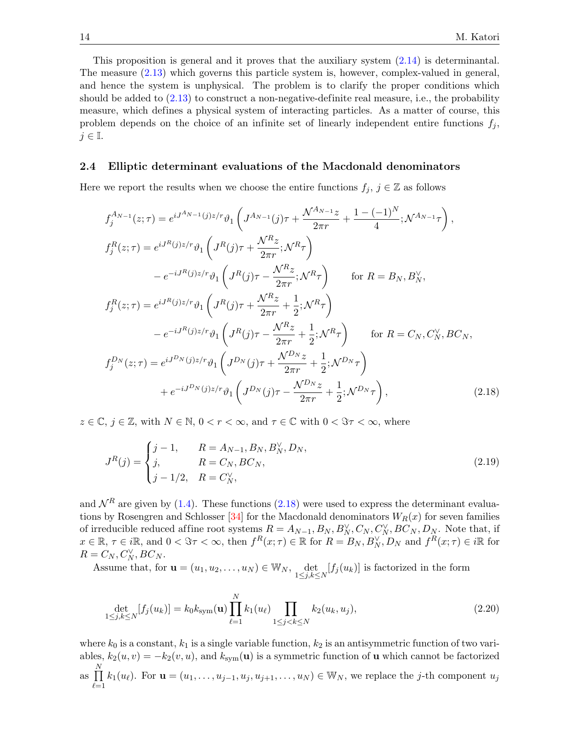This proposition is general and it proves that the auxiliary system (2.14) is determinantal. The measure (2.13) which governs this particle system is, however, complex-valued in general, and hence the system is unphysical. The problem is to clarify the proper conditions which should be added to (2.13) to construct a non-negative-definite real measure, i.e., the probability measure, which defines a physical system of interacting particles. As a matter of course, this problem depends on the choice of an infinite set of linearly independent entire functions $f_j$, $j \in \mathbb{I}$.

## 2.4 Elliptic determinant evaluations of the Macdonald denominators

Here we report the results when we choose the entire functions $f_j$, $j \in \mathbb{Z}$ as follows

$$
\begin{aligned}
f_j^{A_{N-1}}(z;\tau) &= e^{iJ^{A_{N-1}}(j)z/r}\vartheta_1\left(J^{A_{N-1}}(j)\tau + \frac{\mathcal{N}^{A_{N-1}}z}{2\pi r} + \frac{1-(-1)^N}{4}; \mathcal{N}^{A_{N-1}}\tau\right),\\
f_j^{R}(z;\tau) &= e^{iJ^{R}(j)z/r}\vartheta_1\left(J^{R}(j)\tau + \frac{\mathcal{N}^{R}z}{2\pi r}; \mathcal{N}^{R}\tau\right)\\
&\quad - e^{-iJ^{R}(j)z/r}\vartheta_1\left(J^{R}(j)\tau - \frac{\mathcal{N}^{R}z}{2\pi r}; \mathcal{N}^{R}\tau\right) \qquad \text{for } R = B_N, B_N^{\vee},\\
f_j^{R}(z;\tau) &= e^{iJ^{R}(j)z/r}\vartheta_1\left(J^{R}(j)\tau + \frac{\mathcal{N}^{R}z}{2\pi r} + \frac{1}{2}; \mathcal{N}^{R}\tau\right)\\
&\quad - e^{-iJ^{R}(j)z/r}\vartheta_1\left(J^{R}(j)\tau - \frac{\mathcal{N}^{R}z}{2\pi r} + \frac{1}{2}; \mathcal{N}^{R}\tau\right) \qquad \text{for } R = C_N, C_N^{\vee}, BC_N,\\
f_j^{D_N}(z;\tau) &= e^{iJ^{D_N}(j)z/r}\vartheta_1\left(J^{D_N}(j)\tau + \frac{\mathcal{N}^{D_N}z}{2\pi r} + \frac{1}{2}; \mathcal{N}^{D_N}\tau\right)\\
&\quad + e^{-iJ^{D_N}(j)z/r}\vartheta_1\left(J^{D_N}(j)\tau - \frac{\mathcal{N}^{D_N}z}{2\pi r} + \frac{1}{2}; \mathcal{N}^{D_N}\tau\right),
\end{aligned} \tag{2.18}
$$

$z \in \mathbb{C}$, $j \in \mathbb{Z}$, with $N \in \mathbb{N}$, $0 < r < \infty$, and $\tau \in \mathbb{C}$ with $0 < \Im\tau < \infty$, where

$$
J^R(j) = \begin{cases} j-1, & R = A_{N-1}, B_N, B_N^{\vee}, D_N,\\ j, & R = C_N, BC_N,\\ j-1/2, & R = C_N^{\vee}, \end{cases} \tag{2.19}
$$

and $\mathcal{N}^R$ are given by (1.4). These functions (2.18) were used to express the determinant evaluations by Rosengren and Schlosser [34] for the Macdonald denominators $W_R(x)$ for seven families of irreducible reduced affine root systems $R = A_{N-1}, B_N, B_N^{\vee}, C_N, C_N^{\vee}, BC_N, D_N$. Note that, if $x \in \mathbb{R}$, $\tau \in i\mathbb{R}$, and $0 < \Im\tau < \infty$, then $f^R(x;\tau) \in \mathbb{R}$ for $R = B_N, B_N^{\vee}, D_N$ and $f^R(x;\tau) \in i\mathbb{R}$ for $R = C_N, C_N^{\vee}, BC_N$.

Assume that, for $\mathbf{u} = (u_1, u_2, \dots, u_N) \in \mathbb{W}_N$, $\det_{1\le j,k\le N}[f_j(u_k)]$ is factorized in the form

$$
\det_{1\le j,k\le N}[f_j(u_k)] = k_0 k_{\rm sym}(\mathbf{u}) \prod_{\ell=1}^N k_1(u_\ell) \prod_{1\le j<k\le N} k_2(u_k, u_j), \tag{2.20}
$$

where $k_0$ is a constant, $k_1$ is a single variable function, $k_2$ is an antisymmetric function of two variables, $k_2(u,v) = -k_2(v,u)$, and $k_{\rm sym}(\mathbf{u})$ is a symmetric function of $\mathbf{u}$ which cannot be factorized as $\prod_{\ell=1}^N k_1(u_\ell)$. For $\mathbf{u} = (u_1, \dots, u_{j-1}, u_j, u_{j+1}, \dots, u_N) \in \mathbb{W}_N$, we replace the $j$-th component $u_j$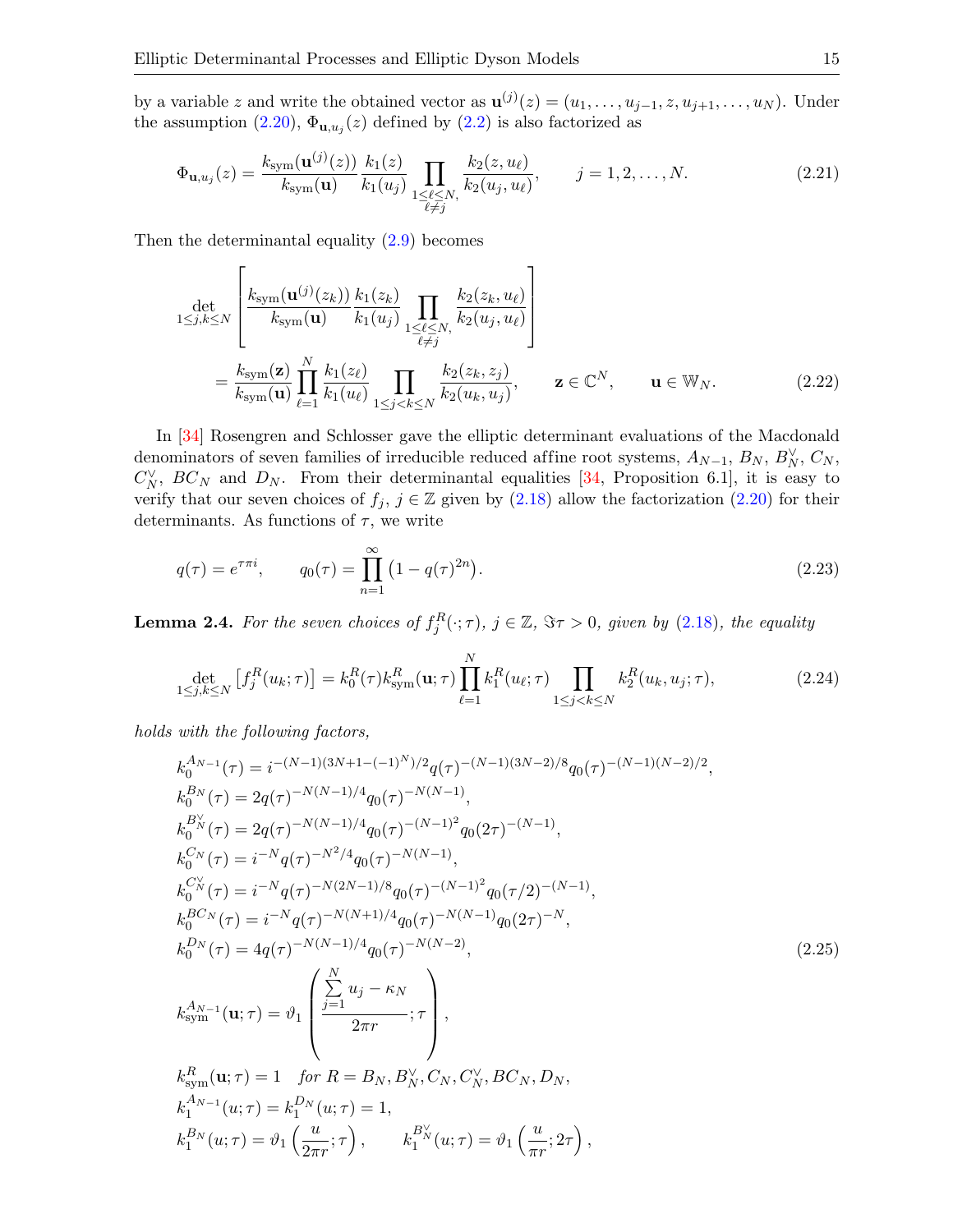by a variable $z$ and write the obtained vector as $\mathbf{u}^{(j)}(z) = (u_1, \dots, u_{j-1}, z, u_{j+1}, \dots, u_N)$. Under the assumption (2.20), $\Phi_{\mathbf{u},u_j}(z)$ defined by (2.2) is also factorized as

$$\Phi_{\mathbf{u},u_j}(z) = \frac{k_{\rm sym}(\mathbf{u}^{(j)}(z))}{k_{\rm sym}(\mathbf{u})} \frac{k_1(z)}{k_1(u_j)} \prod_{\substack{1 \leq \ell \leq N, \\ \ell \neq j}} \frac{k_2(z, u_\ell)}{k_2(u_j, u_\ell)}, \qquad j = 1, 2, \dots, N. \tag{2.21}$$

Then the determinantal equality (2.9) becomes

$$\begin{aligned} &\det_{1 \leq j,k \leq N} \left[ \frac{k_{\rm sym}(\mathbf{u}^{(j)}(z_k))}{k_{\rm sym}(\mathbf{u})} \frac{k_1(z_k)}{k_1(u_j)} \prod_{\substack{1 \leq \ell \leq N, \\ \ell \neq j}} \frac{k_2(z_k, u_\ell)}{k_2(u_j, u_\ell)} \right] \\ &\quad = \frac{k_{\rm sym}(\mathbf{z})}{k_{\rm sym}(\mathbf{u})} \prod_{\ell=1}^N \frac{k_1(z_\ell)}{k_1(u_\ell)} \prod_{1 \leq j < k \leq N} \frac{k_2(z_k, z_j)}{k_2(u_k, u_j)}, \qquad \mathbf{z} \in \mathbb{C}^N, \qquad \mathbf{u} \in \mathbb{W}_N. \end{aligned} \tag{2.22}$$

In [34] Rosengren and Schlosser gave the elliptic determinant evaluations of the Macdonald denominators of seven families of irreducible reduced affine root systems, $A_{N-1}$, $B_N$, $B_N^\vee$, $C_N$, $C_N^\vee$, $BC_N$ and $D_N$. From their determinantal equalities [34, Proposition 6.1], it is easy to verify that our seven choices of $f_j$, $j \in \mathbb{Z}$ given by (2.18) allow the factorization (2.20) for their determinants. As functions of $\tau$, we write

$$q(\tau) = e^{\tau \pi i}, \qquad q_0(\tau) = \prod_{n=1}^\infty \left(1 - q(\tau)^{2n}\right). \tag{2.23}$$

**Lemma 2.4.** *For the seven choices of $f_j^R(\cdot; \tau)$, $j \in \mathbb{Z}$, $\Im \tau > 0$, given by (2.18), the equality*

$$\det_{1 \leq j,k \leq N} \left[ f_j^R(u_k; \tau) \right] = k_0^R(\tau) k_{\rm sym}^R(\mathbf{u}; \tau) \prod_{\ell=1}^N k_1^R(u_\ell; \tau) \prod_{1 \leq j < k \leq N} k_2^R(u_k, u_j; \tau), \tag{2.24}$$

*holds with the following factors,*

$$\begin{aligned} &k_0^{A_{N-1}}(\tau) = i^{-(N-1)(3N+1-(-1)^N)/2} q(\tau)^{-(N-1)(3N-2)/8} q_0(\tau)^{-(N-1)(N-2)/2}, \\ &k_0^{B_N}(\tau) = 2 q(\tau)^{-N(N-1)/4} q_0(\tau)^{-N(N-1)}, \\ &k_0^{B_N^\vee}(\tau) = 2 q(\tau)^{-N(N-1)/4} q_0(\tau)^{-(N-1)^2} q_0(2\tau)^{-(N-1)}, \\ &k_0^{C_N}(\tau) = i^{-N} q(\tau)^{-N^2/4} q_0(\tau)^{-N(N-1)}, \\ &k_0^{C_N^\vee}(\tau) = i^{-N} q(\tau)^{-N(2N-1)/8} q_0(\tau)^{-(N-1)^2} q_0(\tau/2)^{-(N-1)}, \\ &k_0^{BC_N}(\tau) = i^{-N} q(\tau)^{-N(N+1)/4} q_0(\tau)^{-N(N-1)} q_0(2\tau)^{-N}, \\ &k_0^{D_N}(\tau) = 4 q(\tau)^{-N(N-1)/4} q_0(\tau)^{-N(N-2)}, \\ &k_{\rm sym}^{A_{N-1}}(\mathbf{u}; \tau) = \vartheta_1 \left( \frac{\sum_{j=1}^N u_j - \kappa_N}{2\pi r}; \tau \right), \\ &k_{\rm sym}^R(\mathbf{u}; \tau) = 1 \quad \textit{for } R = B_N, B_N^\vee, C_N, C_N^\vee, BC_N, D_N, \\ &k_1^{A_{N-1}}(u; \tau) = k_1^{D_N}(u; \tau) = 1, \\ &k_1^{B_N}(u; \tau) = \vartheta_1 \left( \frac{u}{2\pi r}; \tau \right), \qquad k_1^{B_N^\vee}(u; \tau) = \vartheta_1 \left( \frac{u}{\pi r}; 2\tau \right), \end{aligned} \tag{2.25}$$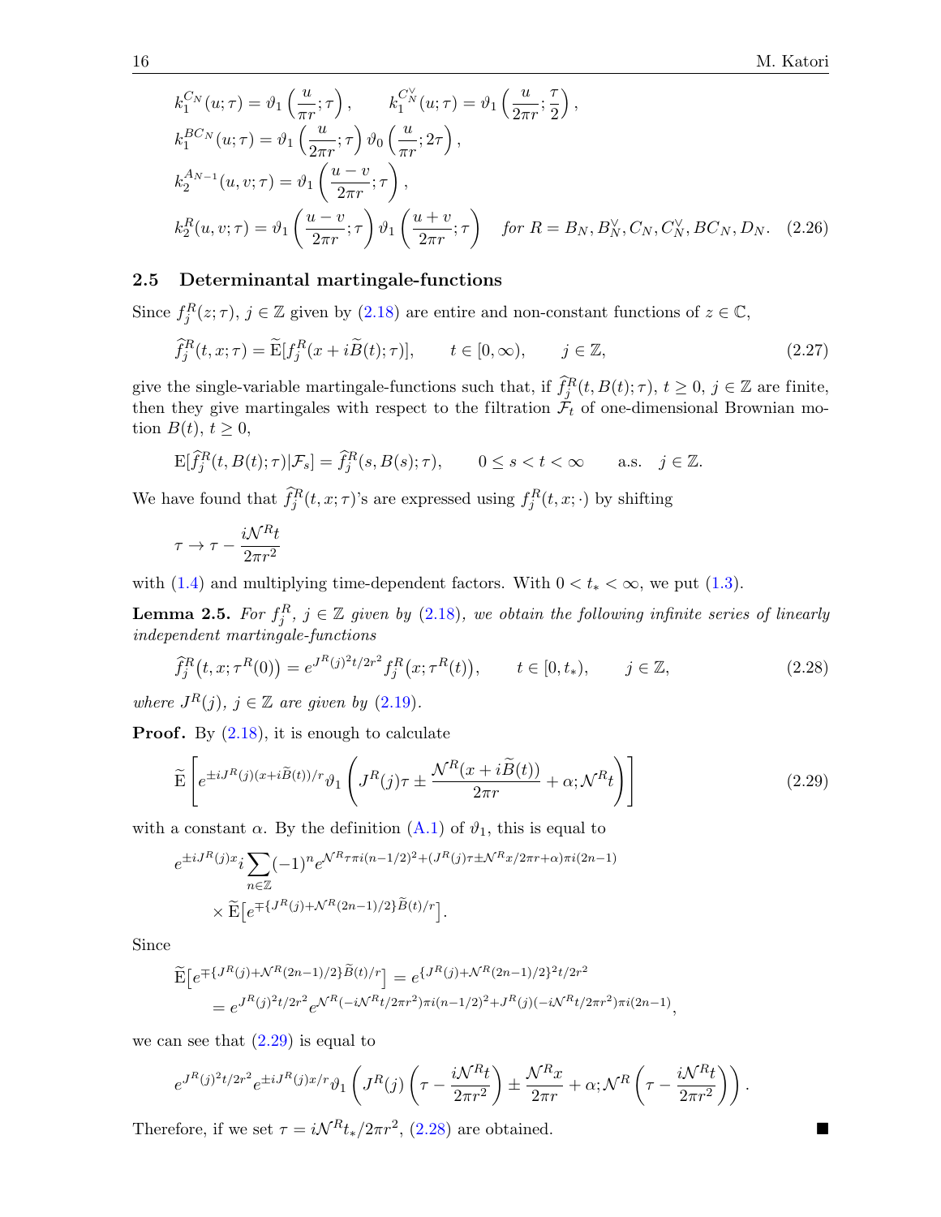$$
\begin{aligned}
&k_1^{C_N}(u;\tau) = \vartheta_1\left(\frac{u}{\pi r};\tau\right), \qquad k_1^{C_N^\vee}(u;\tau) = \vartheta_1\left(\frac{u}{2\pi r};\frac{\tau}{2}\right),\\
&k_1^{BC_N}(u;\tau) = \vartheta_1\left(\frac{u}{2\pi r};\tau\right)\vartheta_0\left(\frac{u}{\pi r};2\tau\right),\\
&k_2^{A_{N-1}}(u,v;\tau) = \vartheta_1\left(\frac{u-v}{2\pi r};\tau\right),\\
&k_2^{R}(u,v;\tau) = \vartheta_1\left(\frac{u-v}{2\pi r};\tau\right)\vartheta_1\left(\frac{u+v}{2\pi r};\tau\right) \quad \text{for } R = B_N, B_N^\vee, C_N, C_N^\vee, BC_N, D_N. \quad (2.26)
\end{aligned}
$$

## 2.5 Determinantal martingale-functions

Since $f_j^R(z;\tau)$, $j \in \mathbb{Z}$ given by (2.18) are entire and non-constant functions of $z \in \mathbb{C}$,

$$
\widehat{f}_j^R(t,x;\tau) = \widetilde{\mathrm{E}}[f_j^R(x+i\widetilde{B}(t);\tau)], \qquad t \in [0,\infty), \qquad j \in \mathbb{Z}, \tag{2.27}
$$

give the single-variable martingale-functions such that, if $\widehat{f}_j^R(t,B(t);\tau)$, $t \geq 0$, $j \in \mathbb{Z}$ are finite, then they give martingales with respect to the filtration $\mathcal{F}_t$ of one-dimensional Brownian motion $B(t)$, $t \geq 0$,

$$
\mathrm{E}[\widehat{f}_j^R(t,B(t);\tau)|\mathcal{F}_s] = \widehat{f}_j^R(s,B(s);\tau), \qquad 0 \leq s < t < \infty \qquad \text{a.s.} \quad j \in \mathbb{Z}.
$$

We have found that $\widehat{f}_j^R(t,x;\tau)$'s are expressed using $f_j^R(t,x;\cdot)$ by shifting

$$
\tau \to \tau - \frac{i\mathcal{N}^R t}{2\pi r^2}
$$

with (1.4) and multiplying time-dependent factors. With $0 < t_* < \infty$, we put (1.3).

**Lemma 2.5.** *For $f_j^R$, $j \in \mathbb{Z}$ given by (2.18), we obtain the following infinite series of linearly independent martingale-functions*

$$
\widehat{f}_j^R\big(t,x;\tau^R(0)\big) = e^{J^R(j)^2 t/2r^2} f_j^R\big(x;\tau^R(t)\big), \qquad t \in [0,t_*), \qquad j \in \mathbb{Z}, \tag{2.28}
$$

*where $J^R(j)$, $j \in \mathbb{Z}$ are given by (2.19).*

**Proof.** By (2.18), it is enough to calculate

$$
\widetilde{\mathrm{E}}\left[e^{\pm iJ^R(j)(x+i\widetilde{B}(t))/r}\vartheta_1\left(J^R(j)\tau \pm \frac{\mathcal{N}^R(x+i\widetilde{B}(t))}{2\pi r} + \alpha; \mathcal{N}^R t\right)\right] \tag{2.29}
$$

with a constant $\alpha$. By the definition (A.1) of $\vartheta_1$, this is equal to

$$
\begin{aligned}
&e^{\pm iJ^R(j)x} i \sum_{n\in\mathbb{Z}} (-1)^n e^{\mathcal{N}^R\tau\pi i(n-1/2)^2 + (J^R(j)\tau \pm \mathcal{N}^R x/2\pi r + \alpha)\pi i(2n-1)}\\
&\qquad \times \widetilde{\mathrm{E}}\big[e^{\mp\{J^R(j)+\mathcal{N}^R(2n-1)/2\}\widetilde{B}(t)/r}\big].
\end{aligned}
$$

Since

$$
\begin{aligned}
&\widetilde{\mathrm{E}}\big[e^{\mp\{J^R(j)+\mathcal{N}^R(2n-1)/2\}\widetilde{B}(t)/r}\big] = e^{\{J^R(j)+\mathcal{N}^R(2n-1)/2\}^2 t/2r^2}\\
&\quad = e^{J^R(j)^2 t/2r^2} e^{\mathcal{N}^R(-i\mathcal{N}^R t/2\pi r^2)\pi i(n-1/2)^2 + J^R(j)(-i\mathcal{N}^R t/2\pi r^2)\pi i(2n-1)},
\end{aligned}
$$

we can see that (2.29) is equal to

$$
e^{J^R(j)^2 t/2r^2} e^{\pm iJ^R(j)x/r}\vartheta_1\left(J^R(j)\left(\tau - \frac{i\mathcal{N}^R t}{2\pi r^2}\right) \pm \frac{\mathcal{N}^R x}{2\pi r} + \alpha; \mathcal{N}^R\left(\tau - \frac{i\mathcal{N}^R t}{2\pi r^2}\right)\right).
$$

Therefore, if we set $\tau = i\mathcal{N}^R t_*/2\pi r^2$, (2.28) are obtained. ■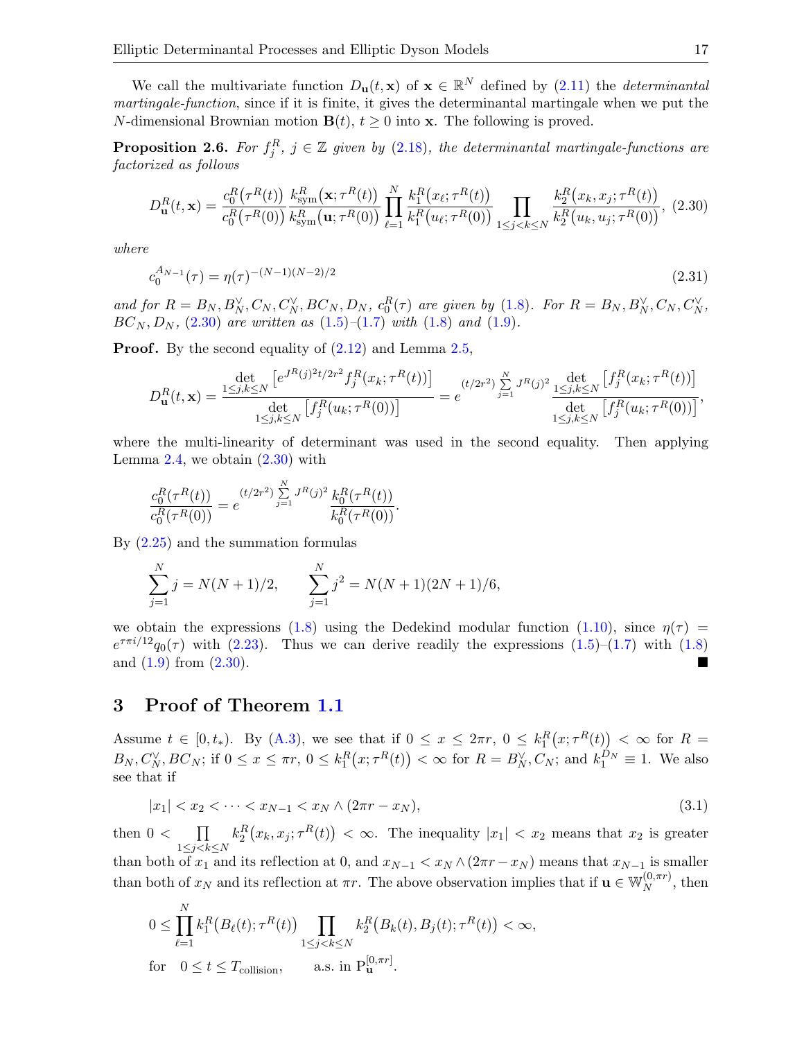We call the multivariate function $D_{\mathbf{u}}(t, \mathbf{x})$ of $\mathbf{x} \in \mathbb{R}^N$ defined by (2.11) the *determinantal martingale-function*, since if it is finite, it gives the determinantal martingale when we put the $N$-dimensional Brownian motion $\mathbf{B}(t)$, $t \geq 0$ into $\mathbf{x}$. The following is proved.

**Proposition 2.6.** *For $f_j^R$, $j \in \mathbb{Z}$ given by (2.18), the determinantal martingale-functions are factorized as follows*

$$D_{\mathbf{u}}^R(t, \mathbf{x}) = \frac{c_0^R(\tau^R(t))}{c_0^R(\tau^R(0))} \frac{k_{\mathrm{sym}}^R(\mathbf{x}; \tau^R(t))}{k_{\mathrm{sym}}^R(\mathbf{u}; \tau^R(0))} \prod_{\ell=1}^N \frac{k_1^R(x_\ell; \tau^R(t))}{k_1^R(u_\ell; \tau^R(0))} \prod_{1 \leq j < k \leq N} \frac{k_2^R(x_k, x_j; \tau^R(t))}{k_2^R(u_k, u_j; \tau^R(0))}, \quad (2.30)$$

*where*

$$c_0^{A_{N-1}}(\tau) = \eta(\tau)^{-(N-1)(N-2)/2} \quad (2.31)$$

*and for $R = B_N, B_N^\vee, C_N, C_N^\vee, BC_N, D_N$, $c_0^R(\tau)$ are given by (1.8). For $R = B_N, B_N^\vee, C_N, C_N^\vee, BC_N, D_N$, (2.30) are written as (1.5)–(1.7) with (1.8) and (1.9).*

**Proof.** By the second equality of (2.12) and Lemma 2.5,

$$D_{\mathbf{u}}^R(t, \mathbf{x}) = \frac{\det_{1 \leq j,k \leq N} \left[ e^{J^R(j)^2 t/2r^2} f_j^R(x_k; \tau^R(t)) \right]}{\det_{1 \leq j,k \leq N} \left[ f_j^R(u_k; \tau^R(0)) \right]} = e^{(t/2r^2) \sum_{j=1}^N J^R(j)^2} \frac{\det_{1 \leq j,k \leq N} \left[ f_j^R(x_k; \tau^R(t)) \right]}{\det_{1 \leq j,k \leq N} \left[ f_j^R(u_k; \tau^R(0)) \right]},$$

where the multi-linearity of determinant was used in the second equality. Then applying Lemma 2.4, we obtain (2.30) with

$$\frac{c_0^R(\tau^R(t))}{c_0^R(\tau^R(0))} = e^{(t/2r^2) \sum_{j=1}^N J^R(j)^2} \frac{k_0^R(\tau^R(t))}{k_0^R(\tau^R(0))}.$$

By (2.25) and the summation formulas

$$\sum_{j=1}^N j = N(N+1)/2, \qquad \sum_{j=1}^N j^2 = N(N+1)(2N+1)/6,$$

we obtain the expressions (1.8) using the Dedekind modular function (1.10), since $\eta(\tau) = e^{\tau\pi i/12} q_0(\tau)$ with (2.23). Thus we can derive readily the expressions (1.5)–(1.7) with (1.8) and (1.9) from (2.30). ■

## 3 Proof of Theorem 1.1

Assume $t \in [0, t_*)$. By (A.3), we see that if $0 \leq x \leq 2\pi r$, $0 \leq k_1^R(x; \tau^R(t)) < \infty$ for $R = B_N, C_N^\vee, BC_N$; if $0 \leq x \leq \pi r$, $0 \leq k_1^R(x; \tau^R(t)) < \infty$ for $R = B_N^\vee, C_N$; and $k_1^{D_N} \equiv 1$. We also see that if

$$|x_1| < x_2 < \cdots < x_{N-1} < x_N \wedge (2\pi r - x_N), \quad (3.1)$$

then $0 < \prod_{1 \leq j < k \leq N} k_2^R(x_k, x_j; \tau^R(t)) < \infty$. The inequality $|x_1| < x_2$ means that $x_2$ is greater than both of $x_1$ and its reflection at 0, and $x_{N-1} < x_N \wedge (2\pi r - x_N)$ means that $x_{N-1}$ is smaller than both of $x_N$ and its reflection at $\pi r$. The above observation implies that if $\mathbf{u} \in \mathbb{W}_N^{(0, \pi r)}$, then

$$0 \leq \prod_{\ell=1}^N k_1^R(B_\ell(t); \tau^R(t)) \prod_{1 \leq j < k \leq N} k_2^R(B_k(t), B_j(t); \tau^R(t)) < \infty,$$

$$\text{for} \quad 0 \leq t \leq T_{\text{collision}}, \qquad \text{a.s. in } \mathrm{P}_{\mathbf{u}}^{[0, \pi r]}.$$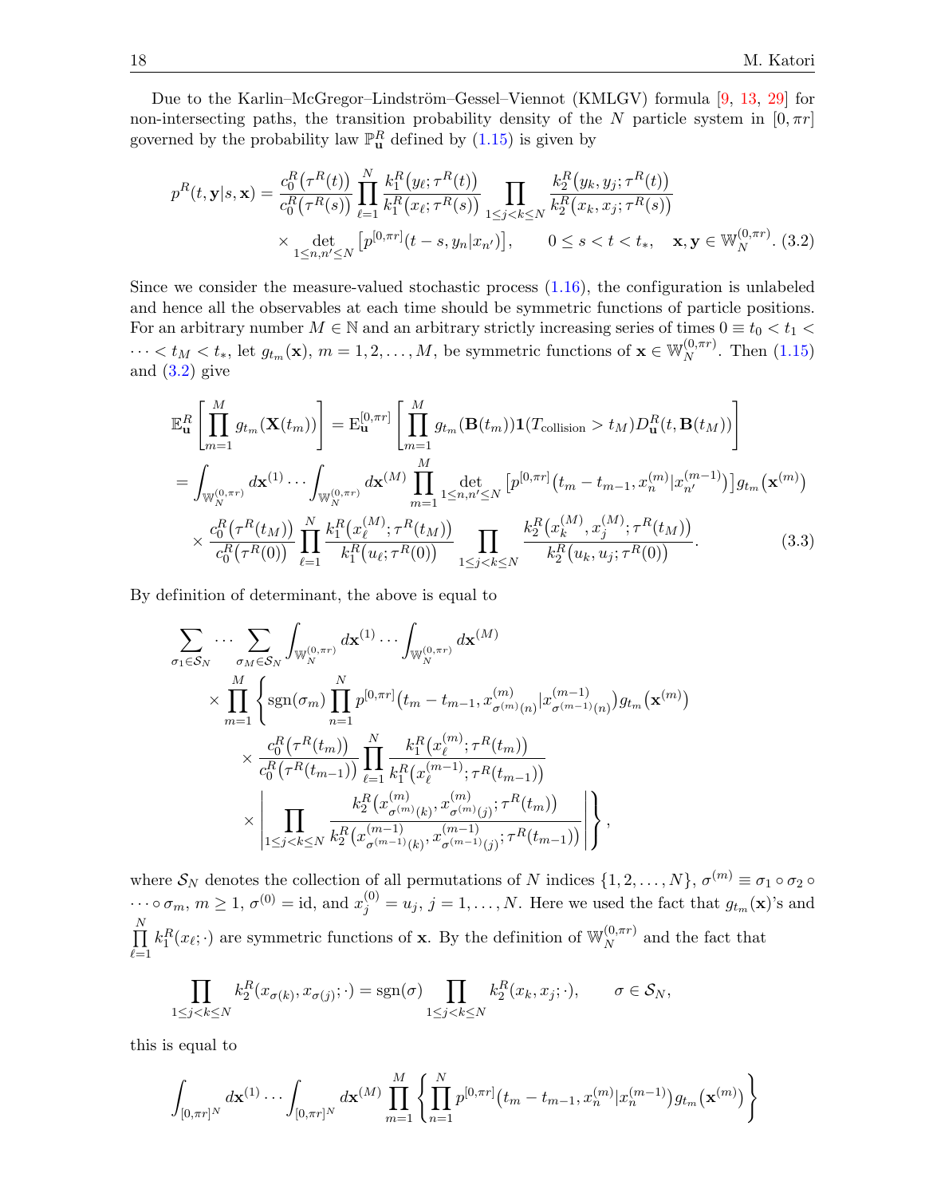Due to the Karlin–McGregor–Lindström–Gessel–Viennot (KMLGV) formula [9, 13, 29] for non-intersecting paths, the transition probability density of the $N$ particle system in $[0, \pi r]$ governed by the probability law $\mathbb{P}^R_{\mathbf{u}}$ defined by (1.15) is given by

$$
p^R(t, \mathbf{y}|s, \mathbf{x}) = \frac{c_0^R(\tau^R(t))}{c_0^R(\tau^R(s))} \prod_{\ell=1}^{N} \frac{k_1^R(y_\ell; \tau^R(t))}{k_1^R(x_\ell; \tau^R(s))} \prod_{1 \le j < k \le N} \frac{k_2^R(y_k, y_j; \tau^R(t))}{k_2^R(x_k, x_j; \tau^R(s))}
\times \det_{1 \le n, n' \le N} \left[ p^{[0,\pi r]}(t-s, y_n | x_{n'}) \right], \qquad 0 \le s < t < t_*, \quad \mathbf{x}, \mathbf{y} \in \mathbb{W}_N^{(0,\pi r)}. \tag{3.2}
$$

Since we consider the measure-valued stochastic process (1.16), the configuration is unlabeled and hence all the observables at each time should be symmetric functions of particle positions. For an arbitrary number $M \in \mathbb{N}$ and an arbitrary strictly increasing series of times $0 \equiv t_0 < t_1 < \cdots < t_M < t_*$, let $g_{t_m}(\mathbf{x})$, $m = 1, 2, \dots, M$, be symmetric functions of $\mathbf{x} \in \mathbb{W}_N^{(0,\pi r)}$. Then (1.15) and (3.2) give

$$
\begin{aligned}
\mathbb{E}^R_{\mathbf{u}}\left[ \prod_{m=1}^{M} g_{t_m}(\mathbf{X}(t_m)) \right] &= \mathrm{E}^{[0,\pi r]}_{\mathbf{u}}\left[ \prod_{m=1}^{M} g_{t_m}(\mathbf{B}(t_m)) \mathbf{1}(T_{\text{collision}} > t_M) D^R_{\mathbf{u}}(t, \mathbf{B}(t_M)) \right] \\
&= \int_{\mathbb{W}_N^{(0,\pi r)}} d\mathbf{x}^{(1)} \cdots \int_{\mathbb{W}_N^{(0,\pi r)}} d\mathbf{x}^{(M)} \prod_{m=1}^{M} \det_{1 \le n, n' \le N} \left[ p^{[0,\pi r]}\left(t_m - t_{m-1}, x_n^{(m)} | x_{n'}^{(m-1)}\right) \right] g_{t_m}\left(\mathbf{x}^{(m)}\right) \\
&\quad \times \frac{c_0^R\left(\tau^R(t_M)\right)}{c_0^R\left(\tau^R(0)\right)} \prod_{\ell=1}^{N} \frac{k_1^R\left(x_\ell^{(M)}; \tau^R(t_M)\right)}{k_1^R\left(u_\ell; \tau^R(0)\right)} \prod_{1 \le j < k \le N} \frac{k_2^R\left(x_k^{(M)}, x_j^{(M)}; \tau^R(t_M)\right)}{k_2^R\left(u_k, u_j; \tau^R(0)\right)}.
\end{aligned} \tag{3.3}
$$

By definition of determinant, the above is equal to

$$
\begin{aligned}
&\sum_{\sigma_1 \in \mathcal{S}_N} \cdots \sum_{\sigma_M \in \mathcal{S}_N} \int_{\mathbb{W}_N^{(0,\pi r)}} d\mathbf{x}^{(1)} \cdots \int_{\mathbb{W}_N^{(0,\pi r)}} d\mathbf{x}^{(M)} \\
&\quad \times \prod_{m=1}^{M} \Bigg\{ \operatorname{sgn}(\sigma_m) \prod_{n=1}^{N} p^{[0,\pi r]}\left(t_m - t_{m-1}, x^{(m)}_{\sigma^{(m)}(n)} | x^{(m-1)}_{\sigma^{(m-1)}(n)}\right) g_{t_m}\left(\mathbf{x}^{(m)}\right) \\
&\qquad \times \frac{c_0^R\left(\tau^R(t_m)\right)}{c_0^R\left(\tau^R(t_{m-1})\right)} \prod_{\ell=1}^{N} \frac{k_1^R\left(x_\ell^{(m)}; \tau^R(t_m)\right)}{k_1^R\left(x_\ell^{(m-1)}; \tau^R(t_{m-1})\right)} \\
&\qquad \times \left| \prod_{1 \le j < k \le N} \frac{k_2^R\left(x^{(m)}_{\sigma^{(m)}(k)}, x^{(m)}_{\sigma^{(m)}(j)}; \tau^R(t_m)\right)}{k_2^R\left(x^{(m-1)}_{\sigma^{(m-1)}(k)}, x^{(m-1)}_{\sigma^{(m-1)}(j)}; \tau^R(t_{m-1})\right)} \right| \Bigg\},
\end{aligned}
$$

where $\mathcal{S}_N$ denotes the collection of all permutations of $N$ indices $\{1, 2, \dots, N\}$, $\sigma^{(m)} \equiv \sigma_1 \circ \sigma_2 \circ \cdots \circ \sigma_m$, $m \ge 1$, $\sigma^{(0)} = \mathrm{id}$, and $x_j^{(0)} = u_j$, $j = 1, \dots, N$. Here we used the fact that $g_{t_m}(\mathbf{x})$'s and $\prod_{\ell=1}^{N} k_1^R(x_\ell; \cdot)$ are symmetric functions of $\mathbf{x}$. By the definition of $\mathbb{W}_N^{(0,\pi r)}$ and the fact that

$$
\prod_{1 \le j < k \le N} k_2^R(x_{\sigma(k)}, x_{\sigma(j)}; \cdot) = \operatorname{sgn}(\sigma) \prod_{1 \le j < k \le N} k_2^R(x_k, x_j; \cdot), \qquad \sigma \in \mathcal{S}_N,
$$

this is equal to

$$
\int_{[0,\pi r]^N} d\mathbf{x}^{(1)} \cdots \int_{[0,\pi r]^N} d\mathbf{x}^{(M)} \prod_{m=1}^{M} \left\{ \prod_{n=1}^{N} p^{[0,\pi r]}\left(t_m - t_{m-1}, x_n^{(m)} | x_n^{(m-1)}\right) g_{t_m}\left(\mathbf{x}^{(m)}\right) \right\}
$$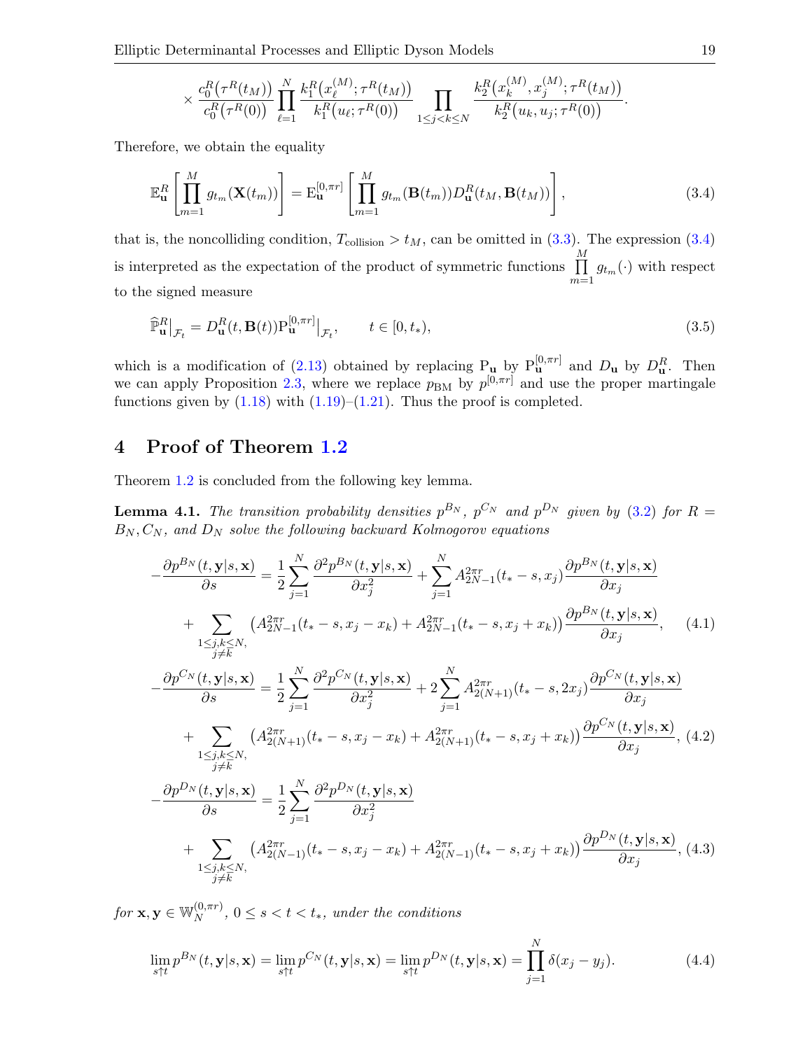$$\times \frac{c_0^R(\tau^R(t_M))}{c_0^R(\tau^R(0))} \prod_{\ell=1}^{N} \frac{k_1^R(x_\ell^{(M)}; \tau^R(t_M))}{k_1^R(u_\ell; \tau^R(0))} \prod_{1 \le j < k \le N} \frac{k_2^R(x_k^{(M)}, x_j^{(M)}; \tau^R(t_M))}{k_2^R(u_k, u_j; \tau^R(0))}.$$

Therefore, we obtain the equality

$$\mathbb{E}_{\mathbf{u}}^R \left[ \prod_{m=1}^{M} g_{t_m}(\mathbf{X}(t_m)) \right] = \mathrm{E}_{\mathbf{u}}^{[0,\pi r]} \left[ \prod_{m=1}^{M} g_{t_m}(\mathbf{B}(t_m)) D_{\mathbf{u}}^R(t_M, \mathbf{B}(t_M)) \right], \tag{3.4}$$

that is, the noncolliding condition, $T_{\mathrm{collision}} > t_M$, can be omitted in (3.3). The expression (3.4) is interpreted as the expectation of the product of symmetric functions $\prod_{m=1}^{M} g_{t_m}(\cdot)$ with respect to the signed measure

$$\widehat{\mathbb{P}}_{\mathbf{u}}^R \big|_{\mathcal{F}_t} = D_{\mathbf{u}}^R(t, \mathbf{B}(t)) \mathrm{P}_{\mathbf{u}}^{[0,\pi r]} \big|_{\mathcal{F}_t}, \qquad t \in [0, t_*), \tag{3.5}$$

which is a modification of (2.13) obtained by replacing $\mathrm{P}_{\mathbf{u}}$ by $\mathrm{P}_{\mathbf{u}}^{[0,\pi r]}$ and $D_{\mathbf{u}}$ by $D_{\mathbf{u}}^R$. Then we can apply Proposition 2.3, where we replace $p_{\mathrm{BM}}$ by $p^{[0,\pi r]}$ and use the proper martingale functions given by (1.18) with (1.19)–(1.21). Thus the proof is completed.

## 4 Proof of Theorem 1.2

Theorem 1.2 is concluded from the following key lemma.

**Lemma 4.1.** *The transition probability densities $p^{B_N}$, $p^{C_N}$ and $p^{D_N}$ given by (3.2) for $R = B_N, C_N$, and $D_N$ solve the following backward Kolmogorov equations*

$$\begin{aligned}
-\frac{\partial p^{B_N}(t, \mathbf{y}|s, \mathbf{x})}{\partial s} &= \frac{1}{2} \sum_{j=1}^{N} \frac{\partial^2 p^{B_N}(t, \mathbf{y}|s, \mathbf{x})}{\partial x_j^2} + \sum_{j=1}^{N} A_{2N-1}^{2\pi r}(t_* - s, x_j) \frac{\partial p^{B_N}(t, \mathbf{y}|s, \mathbf{x})}{\partial x_j} \\
&\quad + \sum_{\substack{1 \le j,k \le N, \\ j \neq k}} \left( A_{2N-1}^{2\pi r}(t_* - s, x_j - x_k) + A_{2N-1}^{2\pi r}(t_* - s, x_j + x_k) \right) \frac{\partial p^{B_N}(t, \mathbf{y}|s, \mathbf{x})}{\partial x_j},
\end{aligned} \tag{4.1}$$

$$\begin{aligned}
-\frac{\partial p^{C_N}(t, \mathbf{y}|s, \mathbf{x})}{\partial s} &= \frac{1}{2} \sum_{j=1}^{N} \frac{\partial^2 p^{C_N}(t, \mathbf{y}|s, \mathbf{x})}{\partial x_j^2} + 2 \sum_{j=1}^{N} A_{2(N+1)}^{2\pi r}(t_* - s, 2x_j) \frac{\partial p^{C_N}(t, \mathbf{y}|s, \mathbf{x})}{\partial x_j} \\
&\quad + \sum_{\substack{1 \le j,k \le N, \\ j \neq k}} \left( A_{2(N+1)}^{2\pi r}(t_* - s, x_j - x_k) + A_{2(N+1)}^{2\pi r}(t_* - s, x_j + x_k) \right) \frac{\partial p^{C_N}(t, \mathbf{y}|s, \mathbf{x})}{\partial x_j},
\end{aligned} \tag{4.2}$$

$$\begin{aligned}
-\frac{\partial p^{D_N}(t, \mathbf{y}|s, \mathbf{x})}{\partial s} &= \frac{1}{2} \sum_{j=1}^{N} \frac{\partial^2 p^{D_N}(t, \mathbf{y}|s, \mathbf{x})}{\partial x_j^2} \\
&\quad + \sum_{\substack{1 \le j,k \le N, \\ j \neq k}} \left( A_{2(N-1)}^{2\pi r}(t_* - s, x_j - x_k) + A_{2(N-1)}^{2\pi r}(t_* - s, x_j + x_k) \right) \frac{\partial p^{D_N}(t, \mathbf{y}|s, \mathbf{x})}{\partial x_j},
\end{aligned} \tag{4.3}$$

*for $\mathbf{x}, \mathbf{y} \in \mathbb{W}_N^{(0,\pi r)}$, $0 \le s < t < t_*$, under the conditions*

$$\lim_{s \uparrow t} p^{B_N}(t, \mathbf{y}|s, \mathbf{x}) = \lim_{s \uparrow t} p^{C_N}(t, \mathbf{y}|s, \mathbf{x}) = \lim_{s \uparrow t} p^{D_N}(t, \mathbf{y}|s, \mathbf{x}) = \prod_{j=1}^{N} \delta(x_j - y_j). \tag{4.4}$$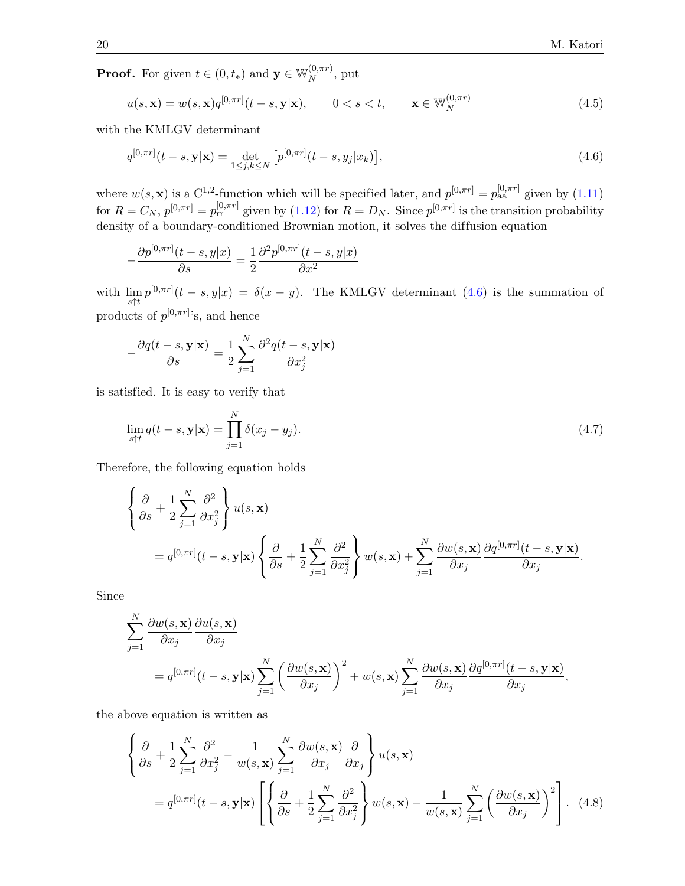**Proof.** For given $t \in (0, t_*)$ and $\mathbf{y} \in \mathbb{W}_N^{(0,\pi r)}$, put

$$u(s, \mathbf{x}) = w(s, \mathbf{x}) q^{[0,\pi r]}(t-s, \mathbf{y}|\mathbf{x}), \qquad 0 < s < t, \qquad \mathbf{x} \in \mathbb{W}_N^{(0,\pi r)} \tag{4.5}$$

with the KMLGV determinant

$$q^{[0,\pi r]}(t-s, \mathbf{y}|\mathbf{x}) = \det_{1 \le j,k \le N} \left[ p^{[0,\pi r]}(t-s, y_j|x_k) \right], \tag{4.6}$$

where $w(s, \mathbf{x})$ is a $\mathrm{C}^{1,2}$-function which will be specified later, and $p^{[0,\pi r]} = p_{\mathrm{aa}}^{[0,\pi r]}$ given by (1.11) for $R = C_N$, $p^{[0,\pi r]} = p_{\mathrm{rr}}^{[0,\pi r]}$ given by (1.12) for $R = D_N$. Since $p^{[0,\pi r]}$ is the transition probability density of a boundary-conditioned Brownian motion, it solves the diffusion equation

$$-\frac{\partial p^{[0,\pi r]}(t-s, y|x)}{\partial s} = \frac{1}{2} \frac{\partial^2 p^{[0,\pi r]}(t-s, y|x)}{\partial x^2}$$

with $\lim_{s \uparrow t} p^{[0,\pi r]}(t-s, y|x) = \delta(x-y)$. The KMLGV determinant (4.6) is the summation of products of $p^{[0,\pi r]}$'s, and hence

$$-\frac{\partial q(t-s, \mathbf{y}|\mathbf{x})}{\partial s} = \frac{1}{2} \sum_{j=1}^{N} \frac{\partial^2 q(t-s, \mathbf{y}|\mathbf{x})}{\partial x_j^2}$$

is satisfied. It is easy to verify that

$$\lim_{s \uparrow t} q(t-s, \mathbf{y}|\mathbf{x}) = \prod_{j=1}^{N} \delta(x_j - y_j). \tag{4.7}$$

Therefore, the following equation holds

$$\begin{aligned}
&\left\{ \frac{\partial}{\partial s} + \frac{1}{2} \sum_{j=1}^{N} \frac{\partial^2}{\partial x_j^2} \right\} u(s, \mathbf{x}) \\
&\qquad = q^{[0,\pi r]}(t-s, \mathbf{y}|\mathbf{x}) \left\{ \frac{\partial}{\partial s} + \frac{1}{2} \sum_{j=1}^{N} \frac{\partial^2}{\partial x_j^2} \right\} w(s, \mathbf{x}) + \sum_{j=1}^{N} \frac{\partial w(s, \mathbf{x})}{\partial x_j} \frac{\partial q^{[0,\pi r]}(t-s, \mathbf{y}|\mathbf{x})}{\partial x_j}.
\end{aligned}$$

Since

$$\begin{aligned}
&\sum_{j=1}^{N} \frac{\partial w(s, \mathbf{x})}{\partial x_j} \frac{\partial u(s, \mathbf{x})}{\partial x_j} \\
&\qquad = q^{[0,\pi r]}(t-s, \mathbf{y}|\mathbf{x}) \sum_{j=1}^{N} \left( \frac{\partial w(s, \mathbf{x})}{\partial x_j} \right)^2 + w(s, \mathbf{x}) \sum_{j=1}^{N} \frac{\partial w(s, \mathbf{x})}{\partial x_j} \frac{\partial q^{[0,\pi r]}(t-s, \mathbf{y}|\mathbf{x})}{\partial x_j},
\end{aligned}$$

the above equation is written as

$$\begin{aligned}
&\left\{ \frac{\partial}{\partial s} + \frac{1}{2} \sum_{j=1}^{N} \frac{\partial^2}{\partial x_j^2} - \frac{1}{w(s, \mathbf{x})} \sum_{j=1}^{N} \frac{\partial w(s, \mathbf{x})}{\partial x_j} \frac{\partial}{\partial x_j} \right\} u(s, \mathbf{x}) \\
&\qquad = q^{[0,\pi r]}(t-s, \mathbf{y}|\mathbf{x}) \left[ \left\{ \frac{\partial}{\partial s} + \frac{1}{2} \sum_{j=1}^{N} \frac{\partial^2}{\partial x_j^2} \right\} w(s, \mathbf{x}) - \frac{1}{w(s, \mathbf{x})} \sum_{j=1}^{N} \left( \frac{\partial w(s, \mathbf{x})}{\partial x_j} \right)^2 \right].
\end{aligned} \tag{4.8}$$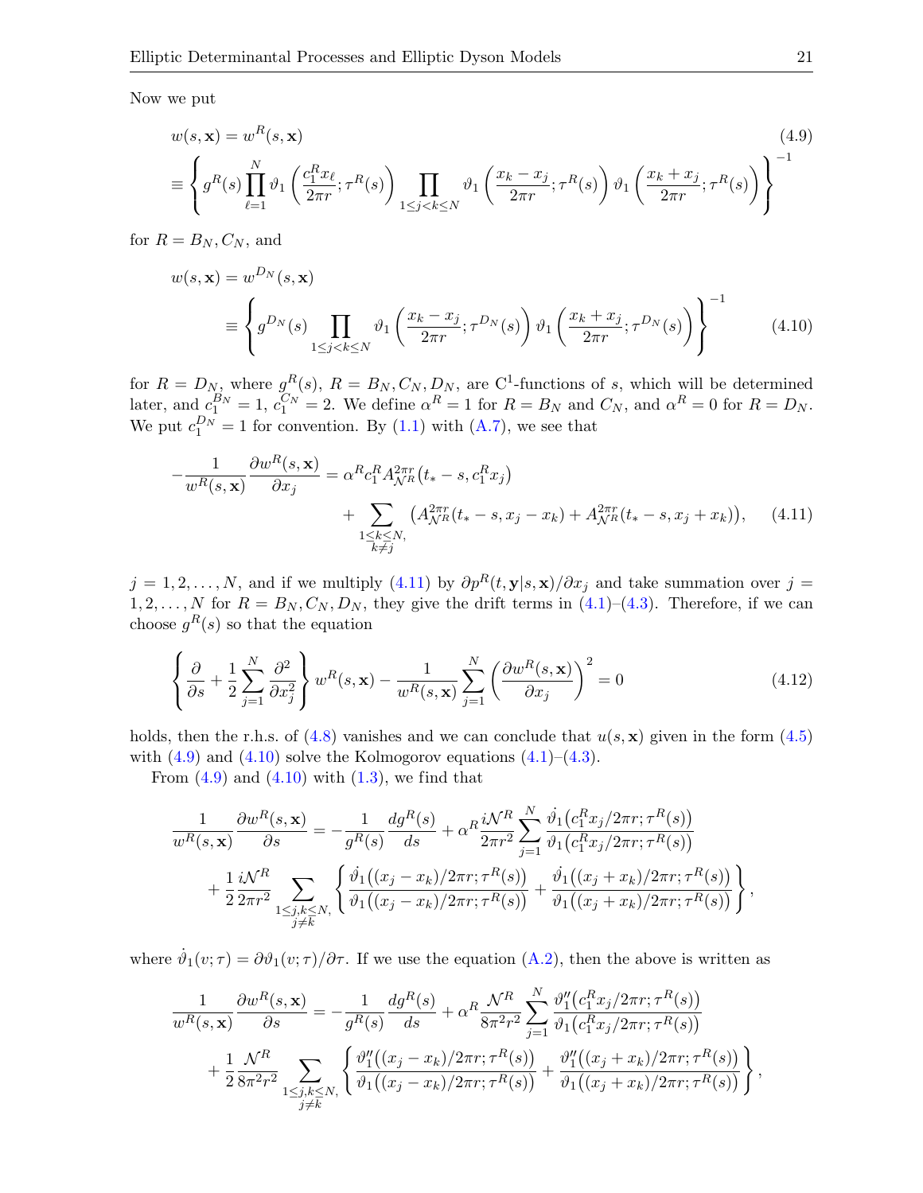Now we put

$$
\begin{aligned}
w(s,\mathbf{x}) &= w^R(s,\mathbf{x}) \qquad (4.9)\\
&\equiv \left\{ g^R(s) \prod_{\ell=1}^N \vartheta_1\left(\frac{c_1^R x_\ell}{2\pi r}; \tau^R(s)\right) \prod_{1 \le j < k \le N} \vartheta_1\left(\frac{x_k - x_j}{2\pi r}; \tau^R(s)\right) \vartheta_1\left(\frac{x_k + x_j}{2\pi r}; \tau^R(s)\right) \right\}^{-1}
\end{aligned}
$$

for $R = B_N, C_N$, and

$$
\begin{aligned}
w(s,\mathbf{x}) &= w^{D_N}(s,\mathbf{x}) \\
&\equiv \left\{ g^{D_N}(s) \prod_{1 \le j < k \le N} \vartheta_1\left(\frac{x_k - x_j}{2\pi r}; \tau^{D_N}(s)\right) \vartheta_1\left(\frac{x_k + x_j}{2\pi r}; \tau^{D_N}(s)\right) \right\}^{-1} \qquad (4.10)
\end{aligned}
$$

for $R = D_N$, where $g^R(s)$, $R = B_N, C_N, D_N$, are $\mathrm{C}^1$-functions of $s$, which will be determined later, and $c_1^{B_N} = 1$, $c_1^{C_N} = 2$. We define $\alpha^R = 1$ for $R = B_N$ and $C_N$, and $\alpha^R = 0$ for $R = D_N$. We put $c_1^{D_N} = 1$ for convention. By (1.1) with (A.7), we see that

$$
\begin{aligned}
-\frac{1}{w^R(s,\mathbf{x})} \frac{\partial w^R(s,\mathbf{x})}{\partial x_j} &= \alpha^R c_1^R A_{\mathcal{N}^R}^{2\pi r}(t_* - s, c_1^R x_j) \\
&\quad + \sum_{\substack{1 \le k \le N, \\ k \neq j}} \big( A_{\mathcal{N}^R}^{2\pi r}(t_* - s, x_j - x_k) + A_{\mathcal{N}^R}^{2\pi r}(t_* - s, x_j + x_k) \big), \qquad (4.11)
\end{aligned}
$$

$j = 1, 2, \dots, N$, and if we multiply (4.11) by $\partial p^R(t, \mathbf{y}|s, \mathbf{x})/\partial x_j$ and take summation over $j = 1, 2, \dots, N$ for $R = B_N, C_N, D_N$, they give the drift terms in (4.1)–(4.3). Therefore, if we can choose $g^R(s)$ so that the equation

$$
\left\{ \frac{\partial}{\partial s} + \frac{1}{2} \sum_{j=1}^N \frac{\partial^2}{\partial x_j^2} \right\} w^R(s,\mathbf{x}) - \frac{1}{w^R(s,\mathbf{x})} \sum_{j=1}^N \left( \frac{\partial w^R(s,\mathbf{x})}{\partial x_j} \right)^2 = 0 \qquad (4.12)
$$

holds, then the r.h.s. of (4.8) vanishes and we can conclude that $u(s,\mathbf{x})$ given in the form (4.5) with (4.9) and (4.10) solve the Kolmogorov equations (4.1)–(4.3).

From (4.9) and (4.10) with (1.3), we find that

$$
\begin{aligned}
\frac{1}{w^R(s,\mathbf{x})} \frac{\partial w^R(s,\mathbf{x})}{\partial s} &= -\frac{1}{g^R(s)} \frac{dg^R(s)}{ds} + \alpha^R \frac{i\mathcal{N}^R}{2\pi r^2} \sum_{j=1}^N \frac{\dot{\vartheta}_1\big(c_1^R x_j/2\pi r; \tau^R(s)\big)}{\vartheta_1\big(c_1^R x_j/2\pi r; \tau^R(s)\big)} \\
&\quad + \frac{1}{2} \frac{i\mathcal{N}^R}{2\pi r^2} \sum_{\substack{1 \le j,k \le N, \\ j \neq k}} \left\{ \frac{\dot{\vartheta}_1\big((x_j - x_k)/2\pi r; \tau^R(s)\big)}{\vartheta_1\big((x_j - x_k)/2\pi r; \tau^R(s)\big)} + \frac{\dot{\vartheta}_1\big((x_j + x_k)/2\pi r; \tau^R(s)\big)}{\vartheta_1\big((x_j + x_k)/2\pi r; \tau^R(s)\big)} \right\},
\end{aligned}
$$

where $\dot{\vartheta}_1(v;\tau) = \partial \vartheta_1(v;\tau)/\partial \tau$. If we use the equation (A.2), then the above is written as

$$
\begin{aligned}
\frac{1}{w^R(s,\mathbf{x})} \frac{\partial w^R(s,\mathbf{x})}{\partial s} &= -\frac{1}{g^R(s)} \frac{dg^R(s)}{ds} + \alpha^R \frac{\mathcal{N}^R}{8\pi^2 r^2} \sum_{j=1}^N \frac{\vartheta_1''\big(c_1^R x_j/2\pi r; \tau^R(s)\big)}{\vartheta_1\big(c_1^R x_j/2\pi r; \tau^R(s)\big)} \\
&\quad + \frac{1}{2} \frac{\mathcal{N}^R}{8\pi^2 r^2} \sum_{\substack{1 \le j,k \le N, \\ j \neq k}} \left\{ \frac{\vartheta_1''\big((x_j - x_k)/2\pi r; \tau^R(s)\big)}{\vartheta_1\big((x_j - x_k)/2\pi r; \tau^R(s)\big)} + \frac{\vartheta_1''\big((x_j + x_k)/2\pi r; \tau^R(s)\big)}{\vartheta_1\big((x_j + x_k)/2\pi r; \tau^R(s)\big)} \right\},
\end{aligned}
$$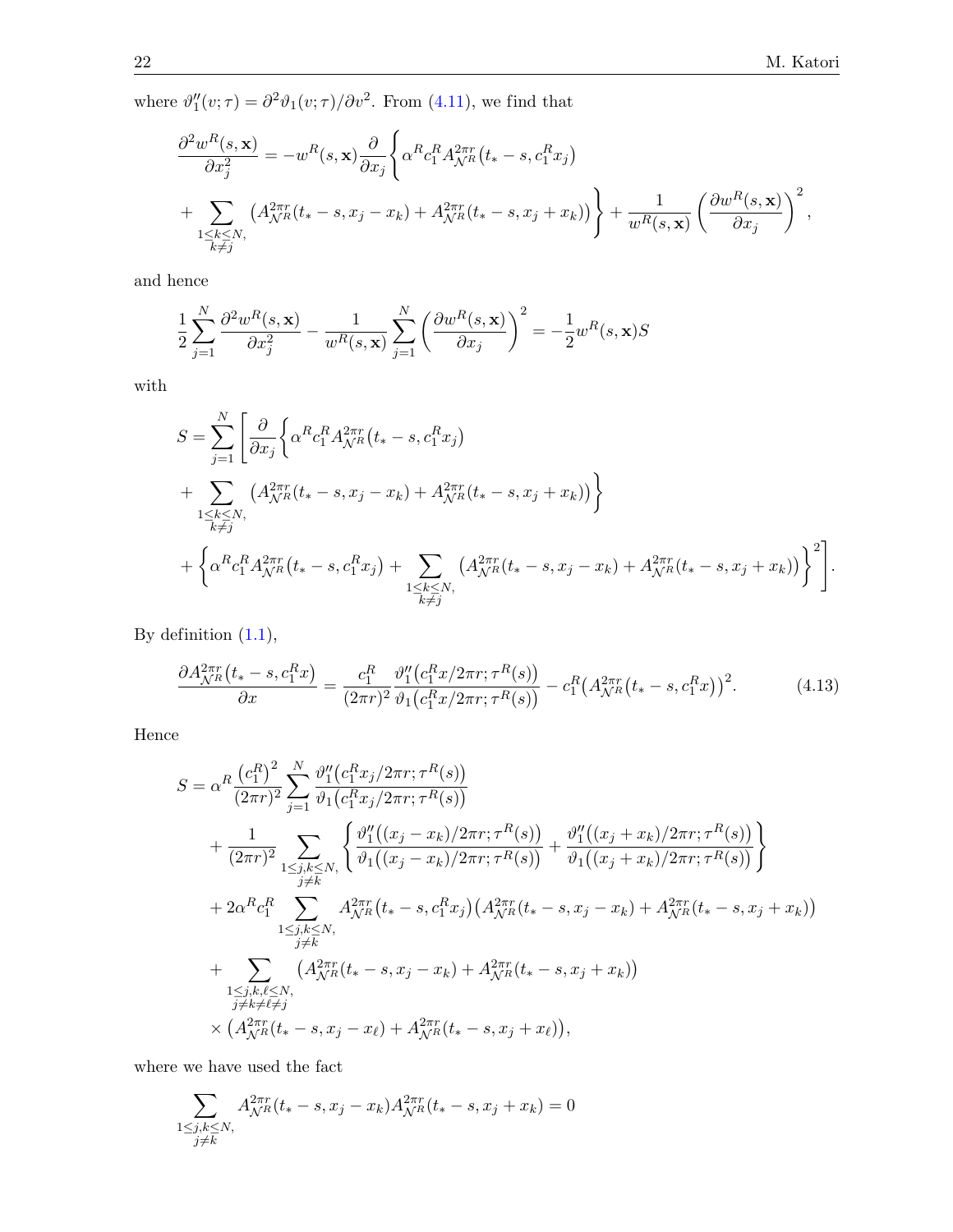where $\vartheta_1''(v;\tau) = \partial^2 \vartheta_1(v;\tau)/\partial v^2$. From (4.11), we find that

$$
\frac{\partial^2 w^R(s,\mathbf{x})}{\partial x_j^2} = -w^R(s,\mathbf{x}) \frac{\partial}{\partial x_j} \Bigg\{ \alpha^R c_1^R A_{\mathcal{N}^R}^{2\pi r}\big(t_* - s, c_1^R x_j\big) + \sum_{\substack{1 \le k \le N, \\ k \neq j}} \big( A_{\mathcal{N}^R}^{2\pi r}(t_* - s, x_j - x_k) + A_{\mathcal{N}^R}^{2\pi r}(t_* - s, x_j + x_k) \big) \Bigg\} + \frac{1}{w^R(s,\mathbf{x})} \left( \frac{\partial w^R(s,\mathbf{x})}{\partial x_j} \right)^2,
$$

and hence

$$
\frac{1}{2} \sum_{j=1}^N \frac{\partial^2 w^R(s,\mathbf{x})}{\partial x_j^2} - \frac{1}{w^R(s,\mathbf{x})} \sum_{j=1}^N \left( \frac{\partial w^R(s,\mathbf{x})}{\partial x_j} \right)^2 = -\frac{1}{2} w^R(s,\mathbf{x}) S
$$

with

$$
\begin{aligned}
S = \sum_{j=1}^N \Bigg[ & \frac{\partial}{\partial x_j} \Bigg\{ \alpha^R c_1^R A_{\mathcal{N}^R}^{2\pi r}\big(t_* - s, c_1^R x_j\big) + \sum_{\substack{1 \le k \le N, \\ k \neq j}} \big( A_{\mathcal{N}^R}^{2\pi r}(t_* - s, x_j - x_k) + A_{\mathcal{N}^R}^{2\pi r}(t_* - s, x_j + x_k) \big) \Bigg\} \\
& + \Bigg\{ \alpha^R c_1^R A_{\mathcal{N}^R}^{2\pi r}\big(t_* - s, c_1^R x_j\big) + \sum_{\substack{1 \le k \le N, \\ k \neq j}} \big( A_{\mathcal{N}^R}^{2\pi r}(t_* - s, x_j - x_k) + A_{\mathcal{N}^R}^{2\pi r}(t_* - s, x_j + x_k) \big) \Bigg\}^2 \Bigg].
\end{aligned}
$$

By definition (1.1),

$$
\frac{\partial A_{\mathcal{N}^R}^{2\pi r}\big(t_* - s, c_1^R x\big)}{\partial x} = \frac{c_1^R}{(2\pi r)^2} \frac{\vartheta_1''\big(c_1^R x/2\pi r; \tau^R(s)\big)}{\vartheta_1\big(c_1^R x/2\pi r; \tau^R(s)\big)} - c_1^R \big( A_{\mathcal{N}^R}^{2\pi r}\big(t_* - s, c_1^R x\big) \big)^2. \tag{4.13}
$$

Hence

$$
\begin{aligned}
S = {} & \alpha^R \frac{\big(c_1^R\big)^2}{(2\pi r)^2} \sum_{j=1}^N \frac{\vartheta_1''\big(c_1^R x_j/2\pi r; \tau^R(s)\big)}{\vartheta_1\big(c_1^R x_j/2\pi r; \tau^R(s)\big)} \\
& + \frac{1}{(2\pi r)^2} \sum_{\substack{1 \le j,k \le N, \\ j \neq k}} \left\{ \frac{\vartheta_1''\big((x_j - x_k)/2\pi r; \tau^R(s)\big)}{\vartheta_1\big((x_j - x_k)/2\pi r; \tau^R(s)\big)} + \frac{\vartheta_1''\big((x_j + x_k)/2\pi r; \tau^R(s)\big)}{\vartheta_1\big((x_j + x_k)/2\pi r; \tau^R(s)\big)} \right\} \\
& + 2\alpha^R c_1^R \sum_{\substack{1 \le j,k \le N, \\ j \neq k}} A_{\mathcal{N}^R}^{2\pi r}\big(t_* - s, c_1^R x_j\big) \big( A_{\mathcal{N}^R}^{2\pi r}(t_* - s, x_j - x_k) + A_{\mathcal{N}^R}^{2\pi r}(t_* - s, x_j + x_k) \big) \\
& + \sum_{\substack{1 \le j,k,\ell \le N, \\ j \neq k \neq \ell \neq j}} \big( A_{\mathcal{N}^R}^{2\pi r}(t_* - s, x_j - x_k) + A_{\mathcal{N}^R}^{2\pi r}(t_* - s, x_j + x_k) \big) \\
& \quad \times \big( A_{\mathcal{N}^R}^{2\pi r}(t_* - s, x_j - x_\ell) + A_{\mathcal{N}^R}^{2\pi r}(t_* - s, x_j + x_\ell) \big),
\end{aligned}
$$

where we have used the fact

$$
\sum_{\substack{1 \le j,k \le N, \\ j \neq k}} A_{\mathcal{N}^R}^{2\pi r}(t_* - s, x_j - x_k) A_{\mathcal{N}^R}^{2\pi r}(t_* - s, x_j + x_k) = 0
$$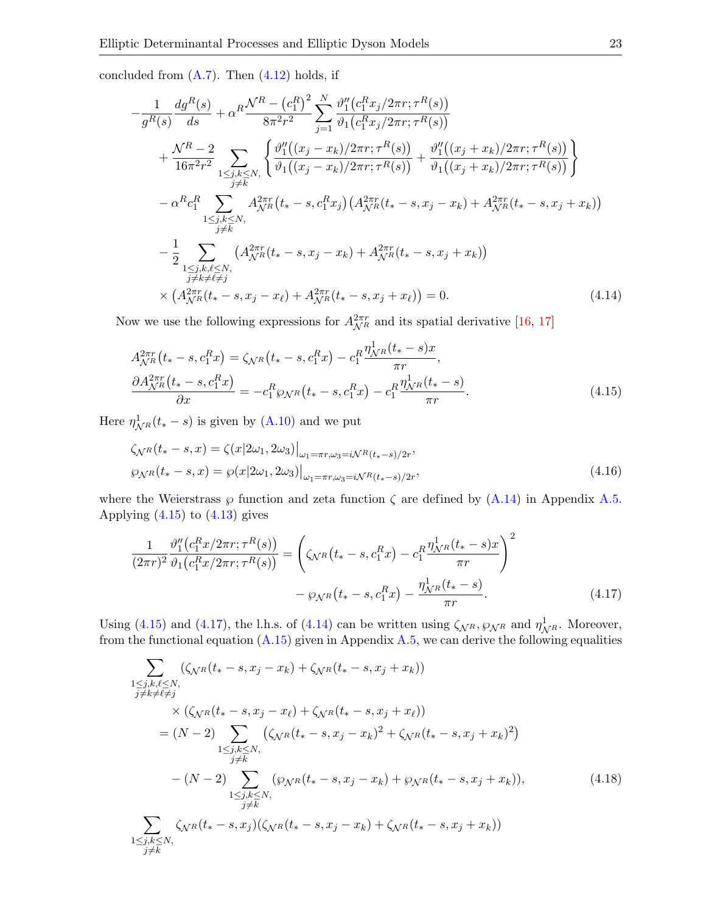concluded from (A.7). Then (4.12) holds, if

$$
\begin{aligned}
&-\frac{1}{g^R(s)}\frac{dg^R(s)}{ds} + \alpha^R \frac{\mathcal{N}^R - (c_1^R)^2}{8\pi^2 r^2} \sum_{j=1}^N \frac{\vartheta_1''(c_1^R x_j/2\pi r;\tau^R(s))}{\vartheta_1(c_1^R x_j/2\pi r;\tau^R(s))} \\
&\quad + \frac{\mathcal{N}^R - 2}{16\pi^2 r^2} \sum_{\substack{1\le j,k\le N,\\ j\neq k}} \left\{ \frac{\vartheta_1''((x_j-x_k)/2\pi r;\tau^R(s))}{\vartheta_1((x_j-x_k)/2\pi r;\tau^R(s))} + \frac{\vartheta_1''((x_j+x_k)/2\pi r;\tau^R(s))}{\vartheta_1((x_j+x_k)/2\pi r;\tau^R(s))} \right\} \\
&\quad - \alpha^R c_1^R \sum_{\substack{1\le j,k\le N,\\ j\neq k}} A_{\mathcal{N}^R}^{2\pi r}(t_*-s, c_1^R x_j)\big(A_{\mathcal{N}^R}^{2\pi r}(t_*-s, x_j-x_k) + A_{\mathcal{N}^R}^{2\pi r}(t_*-s, x_j+x_k)\big) \\
&\quad - \frac{1}{2} \sum_{\substack{1\le j,k,\ell\le N,\\ j\neq k\neq \ell\neq j}} \big(A_{\mathcal{N}^R}^{2\pi r}(t_*-s, x_j-x_k) + A_{\mathcal{N}^R}^{2\pi r}(t_*-s, x_j+x_k)\big) \\
&\quad \times \big(A_{\mathcal{N}^R}^{2\pi r}(t_*-s, x_j-x_\ell) + A_{\mathcal{N}^R}^{2\pi r}(t_*-s, x_j+x_\ell)\big) = 0.
\end{aligned}
\tag{4.14}
$$

Now we use the following expressions for $A_{\mathcal{N}^R}^{2\pi r}$ and its spatial derivative [16, 17]

$$
\begin{aligned}
A_{\mathcal{N}^R}^{2\pi r}(t_*-s, c_1^R x) &= \zeta_{\mathcal{N}^R}(t_*-s, c_1^R x) - c_1^R \frac{\eta_{\mathcal{N}^R}^1(t_*-s)x}{\pi r}, \\
\frac{\partial A_{\mathcal{N}^R}^{2\pi r}(t_*-s, c_1^R x)}{\partial x} &= -c_1^R \wp_{\mathcal{N}^R}(t_*-s, c_1^R x) - c_1^R \frac{\eta_{\mathcal{N}^R}^1(t_*-s)}{\pi r}.
\end{aligned}
\tag{4.15}
$$

Here $\eta_{\mathcal{N}^R}^1(t_*-s)$ is given by (A.10) and we put

$$
\begin{aligned}
\zeta_{\mathcal{N}^R}(t_*-s, x) &= \zeta(x|2\omega_1, 2\omega_3)\big|_{\omega_1=\pi r, \omega_3 = i\mathcal{N}^R(t_*-s)/2r}, \\
\wp_{\mathcal{N}^R}(t_*-s, x) &= \wp(x|2\omega_1, 2\omega_3)\big|_{\omega_1=\pi r, \omega_3 = i\mathcal{N}^R(t_*-s)/2r},
\end{aligned}
\tag{4.16}
$$

where the Weierstrass $\wp$ function and zeta function $\zeta$ are defined by (A.14) in Appendix A.5. Applying (4.15) to (4.13) gives

$$
\begin{aligned}
\frac{1}{(2\pi r)^2}\frac{\vartheta_1''(c_1^R x/2\pi r;\tau^R(s))}{\vartheta_1(c_1^R x/2\pi r;\tau^R(s))} &= \left(\zeta_{\mathcal{N}^R}(t_*-s, c_1^R x) - c_1^R \frac{\eta_{\mathcal{N}^R}^1(t_*-s)x}{\pi r}\right)^2 \\
&\qquad - \wp_{\mathcal{N}^R}(t_*-s, c_1^R x) - \frac{\eta_{\mathcal{N}^R}^1(t_*-s)}{\pi r}.
\end{aligned}
\tag{4.17}
$$

Using (4.15) and (4.17), the l.h.s. of (4.14) can be written using $\zeta_{\mathcal{N}^R}, \wp_{\mathcal{N}^R}$ and $\eta_{\mathcal{N}^R}^1$. Moreover, from the functional equation (A.15) given in Appendix A.5, we can derive the following equalities

$$
\begin{aligned}
&\sum_{\substack{1\le j,k,\ell\le N,\\ j\neq k\neq \ell\neq j}} (\zeta_{\mathcal{N}^R}(t_*-s, x_j-x_k) + \zeta_{\mathcal{N}^R}(t_*-s, x_j+x_k)) \\
&\qquad \times (\zeta_{\mathcal{N}^R}(t_*-s, x_j-x_\ell) + \zeta_{\mathcal{N}^R}(t_*-s, x_j+x_\ell)) \\
&\quad = (N-2) \sum_{\substack{1\le j,k\le N,\\ j\neq k}} \big(\zeta_{\mathcal{N}^R}(t_*-s, x_j-x_k)^2 + \zeta_{\mathcal{N}^R}(t_*-s, x_j+x_k)^2\big) \\
&\qquad - (N-2) \sum_{\substack{1\le j,k\le N,\\ j\neq k}} (\wp_{\mathcal{N}^R}(t_*-s, x_j-x_k) + \wp_{\mathcal{N}^R}(t_*-s, x_j+x_k)),
\end{aligned}
\tag{4.18}
$$

$$
\sum_{\substack{1\le j,k\le N,\\ j\neq k}} \zeta_{\mathcal{N}^R}(t_*-s, x_j)(\zeta_{\mathcal{N}^R}(t_*-s, x_j-x_k) + \zeta_{\mathcal{N}^R}(t_*-s, x_j+x_k))
$$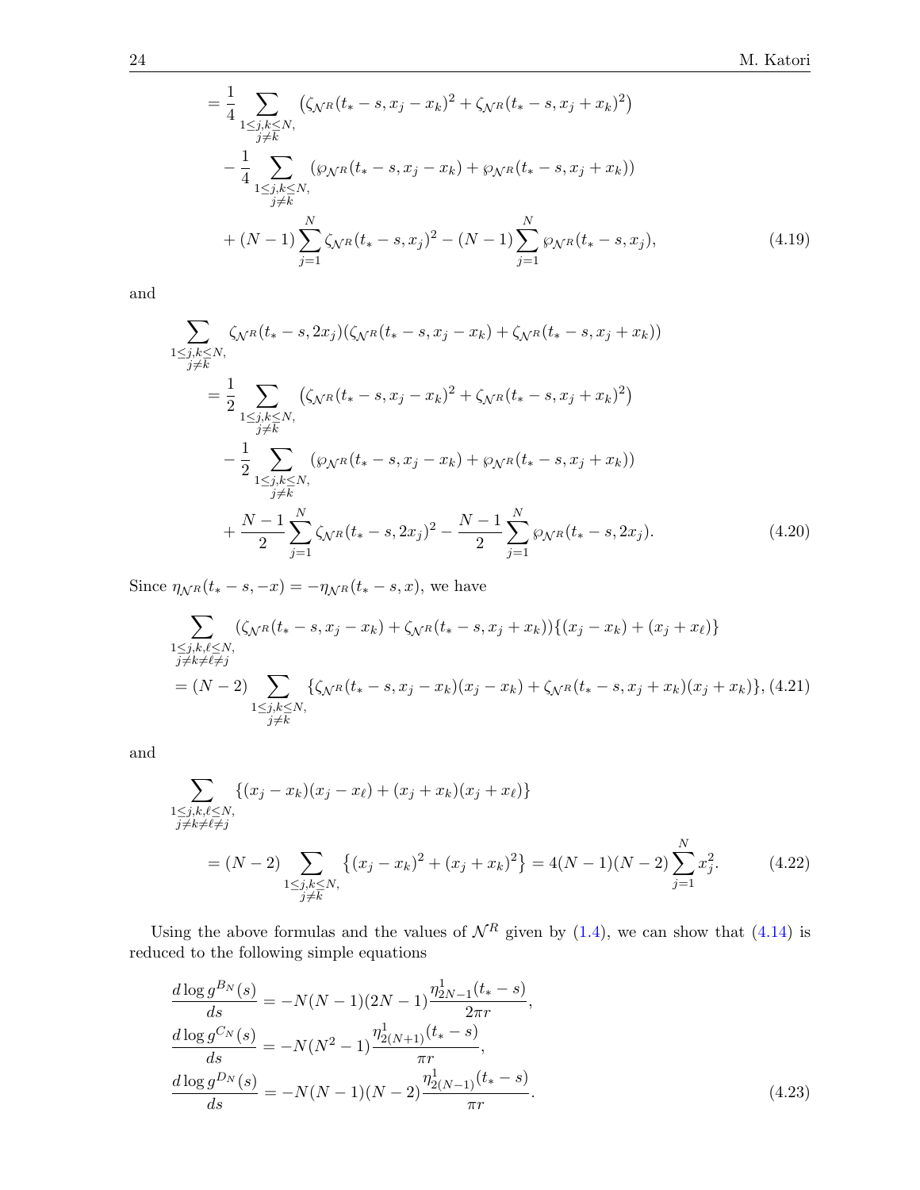$$
\begin{aligned}
&= \frac{1}{4} \sum_{\substack{1 \le j,k \le N, \\ j \ne k}} \left( \zeta_{\mathcal{N}^R}(t_* - s, x_j - x_k)^2 + \zeta_{\mathcal{N}^R}(t_* - s, x_j + x_k)^2 \right) \\
&\quad - \frac{1}{4} \sum_{\substack{1 \le j,k \le N, \\ j \ne k}} \left( \wp_{\mathcal{N}^R}(t_* - s, x_j - x_k) + \wp_{\mathcal{N}^R}(t_* - s, x_j + x_k) \right) \\
&\quad + (N-1) \sum_{j=1}^{N} \zeta_{\mathcal{N}^R}(t_* - s, x_j)^2 - (N-1) \sum_{j=1}^{N} \wp_{\mathcal{N}^R}(t_* - s, x_j),
\end{aligned} \tag{4.19}
$$

and

$$
\begin{aligned}
&\sum_{\substack{1 \le j,k \le N, \\ j \ne k}} \zeta_{\mathcal{N}^R}(t_* - s, 2x_j) \left( \zeta_{\mathcal{N}^R}(t_* - s, x_j - x_k) + \zeta_{\mathcal{N}^R}(t_* - s, x_j + x_k) \right) \\
&\quad = \frac{1}{2} \sum_{\substack{1 \le j,k \le N, \\ j \ne k}} \left( \zeta_{\mathcal{N}^R}(t_* - s, x_j - x_k)^2 + \zeta_{\mathcal{N}^R}(t_* - s, x_j + x_k)^2 \right) \\
&\quad\quad - \frac{1}{2} \sum_{\substack{1 \le j,k \le N, \\ j \ne k}} \left( \wp_{\mathcal{N}^R}(t_* - s, x_j - x_k) + \wp_{\mathcal{N}^R}(t_* - s, x_j + x_k) \right) \\
&\quad\quad + \frac{N-1}{2} \sum_{j=1}^{N} \zeta_{\mathcal{N}^R}(t_* - s, 2x_j)^2 - \frac{N-1}{2} \sum_{j=1}^{N} \wp_{\mathcal{N}^R}(t_* - s, 2x_j).
\end{aligned} \tag{4.20}
$$

Since $\eta_{\mathcal{N}^R}(t_* - s, -x) = -\eta_{\mathcal{N}^R}(t_* - s, x)$, we have

$$
\begin{aligned}
&\sum_{\substack{1 \le j,k,\ell \le N, \\ j \ne k \ne \ell \ne j}} \left( \zeta_{\mathcal{N}^R}(t_* - s, x_j - x_k) + \zeta_{\mathcal{N}^R}(t_* - s, x_j + x_k) \right) \{ (x_j - x_k) + (x_j + x_\ell) \} \\
&= (N-2) \sum_{\substack{1 \le j,k \le N, \\ j \ne k}} \{ \zeta_{\mathcal{N}^R}(t_* - s, x_j - x_k)(x_j - x_k) + \zeta_{\mathcal{N}^R}(t_* - s, x_j + x_k)(x_j + x_k) \},
\end{aligned} \tag{4.21}
$$

and

$$
\begin{aligned}
&\sum_{\substack{1 \le j,k,\ell \le N, \\ j \ne k \ne \ell \ne j}} \{ (x_j - x_k)(x_j - x_\ell) + (x_j + x_k)(x_j + x_\ell) \} \\
&\quad = (N-2) \sum_{\substack{1 \le j,k \le N, \\ j \ne k}} \left\{ (x_j - x_k)^2 + (x_j + x_k)^2 \right\} = 4(N-1)(N-2) \sum_{j=1}^{N} x_j^2.
\end{aligned} \tag{4.22}
$$

Using the above formulas and the values of $\mathcal{N}^R$ given by (1.4), we can show that (4.14) is reduced to the following simple equations

$$
\begin{aligned}
\frac{d \log g^{B_N}(s)}{ds} &= -N(N-1)(2N-1) \frac{\eta^1_{2N-1}(t_* - s)}{2\pi r}, \\
\frac{d \log g^{C_N}(s)}{ds} &= -N(N^2-1) \frac{\eta^1_{2(N+1)}(t_* - s)}{\pi r}, \\
\frac{d \log g^{D_N}(s)}{ds} &= -N(N-1)(N-2) \frac{\eta^1_{2(N-1)}(t_* - s)}{\pi r}.
\end{aligned} \tag{4.23}
$$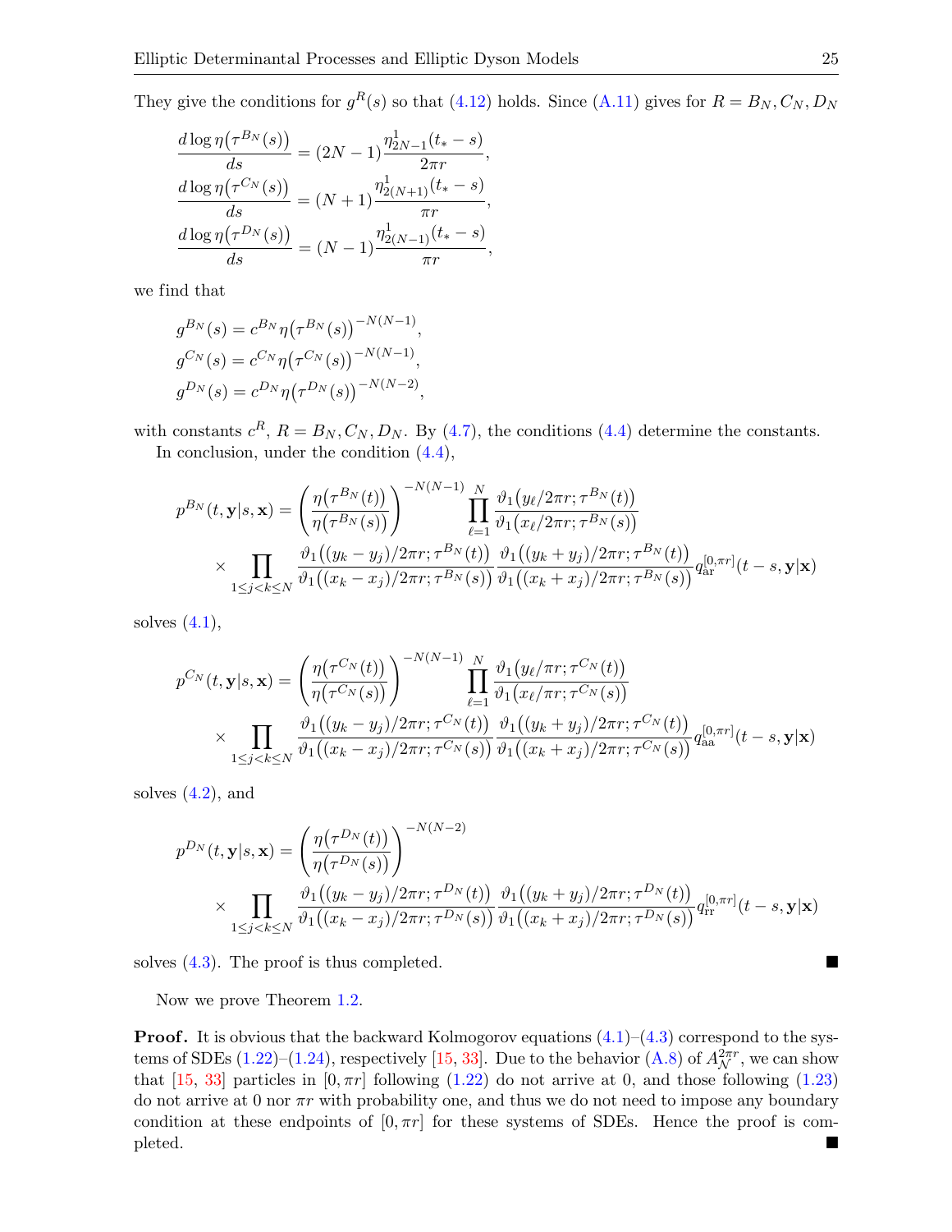They give the conditions for $g^R(s)$ so that (4.12) holds. Since (A.11) gives for $R = B_N, C_N, D_N$

$$
\begin{aligned}
\frac{d \log \eta\big(\tau^{B_N}(s)\big)}{ds} &= (2N-1) \frac{\eta^1_{2N-1}(t_* - s)}{2\pi r}, \\
\frac{d \log \eta\big(\tau^{C_N}(s)\big)}{ds} &= (N+1) \frac{\eta^1_{2(N+1)}(t_* - s)}{\pi r}, \\
\frac{d \log \eta\big(\tau^{D_N}(s)\big)}{ds} &= (N-1) \frac{\eta^1_{2(N-1)}(t_* - s)}{\pi r},
\end{aligned}
$$

we find that

$$
\begin{aligned}
g^{B_N}(s) &= c^{B_N} \eta\big(\tau^{B_N}(s)\big)^{-N(N-1)}, \\
g^{C_N}(s) &= c^{C_N} \eta\big(\tau^{C_N}(s)\big)^{-N(N-1)}, \\
g^{D_N}(s) &= c^{D_N} \eta\big(\tau^{D_N}(s)\big)^{-N(N-2)},
\end{aligned}
$$

with constants $c^R$, $R = B_N, C_N, D_N$. By (4.7), the conditions (4.4) determine the constants.

In conclusion, under the condition (4.4),

$$
\begin{aligned}
p^{B_N}(t, \mathbf{y}|s, \mathbf{x}) &= \left( \frac{\eta\big(\tau^{B_N}(t)\big)}{\eta\big(\tau^{B_N}(s)\big)} \right)^{-N(N-1)} \prod_{\ell=1}^{N} \frac{\vartheta_1\big(y_\ell/2\pi r; \tau^{B_N}(t)\big)}{\vartheta_1\big(x_\ell/2\pi r; \tau^{B_N}(s)\big)} \\
&\quad \times \prod_{1 \le j < k \le N} \frac{\vartheta_1\big((y_k - y_j)/2\pi r; \tau^{B_N}(t)\big)}{\vartheta_1\big((x_k - x_j)/2\pi r; \tau^{B_N}(s)\big)} \frac{\vartheta_1\big((y_k + y_j)/2\pi r; \tau^{B_N}(t)\big)}{\vartheta_1\big((x_k + x_j)/2\pi r; \tau^{B_N}(s)\big)} q^{[0,\pi r]}_{\mathrm{ar}}(t - s, \mathbf{y}|\mathbf{x})
\end{aligned}
$$

solves (4.1),

$$
\begin{aligned}
p^{C_N}(t, \mathbf{y}|s, \mathbf{x}) &= \left( \frac{\eta\big(\tau^{C_N}(t)\big)}{\eta\big(\tau^{C_N}(s)\big)} \right)^{-N(N-1)} \prod_{\ell=1}^{N} \frac{\vartheta_1\big(y_\ell/\pi r; \tau^{C_N}(t)\big)}{\vartheta_1\big(x_\ell/\pi r; \tau^{C_N}(s)\big)} \\
&\quad \times \prod_{1 \le j < k \le N} \frac{\vartheta_1\big((y_k - y_j)/2\pi r; \tau^{C_N}(t)\big)}{\vartheta_1\big((x_k - x_j)/2\pi r; \tau^{C_N}(s)\big)} \frac{\vartheta_1\big((y_k + y_j)/2\pi r; \tau^{C_N}(t)\big)}{\vartheta_1\big((x_k + x_j)/2\pi r; \tau^{C_N}(s)\big)} q^{[0,\pi r]}_{\mathrm{aa}}(t - s, \mathbf{y}|\mathbf{x})
\end{aligned}
$$

solves (4.2), and

$$
\begin{aligned}
p^{D_N}(t, \mathbf{y}|s, \mathbf{x}) &= \left( \frac{\eta\big(\tau^{D_N}(t)\big)}{\eta\big(\tau^{D_N}(s)\big)} \right)^{-N(N-2)} \\
&\quad \times \prod_{1 \le j < k \le N} \frac{\vartheta_1\big((y_k - y_j)/2\pi r; \tau^{D_N}(t)\big)}{\vartheta_1\big((x_k - x_j)/2\pi r; \tau^{D_N}(s)\big)} \frac{\vartheta_1\big((y_k + y_j)/2\pi r; \tau^{D_N}(t)\big)}{\vartheta_1\big((x_k + x_j)/2\pi r; \tau^{D_N}(s)\big)} q^{[0,\pi r]}_{\mathrm{rr}}(t - s, \mathbf{y}|\mathbf{x})
\end{aligned}
$$

solves (4.3). The proof is thus completed. ■

Now we prove Theorem 1.2.

**Proof.** It is obvious that the backward Kolmogorov equations (4.1)–(4.3) correspond to the systems of SDEs (1.22)–(1.24), respectively [15, 33]. Due to the behavior (A.8) of $A^{2\pi r}_{\mathcal{N}}$, we can show that [15, 33] particles in $[0, \pi r]$ following (1.22) do not arrive at 0, and those following (1.23) do not arrive at 0 nor $\pi r$ with probability one, and thus we do not need to impose any boundary condition at these endpoints of $[0, \pi r]$ for these systems of SDEs. Hence the proof is completed. ■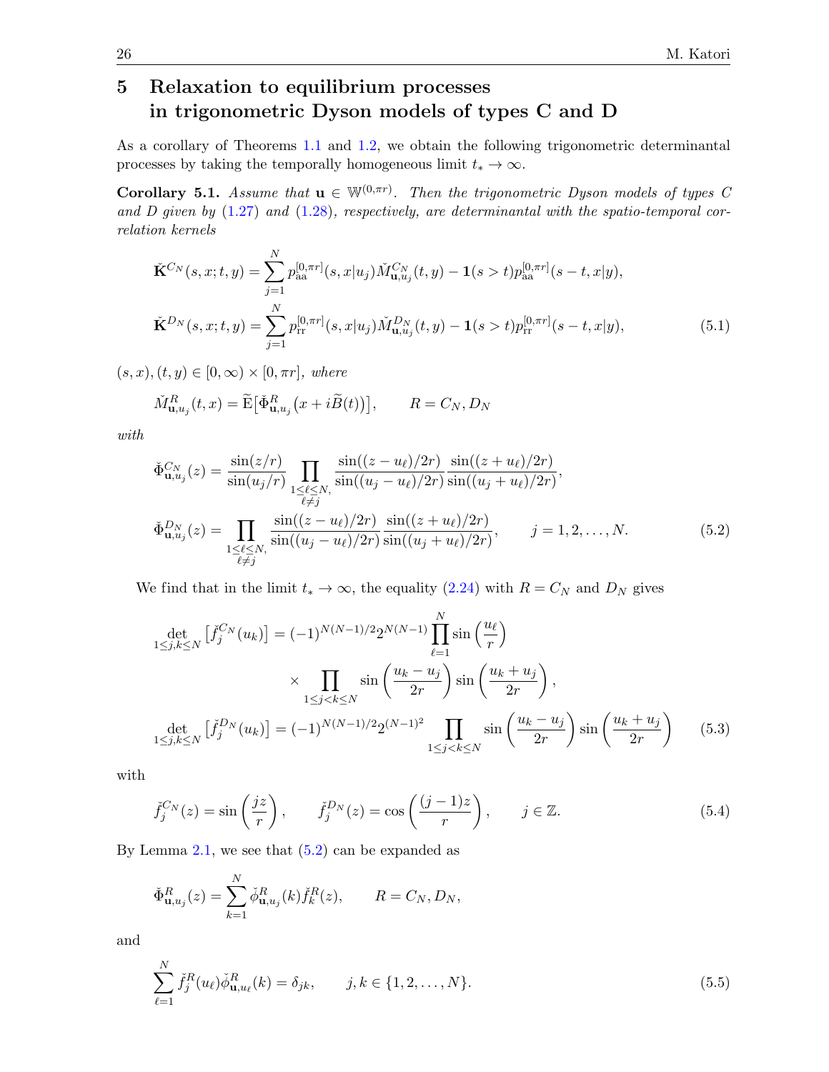## 5 Relaxation to equilibrium processes in trigonometric Dyson models of types C and D

As a corollary of Theorems 1.1 and 1.2, we obtain the following trigonometric determinantal processes by taking the temporally homogeneous limit $t_* \to \infty$.

**Corollary 5.1.** *Assume that $\mathbf{u} \in \mathbb{W}^{(0,\pi r)}$. Then the trigonometric Dyson models of types C and D given by (1.27) and (1.28), respectively, are determinantal with the spatio-temporal correlation kernels*

$$
\begin{aligned}
\check{\mathbf{K}}^{C_N}(s,x;t,y) &= \sum_{j=1}^{N} p_{\mathrm{aa}}^{[0,\pi r]}(s,x|u_j)\check{M}^{C_N}_{\mathbf{u},u_j}(t,y) - \mathbf{1}(s>t)p_{\mathrm{aa}}^{[0,\pi r]}(s-t,x|y),\\
\check{\mathbf{K}}^{D_N}(s,x;t,y) &= \sum_{j=1}^{N} p_{\mathrm{rr}}^{[0,\pi r]}(s,x|u_j)\check{M}^{D_N}_{\mathbf{u},u_j}(t,y) - \mathbf{1}(s>t)p_{\mathrm{rr}}^{[0,\pi r]}(s-t,x|y),
\end{aligned}
\tag{5.1}
$$

*$(s,x),(t,y) \in [0,\infty)\times[0,\pi r]$, where*

$$
\check{M}^{R}_{\mathbf{u},u_j}(t,x) = \widetilde{\mathrm{E}}\big[\check{\Phi}^{R}_{\mathbf{u},u_j}\big(x+i\widetilde{B}(t)\big)\big], \qquad R = C_N, D_N
$$

*with*

$$
\begin{aligned}
\check{\Phi}^{C_N}_{\mathbf{u},u_j}(z) &= \frac{\sin(z/r)}{\sin(u_j/r)} \prod_{\substack{1\le \ell \le N,\\ \ell\neq j}} \frac{\sin((z-u_\ell)/2r)}{\sin((u_j-u_\ell)/2r)} \frac{\sin((z+u_\ell)/2r)}{\sin((u_j+u_\ell)/2r)},\\
\check{\Phi}^{D_N}_{\mathbf{u},u_j}(z) &= \prod_{\substack{1\le \ell \le N,\\ \ell\neq j}} \frac{\sin((z-u_\ell)/2r)}{\sin((u_j-u_\ell)/2r)} \frac{\sin((z+u_\ell)/2r)}{\sin((u_j+u_\ell)/2r)}, \qquad j=1,2,\dots,N.
\end{aligned}
\tag{5.2}
$$

We find that in the limit $t_* \to \infty$, the equality (2.24) with $R = C_N$ and $D_N$ gives

$$
\begin{aligned}
\det_{1\le j,k\le N}\big[\check{f}^{C_N}_j(u_k)\big] &= (-1)^{N(N-1)/2} 2^{N(N-1)} \prod_{\ell=1}^{N} \sin\left(\frac{u_\ell}{r}\right)\\
&\qquad \times \prod_{1\le j<k\le N} \sin\left(\frac{u_k-u_j}{2r}\right)\sin\left(\frac{u_k+u_j}{2r}\right),\\
\det_{1\le j,k\le N}\big[\check{f}^{D_N}_j(u_k)\big] &= (-1)^{N(N-1)/2} 2^{(N-1)^2} \prod_{1\le j<k\le N} \sin\left(\frac{u_k-u_j}{2r}\right)\sin\left(\frac{u_k+u_j}{2r}\right)
\end{aligned}
\tag{5.3}
$$

with

$$
\check{f}^{C_N}_j(z) = \sin\left(\frac{jz}{r}\right), \qquad \check{f}^{D_N}_j(z) = \cos\left(\frac{(j-1)z}{r}\right), \qquad j\in\mathbb{Z}.
\tag{5.4}
$$

By Lemma 2.1, we see that (5.2) can be expanded as

$$
\check{\Phi}^{R}_{\mathbf{u},u_j}(z) = \sum_{k=1}^{N} \check{\phi}^{R}_{\mathbf{u},u_j}(k)\check{f}^{R}_k(z), \qquad R = C_N, D_N,
$$

and

$$
\sum_{\ell=1}^{N} \check{f}^{R}_j(u_\ell)\check{\phi}^{R}_{\mathbf{u},u_\ell}(k) = \delta_{jk}, \qquad j,k\in\{1,2,\dots,N\}.
\tag{5.5}
$$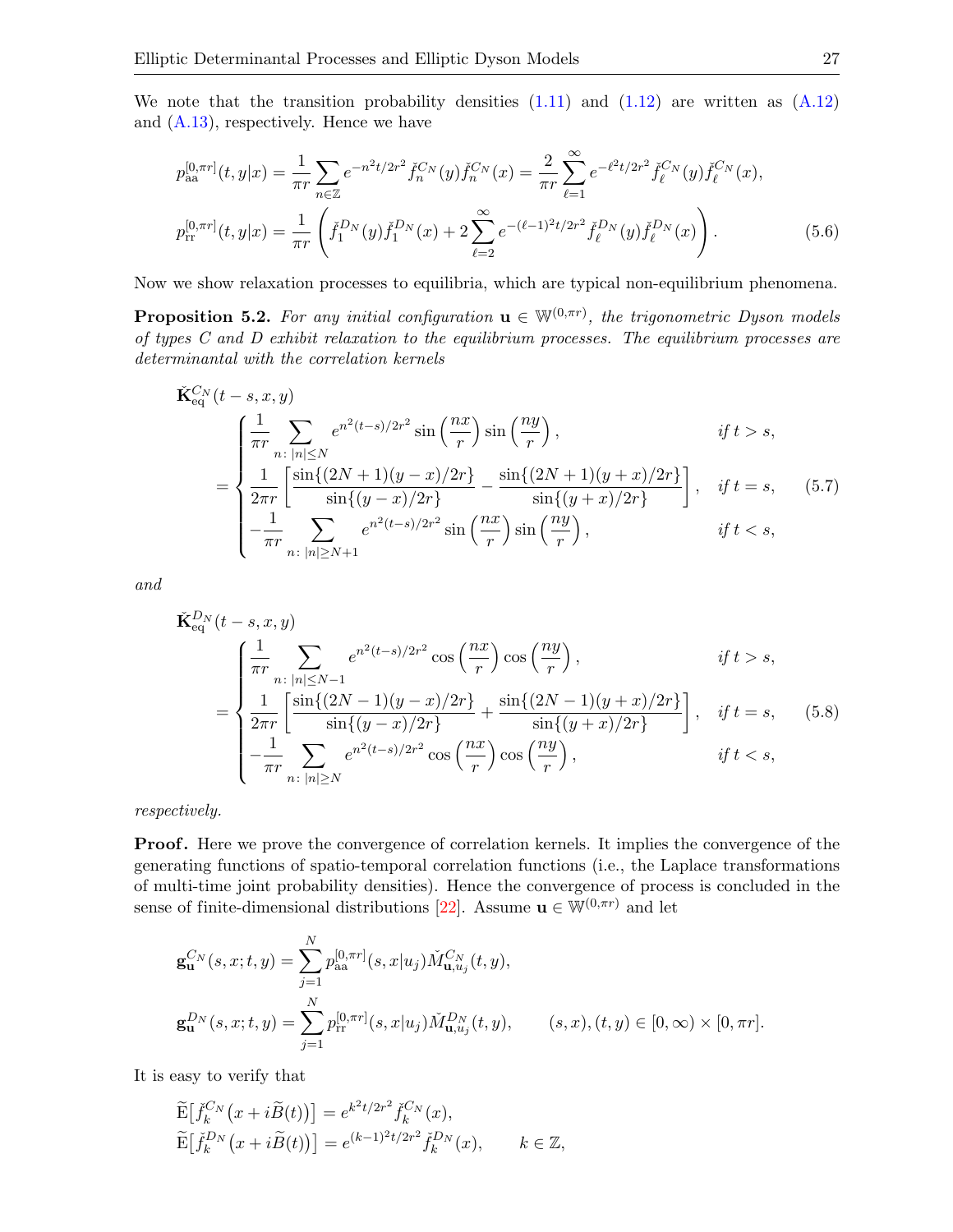We note that the transition probability densities (1.11) and (1.12) are written as (A.12) and (A.13), respectively. Hence we have

$$
\begin{aligned}
p_{\rm aa}^{[0,\pi r]}(t,y|x) &= \frac{1}{\pi r}\sum_{n\in\mathbb{Z}} e^{-n^2t/2r^2}\check{f}_n^{C_N}(y)\check{f}_n^{C_N}(x) = \frac{2}{\pi r}\sum_{\ell=1}^{\infty} e^{-\ell^2 t/2r^2}\check{f}_\ell^{C_N}(y)\check{f}_\ell^{C_N}(x),\\
p_{\rm rr}^{[0,\pi r]}(t,y|x) &= \frac{1}{\pi r}\left(\check{f}_1^{D_N}(y)\check{f}_1^{D_N}(x) + 2\sum_{\ell=2}^{\infty} e^{-(\ell-1)^2t/2r^2}\check{f}_\ell^{D_N}(y)\check{f}_\ell^{D_N}(x)\right).
\end{aligned}
\tag{5.6}
$$

Now we show relaxation processes to equilibria, which are typical non-equilibrium phenomena.

**Proposition 5.2.** *For any initial configuration $\mathbf{u} \in \mathbb{W}^{(0,\pi r)}$, the trigonometric Dyson models of types C and D exhibit relaxation to the equilibrium processes. The equilibrium processes are determinantal with the correlation kernels*

$$
\check{\mathbf{K}}_{\rm eq}^{C_N}(t-s,x,y)
= \begin{cases}
\displaystyle \frac{1}{\pi r}\sum_{n:\,|n|\le N} e^{n^2(t-s)/2r^2}\sin\left(\frac{nx}{r}\right)\sin\left(\frac{ny}{r}\right), & \text{if } t>s,\\[2ex]
\displaystyle \frac{1}{2\pi r}\left[\frac{\sin\{(2N+1)(y-x)/2r\}}{\sin\{(y-x)/2r\}} - \frac{\sin\{(2N+1)(y+x)/2r\}}{\sin\{(y+x)/2r\}}\right], & \text{if } t=s,\\[2ex]
\displaystyle -\frac{1}{\pi r}\sum_{n:\,|n|\ge N+1} e^{n^2(t-s)/2r^2}\sin\left(\frac{nx}{r}\right)\sin\left(\frac{ny}{r}\right), & \text{if } t<s,
\end{cases}
\tag{5.7}
$$

*and*

$$
\check{\mathbf{K}}_{\rm eq}^{D_N}(t-s,x,y)
= \begin{cases}
\displaystyle \frac{1}{\pi r}\sum_{n:\,|n|\le N-1} e^{n^2(t-s)/2r^2}\cos\left(\frac{nx}{r}\right)\cos\left(\frac{ny}{r}\right), & \text{if } t>s,\\[2ex]
\displaystyle \frac{1}{2\pi r}\left[\frac{\sin\{(2N-1)(y-x)/2r\}}{\sin\{(y-x)/2r\}} + \frac{\sin\{(2N-1)(y+x)/2r\}}{\sin\{(y+x)/2r\}}\right], & \text{if } t=s,\\[2ex]
\displaystyle -\frac{1}{\pi r}\sum_{n:\,|n|\ge N} e^{n^2(t-s)/2r^2}\cos\left(\frac{nx}{r}\right)\cos\left(\frac{ny}{r}\right), & \text{if } t<s,
\end{cases}
\tag{5.8}
$$

*respectively.*

**Proof.** Here we prove the convergence of correlation kernels. It implies the convergence of the generating functions of spatio-temporal correlation functions (i.e., the Laplace transformations of multi-time joint probability densities). Hence the convergence of process is concluded in the sense of finite-dimensional distributions [22]. Assume $\mathbf{u} \in \mathbb{W}^{(0,\pi r)}$ and let

$$
\begin{aligned}
\mathbf{g}_{\mathbf{u}}^{C_N}(s,x;t,y) &= \sum_{j=1}^{N} p_{\rm aa}^{[0,\pi r]}(s,x|u_j)\check{M}_{\mathbf{u},u_j}^{C_N}(t,y),\\
\mathbf{g}_{\mathbf{u}}^{D_N}(s,x;t,y) &= \sum_{j=1}^{N} p_{\rm rr}^{[0,\pi r]}(s,x|u_j)\check{M}_{\mathbf{u},u_j}^{D_N}(t,y), \qquad (s,x),(t,y)\in[0,\infty)\times[0,\pi r].
\end{aligned}
$$

It is easy to verify that

$$
\begin{aligned}
&\widetilde{\rm E}\big[\check{f}_k^{C_N}\big(x+i\widetilde{B}(t)\big)\big] = e^{k^2t/2r^2}\check{f}_k^{C_N}(x),\\
&\widetilde{\rm E}\big[\check{f}_k^{D_N}\big(x+i\widetilde{B}(t)\big)\big] = e^{(k-1)^2t/2r^2}\check{f}_k^{D_N}(x), \qquad k\in\mathbb{Z},
\end{aligned}
$$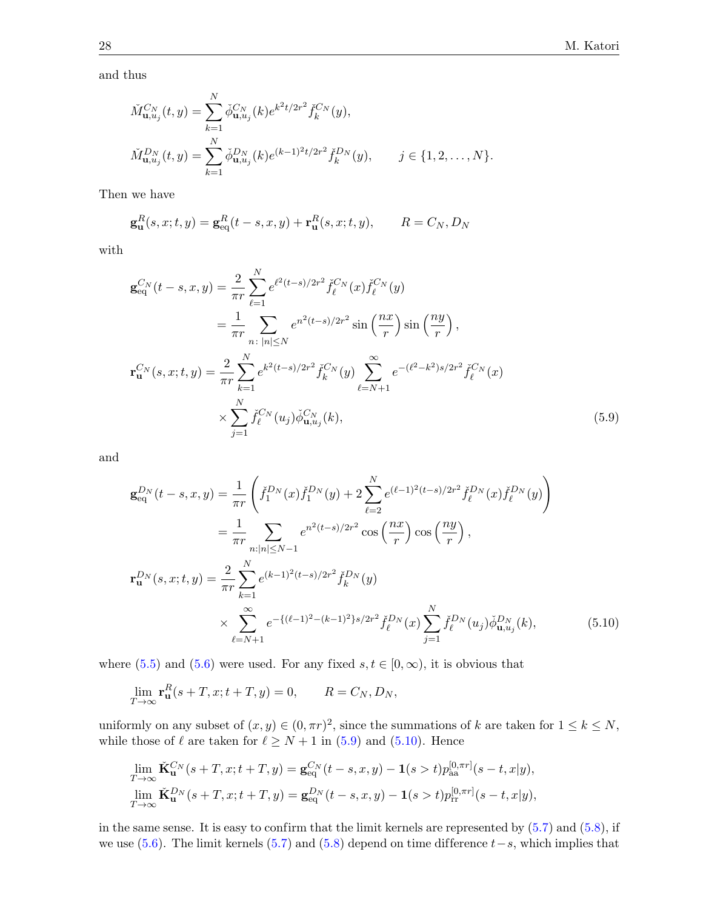and thus

$$
\check{M}^{C_N}_{\mathbf{u},u_j}(t,y) = \sum_{k=1}^{N} \check{\phi}^{C_N}_{\mathbf{u},u_j}(k) e^{k^2 t/2r^2} \check{f}^{C_N}_k(y),
$$

$$
\check{M}^{D_N}_{\mathbf{u},u_j}(t,y) = \sum_{k=1}^{N} \check{\phi}^{D_N}_{\mathbf{u},u_j}(k) e^{(k-1)^2 t/2r^2} \check{f}^{D_N}_k(y), \qquad j \in \{1,2,\dots,N\}.
$$

Then we have

$$
\mathbf{g}^R_{\mathbf{u}}(s,x;t,y) = \mathbf{g}^R_{\mathrm{eq}}(t-s,x,y) + \mathbf{r}^R_{\mathbf{u}}(s,x;t,y), \qquad R = C_N, D_N
$$

with

$$
\begin{aligned}
\mathbf{g}^{C_N}_{\mathrm{eq}}(t-s,x,y) &= \frac{2}{\pi r} \sum_{\ell=1}^{N} e^{\ell^2(t-s)/2r^2} \check{f}^{C_N}_\ell(x) \check{f}^{C_N}_\ell(y) \\
&= \frac{1}{\pi r} \sum_{n:\,|n|\le N} e^{n^2(t-s)/2r^2} \sin\left(\frac{nx}{r}\right) \sin\left(\frac{ny}{r}\right), \\
\mathbf{r}^{C_N}_{\mathbf{u}}(s,x;t,y) &= \frac{2}{\pi r} \sum_{k=1}^{N} e^{k^2(t-s)/2r^2} \check{f}^{C_N}_k(y) \sum_{\ell=N+1}^{\infty} e^{-(\ell^2-k^2)s/2r^2} \check{f}^{C_N}_\ell(x) \\
&\quad \times \sum_{j=1}^{N} \check{f}^{C_N}_\ell(u_j) \check{\phi}^{C_N}_{\mathbf{u},u_j}(k),
\end{aligned} \tag{5.9}
$$

and

$$
\begin{aligned}
\mathbf{g}^{D_N}_{\mathrm{eq}}(t-s,x,y) &= \frac{1}{\pi r} \left( \check{f}^{D_N}_1(x) \check{f}^{D_N}_1(y) + 2 \sum_{\ell=2}^{N} e^{(\ell-1)^2(t-s)/2r^2} \check{f}^{D_N}_\ell(x) \check{f}^{D_N}_\ell(y) \right) \\
&= \frac{1}{\pi r} \sum_{n:|n|\le N-1} e^{n^2(t-s)/2r^2} \cos\left(\frac{nx}{r}\right) \cos\left(\frac{ny}{r}\right), \\
\mathbf{r}^{D_N}_{\mathbf{u}}(s,x;t,y) &= \frac{2}{\pi r} \sum_{k=1}^{N} e^{(k-1)^2(t-s)/2r^2} \check{f}^{D_N}_k(y) \\
&\quad \times \sum_{\ell=N+1}^{\infty} e^{-\{(\ell-1)^2-(k-1)^2\}s/2r^2} \check{f}^{D_N}_\ell(x) \sum_{j=1}^{N} \check{f}^{D_N}_\ell(u_j) \check{\phi}^{D_N}_{\mathbf{u},u_j}(k),
\end{aligned} \tag{5.10}
$$

where (5.5) and (5.6) were used. For any fixed $s,t \in [0,\infty)$, it is obvious that

$$
\lim_{T\to\infty} \mathbf{r}^R_{\mathbf{u}}(s+T,x;t+T,y) = 0, \qquad R = C_N, D_N,
$$

uniformly on any subset of $(x,y) \in (0,\pi r)^2$, since the summations of $k$ are taken for $1 \le k \le N$, while those of $\ell$ are taken for $\ell \ge N+1$ in (5.9) and (5.10). Hence

$$
\lim_{T\to\infty} \check{\mathbf{K}}^{C_N}_{\mathbf{u}}(s+T,x;t+T,y) = \mathbf{g}^{C_N}_{\mathrm{eq}}(t-s,x,y) - \mathbf{1}(s>t) p^{[0,\pi r]}_{\mathrm{aa}}(s-t,x|y),
$$

$$
\lim_{T\to\infty} \check{\mathbf{K}}^{D_N}_{\mathbf{u}}(s+T,x;t+T,y) = \mathbf{g}^{D_N}_{\mathrm{eq}}(t-s,x,y) - \mathbf{1}(s>t) p^{[0,\pi r]}_{\mathrm{rr}}(s-t,x|y),
$$

in the same sense. It is easy to confirm that the limit kernels are represented by (5.7) and (5.8), if we use (5.6). The limit kernels (5.7) and (5.8) depend on time difference $t-s$, which implies that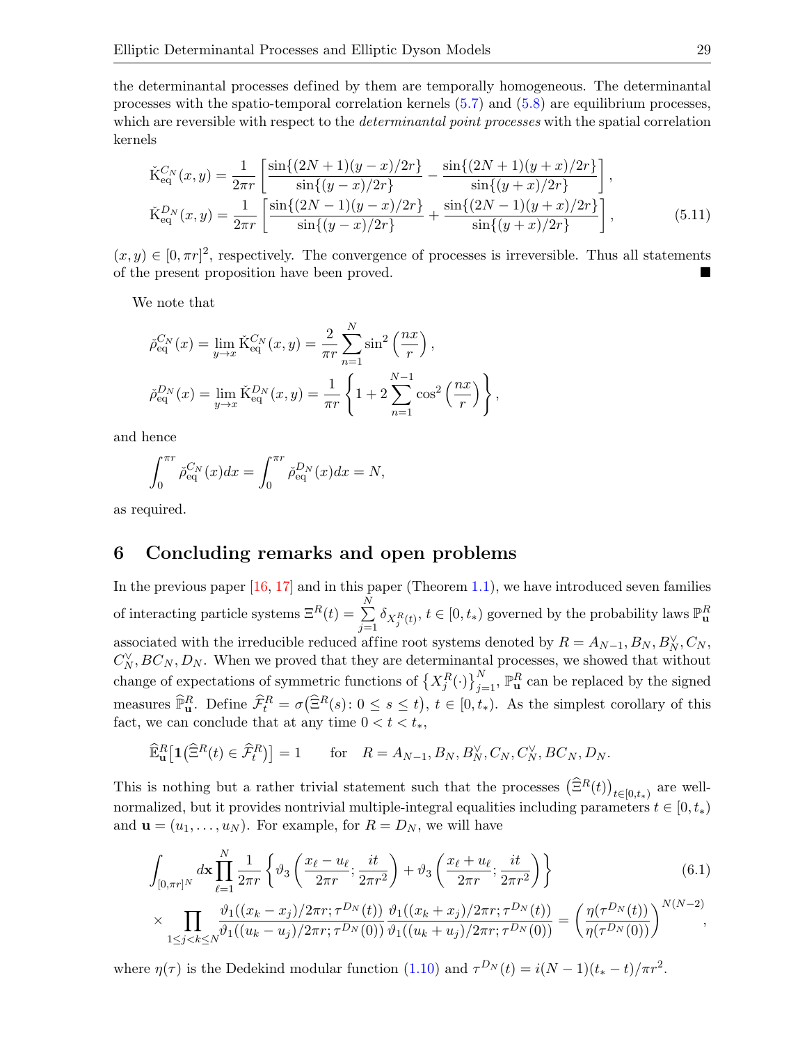the determinantal processes defined by them are temporally homogeneous. The determinantal processes with the spatio-temporal correlation kernels (5.7) and (5.8) are equilibrium processes, which are reversible with respect to the *determinantal point processes* with the spatial correlation kernels

$$
\begin{aligned}
\check{\mathrm{K}}^{C_N}_{\mathrm{eq}}(x,y) &= \frac{1}{2\pi r}\left[\frac{\sin\{(2N+1)(y-x)/2r\}}{\sin\{(y-x)/2r\}} - \frac{\sin\{(2N+1)(y+x)/2r\}}{\sin\{(y+x)/2r\}}\right], \\
\check{\mathrm{K}}^{D_N}_{\mathrm{eq}}(x,y) &= \frac{1}{2\pi r}\left[\frac{\sin\{(2N-1)(y-x)/2r\}}{\sin\{(y-x)/2r\}} + \frac{\sin\{(2N-1)(y+x)/2r\}}{\sin\{(y+x)/2r\}}\right],
\end{aligned}
\tag{5.11}
$$

$(x,y) \in [0,\pi r]^2$, respectively. The convergence of processes is irreversible. Thus all statements of the present proposition have been proved. ■

We note that

$$
\begin{aligned}
\check{\rho}^{C_N}_{\mathrm{eq}}(x) &= \lim_{y\to x} \check{\mathrm{K}}^{C_N}_{\mathrm{eq}}(x,y) = \frac{2}{\pi r}\sum_{n=1}^{N} \sin^2\left(\frac{nx}{r}\right), \\
\check{\rho}^{D_N}_{\mathrm{eq}}(x) &= \lim_{y\to x} \check{\mathrm{K}}^{D_N}_{\mathrm{eq}}(x,y) = \frac{1}{\pi r}\left\{1 + 2\sum_{n=1}^{N-1} \cos^2\left(\frac{nx}{r}\right)\right\},
\end{aligned}
$$

and hence

$$
\int_0^{\pi r} \check{\rho}^{C_N}_{\mathrm{eq}}(x)dx = \int_0^{\pi r} \check{\rho}^{D_N}_{\mathrm{eq}}(x)dx = N,
$$

as required.

# 6 Concluding remarks and open problems

In the previous paper [16, 17] and in this paper (Theorem 1.1), we have introduced seven families of interacting particle systems $\Xi^R(t) = \sum_{j=1}^{N} \delta_{X^R_j(t)}$, $t \in [0,t_*)$ governed by the probability laws $\mathbb{P}^R_{\mathbf{u}}$ associated with the irreducible reduced affine root systems denoted by $R = A_{N-1}, B_N, B_N^{\vee}, C_N, C_N^{\vee}, BC_N, D_N$. When we proved that they are determinantal processes, we showed that without change of expectations of symmetric functions of $\{X^R_j(\cdot)\}_{j=1}^N$, $\mathbb{P}^R_{\mathbf{u}}$ can be replaced by the signed measures $\widehat{\mathbb{P}}^R_{\mathbf{u}}$. Define $\widehat{\mathcal{F}}^R_t = \sigma\big(\widehat{\Xi}^R(s) \colon 0 \le s \le t\big)$, $t \in [0,t_*)$. As the simplest corollary of this fact, we can conclude that at any time $0 < t < t_*$,

$$
\widehat{\mathbb{E}}^R_{\mathbf{u}}\big[\mathbf{1}\big(\widehat{\Xi}^R(t) \in \widehat{\mathcal{F}}^R_t\big)\big] = 1 \qquad \text{for} \quad R = A_{N-1}, B_N, B_N^{\vee}, C_N, C_N^{\vee}, BC_N, D_N.
$$

This is nothing but a rather trivial statement such that the processes $\big(\widehat{\Xi}^R(t)\big)_{t\in[0,t_*)}$ are well-normalized, but it provides nontrivial multiple-integral equalities including parameters $t \in [0,t_*)$ and $\mathbf{u} = (u_1,\dots,u_N)$. For example, for $R = D_N$, we will have

$$
\begin{aligned}
&\int_{[0,\pi r]^N} d\mathbf{x} \prod_{\ell=1}^{N} \frac{1}{2\pi r}\left\{\vartheta_3\left(\frac{x_\ell - u_\ell}{2\pi r}; \frac{it}{2\pi r^2}\right) + \vartheta_3\left(\frac{x_\ell + u_\ell}{2\pi r}; \frac{it}{2\pi r^2}\right)\right\} \\
&\times \prod_{1\le j<k\le N} \frac{\vartheta_1((x_k - x_j)/2\pi r; \tau^{D_N}(t))}{\vartheta_1((u_k - u_j)/2\pi r; \tau^{D_N}(0))} \frac{\vartheta_1((x_k + x_j)/2\pi r; \tau^{D_N}(t))}{\vartheta_1((u_k + u_j)/2\pi r; \tau^{D_N}(0))} = \left(\frac{\eta(\tau^{D_N}(t))}{\eta(\tau^{D_N}(0))}\right)^{N(N-2)},
\end{aligned}
\tag{6.1}
$$

where $\eta(\tau)$ is the Dedekind modular function (1.10) and $\tau^{D_N}(t) = i(N-1)(t_* - t)/\pi r^2$.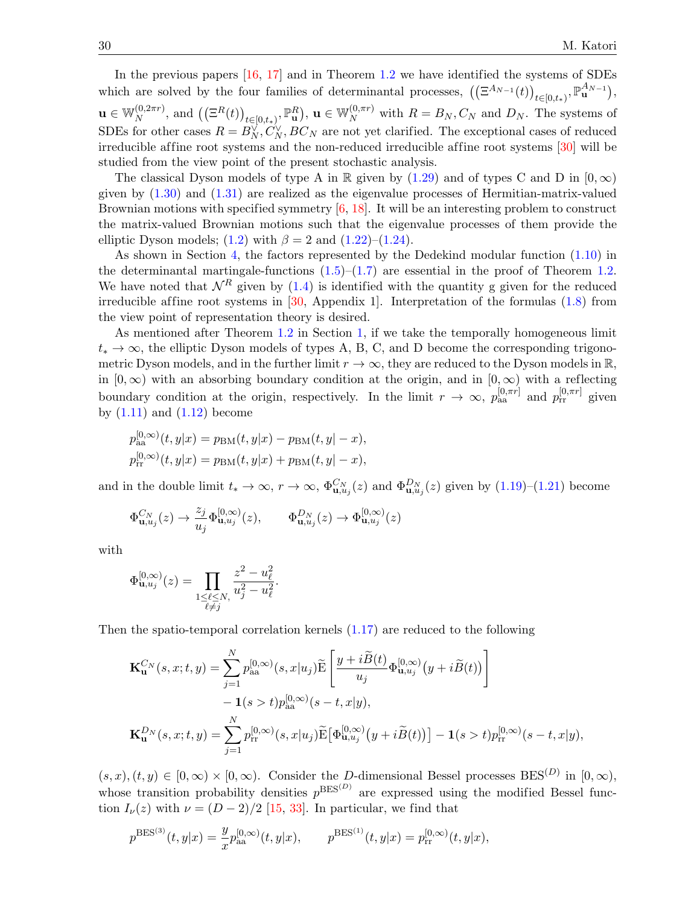In the previous papers [16, 17] and in Theorem 1.2 we have identified the systems of SDEs which are solved by the four families of determinantal processes, $\big((\Xi^{A_{N-1}}(t))_{t\in[0,t_*)}, \mathbb{P}_{\mathbf{u}}^{A_{N-1}}\big)$, $\mathbf{u}\in\mathbb{W}_N^{(0,2\pi r)}$, and $\big((\Xi^{R}(t))_{t\in[0,t_*)}, \mathbb{P}_{\mathbf{u}}^{R}\big)$, $\mathbf{u}\in\mathbb{W}_N^{(0,\pi r)}$ with $R=B_N, C_N$ and $D_N$. The systems of SDEs for other cases $R=B_N^{\vee}, C_N^{\vee}, BC_N$ are not yet clarified. The exceptional cases of reduced irreducible affine root systems and the non-reduced irreducible affine root systems [30] will be studied from the view point of the present stochastic analysis.

The classical Dyson models of type A in $\mathbb{R}$ given by (1.29) and of types C and D in $[0,\infty)$ given by (1.30) and (1.31) are realized as the eigenvalue processes of Hermitian-matrix-valued Brownian motions with specified symmetry [6, 18]. It will be an interesting problem to construct the matrix-valued Brownian motions such that the eigenvalue processes of them provide the elliptic Dyson models; (1.2) with $\beta=2$ and (1.22)–(1.24).

As shown in Section 4, the factors represented by the Dedekind modular function (1.10) in the determinantal martingale-functions (1.5)–(1.7) are essential in the proof of Theorem 1.2. We have noted that $\mathcal{N}^R$ given by (1.4) is identified with the quantity g given for the reduced irreducible affine root systems in [30, Appendix 1]. Interpretation of the formulas (1.8) from the view point of representation theory is desired.

As mentioned after Theorem 1.2 in Section 1, if we take the temporally homogeneous limit $t_*\to\infty$, the elliptic Dyson models of types A, B, C, and D become the corresponding trigonometric Dyson models, and in the further limit $r\to\infty$, they are reduced to the Dyson models in $\mathbb{R}$, in $[0,\infty)$ with an absorbing boundary condition at the origin, and in $[0,\infty)$ with a reflecting boundary condition at the origin, respectively. In the limit $r\to\infty$, $p_{\rm aa}^{[0,\pi r]}$ and $p_{\rm rr}^{[0,\pi r]}$ given by (1.11) and (1.12) become

$$
\begin{aligned}
p_{\rm aa}^{[0,\infty)}(t,y|x) &= p_{\rm BM}(t,y|x)-p_{\rm BM}(t,y|-x),\\
p_{\rm rr}^{[0,\infty)}(t,y|x) &= p_{\rm BM}(t,y|x)+p_{\rm BM}(t,y|-x),
\end{aligned}
$$

and in the double limit $t_*\to\infty$, $r\to\infty$, $\Phi_{\mathbf{u},u_j}^{C_N}(z)$ and $\Phi_{\mathbf{u},u_j}^{D_N}(z)$ given by (1.19)–(1.21) become

$$
\Phi_{\mathbf{u},u_j}^{C_N}(z)\to\frac{z_j}{u_j}\Phi_{\mathbf{u},u_j}^{[0,\infty)}(z),\qquad \Phi_{\mathbf{u},u_j}^{D_N}(z)\to\Phi_{\mathbf{u},u_j}^{[0,\infty)}(z)
$$

with

$$
\Phi_{\mathbf{u},u_j}^{[0,\infty)}(z)=\prod_{\substack{1\le\ell\le N,\\ \ell\neq j}}\frac{z^2-u_\ell^2}{u_j^2-u_\ell^2}.
$$

Then the spatio-temporal correlation kernels (1.17) are reduced to the following

$$
\begin{aligned}
\mathbf{K}_{\mathbf{u}}^{C_N}(s,x;t,y) &= \sum_{j=1}^N p_{\rm aa}^{[0,\infty)}(s,x|u_j)\widetilde{\rm E}\left[\frac{y+i\widetilde{B}(t)}{u_j}\Phi_{\mathbf{u},u_j}^{[0,\infty)}\big(y+i\widetilde{B}(t)\big)\right]\\
&\quad -\mathbf{1}(s>t)p_{\rm aa}^{[0,\infty)}(s-t,x|y),\\
\mathbf{K}_{\mathbf{u}}^{D_N}(s,x;t,y) &= \sum_{j=1}^N p_{\rm rr}^{[0,\infty)}(s,x|u_j)\widetilde{\rm E}\big[\Phi_{\mathbf{u},u_j}^{[0,\infty)}\big(y+i\widetilde{B}(t)\big)\big]-\mathbf{1}(s>t)p_{\rm rr}^{[0,\infty)}(s-t,x|y),
\end{aligned}
$$

$(s,x),(t,y)\in[0,\infty)\times[0,\infty)$. Consider the $D$-dimensional Bessel processes ${\rm BES}^{(D)}$ in $[0,\infty)$, whose transition probability densities $p^{{\rm BES}^{(D)}}$ are expressed using the modified Bessel function $I_\nu(z)$ with $\nu=(D-2)/2$ [15, 33]. In particular, we find that

$$
p^{{\rm BES}^{(3)}}(t,y|x)=\frac{y}{x}p_{\rm aa}^{[0,\infty)}(t,y|x),\qquad p^{{\rm BES}^{(1)}}(t,y|x)=p_{\rm rr}^{[0,\infty)}(t,y|x),
$$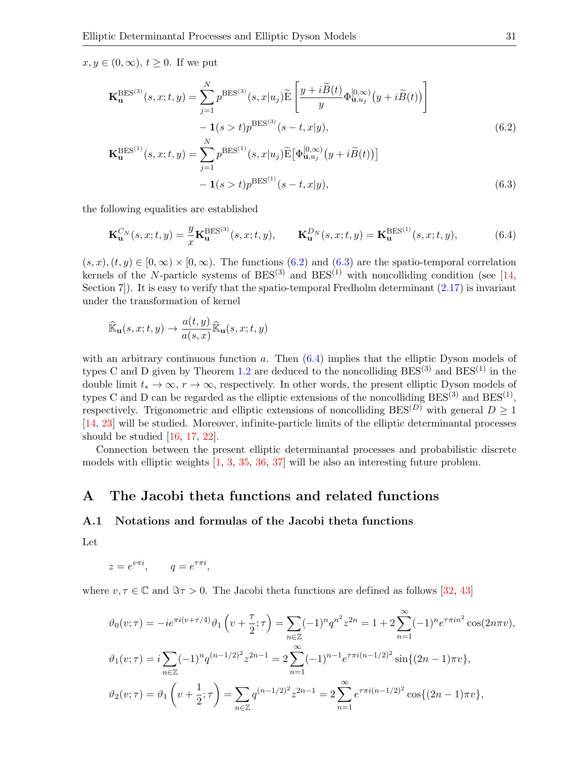$x, y \in (0, \infty)$, $t \geq 0$. If we put

$$
\begin{aligned}
\mathbf{K}^{\mathrm{BES}^{(3)}}_{\mathbf{u}}(s,x;t,y) &= \sum_{j=1}^{N} p^{\mathrm{BES}^{(3)}}(s,x|u_j) \widetilde{\mathrm{E}} \left[ \frac{y + i\widetilde{B}(t)}{y} \Phi^{[0,\infty)}_{\mathbf{u},u_j}\big(y + i\widetilde{B}(t)\big) \right] \\
&\quad - \mathbf{1}(s > t) p^{\mathrm{BES}^{(3)}}(s-t, x|y), \qquad (6.2) \\
\mathbf{K}^{\mathrm{BES}^{(1)}}_{\mathbf{u}}(s,x;t,y) &= \sum_{j=1}^{N} p^{\mathrm{BES}^{(1)}}(s,x|u_j) \widetilde{\mathrm{E}} \big[ \Phi^{[0,\infty)}_{\mathbf{u},u_j}\big(y + i\widetilde{B}(t)\big) \big] \\
&\quad - \mathbf{1}(s > t) p^{\mathrm{BES}^{(1)}}(s-t, x|y), \qquad (6.3)
\end{aligned}
$$

the following equalities are established

$$
\mathbf{K}^{C_N}_{\mathbf{u}}(s,x;t,y) = \frac{y}{x} \mathbf{K}^{\mathrm{BES}^{(3)}}_{\mathbf{u}}(s,x;t,y), \qquad \mathbf{K}^{D_N}_{\mathbf{u}}(s,x;t,y) = \mathbf{K}^{\mathrm{BES}^{(1)}}_{\mathbf{u}}(s,x;t,y), \tag{6.4}
$$

$(s,x), (t,y) \in [0,\infty) \times [0,\infty)$. The functions (6.2) and (6.3) are the spatio-temporal correlation kernels of the $N$-particle systems of $\mathrm{BES}^{(3)}$ and $\mathrm{BES}^{(1)}$ with noncolliding condition (see [14, Section 7]). It is easy to verify that the spatio-temporal Fredholm determinant (2.17) is invariant under the transformation of kernel

$$
\widehat{\mathbb{K}}_{\mathbf{u}}(s,x;t,y) \to \frac{a(t,y)}{a(s,x)} \widehat{\mathbb{K}}_{\mathbf{u}}(s,x;t,y)
$$

with an arbitrary continuous function $a$. Then (6.4) implies that the elliptic Dyson models of types C and D given by Theorem 1.2 are deduced to the noncolliding $\mathrm{BES}^{(3)}$ and $\mathrm{BES}^{(1)}$ in the double limit $t_* \to \infty$, $r \to \infty$, respectively. In other words, the present elliptic Dyson models of types C and D can be regarded as the elliptic extensions of the noncolliding $\mathrm{BES}^{(3)}$ and $\mathrm{BES}^{(1)}$, respectively. Trigonometric and elliptic extensions of noncolliding $\mathrm{BES}^{(D)}$ with general $D \geq 1$ [14, 23] will be studied. Moreover, infinite-particle limits of the elliptic determinantal processes should be studied [16, 17, 22].

Connection between the present elliptic determinantal processes and probabilistic discrete models with elliptic weights [1, 3, 35, 36, 37] will be also an interesting future problem.

## A The Jacobi theta functions and related functions

### A.1 Notations and formulas of the Jacobi theta functions

Let

$$
z = e^{v\pi i}, \qquad q = e^{\tau\pi i},
$$

where $v, \tau \in \mathbb{C}$ and $\Im\tau > 0$. The Jacobi theta functions are defined as follows [32, 43]

$$
\begin{aligned}
\vartheta_0(v;\tau) &= -ie^{\pi i(v+\tau/4)} \vartheta_1\left(v + \frac{\tau}{2};\tau\right) = \sum_{n\in\mathbb{Z}} (-1)^n q^{n^2} z^{2n} = 1 + 2\sum_{n=1}^{\infty} (-1)^n e^{\tau\pi i n^2} \cos(2n\pi v), \\
\vartheta_1(v;\tau) &= i\sum_{n\in\mathbb{Z}} (-1)^n q^{(n-1/2)^2} z^{2n-1} = 2\sum_{n=1}^{\infty} (-1)^{n-1} e^{\tau\pi i(n-1/2)^2} \sin\{(2n-1)\pi v\}, \\
\vartheta_2(v;\tau) &= \vartheta_1\left(v + \frac{1}{2};\tau\right) = \sum_{n\in\mathbb{Z}} q^{(n-1/2)^2} z^{2n-1} = 2\sum_{n=1}^{\infty} e^{\tau\pi i(n-1/2)^2} \cos\{(2n-1)\pi v\},
\end{aligned}
$$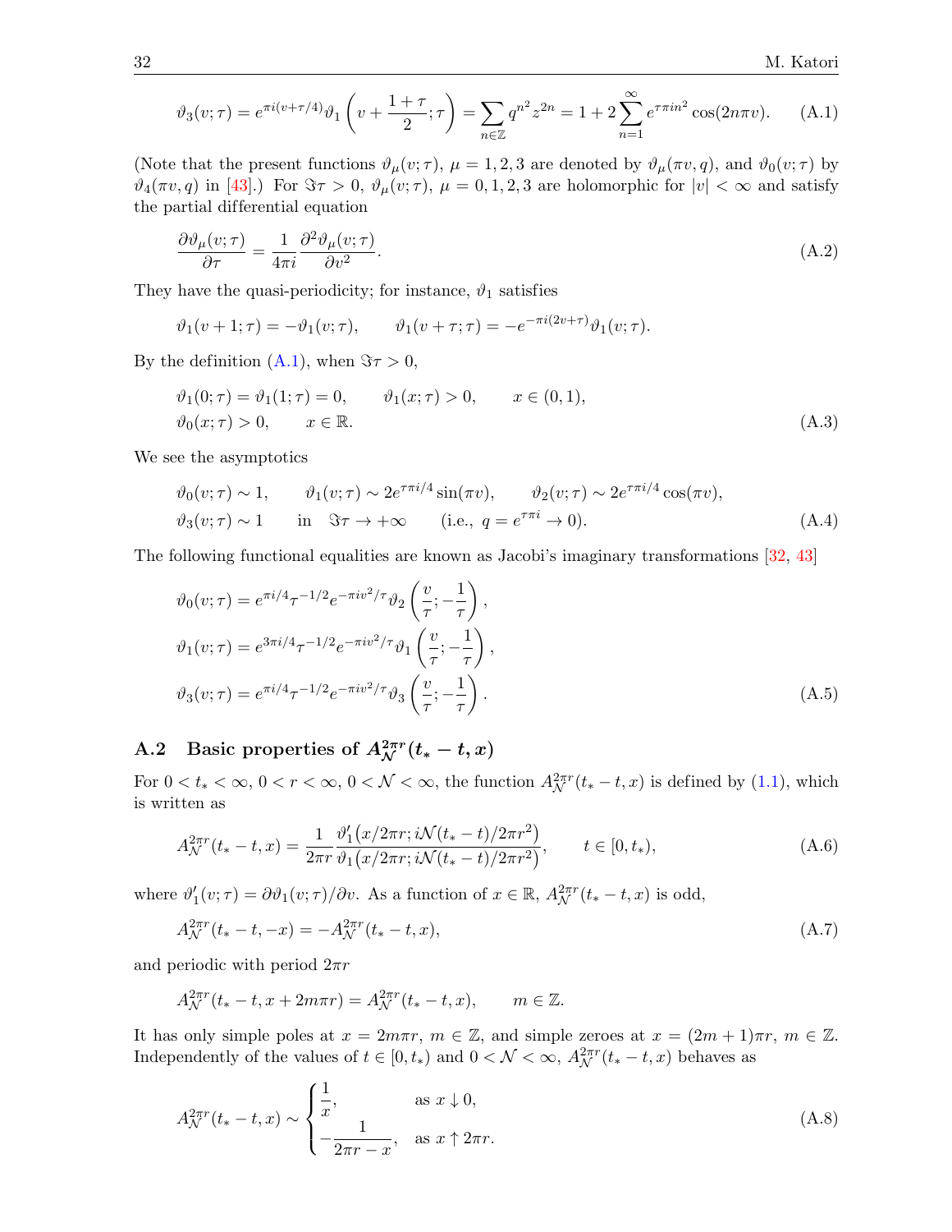$$\vartheta_3(v;\tau) = e^{\pi i(v+\tau/4)}\vartheta_1\left(v+\frac{1+\tau}{2};\tau\right) = \sum_{n\in\mathbb{Z}} q^{n^2}z^{2n} = 1 + 2\sum_{n=1}^{\infty} e^{\tau\pi i n^2}\cos(2n\pi v). \tag{A.1}$$

(Note that the present functions $\vartheta_\mu(v;\tau)$, $\mu = 1,2,3$ are denoted by $\vartheta_\mu(\pi v, q)$, and $\vartheta_0(v;\tau)$ by $\vartheta_4(\pi v, q)$ in [43].) For $\Im\tau > 0$, $\vartheta_\mu(v;\tau)$, $\mu = 0,1,2,3$ are holomorphic for $|v| < \infty$ and satisfy the partial differential equation

$$\frac{\partial\vartheta_\mu(v;\tau)}{\partial\tau} = \frac{1}{4\pi i}\frac{\partial^2\vartheta_\mu(v;\tau)}{\partial v^2}. \tag{A.2}$$

They have the quasi-periodicity; for instance, $\vartheta_1$ satisfies

$$\vartheta_1(v+1;\tau) = -\vartheta_1(v;\tau), \qquad \vartheta_1(v+\tau;\tau) = -e^{-\pi i(2v+\tau)}\vartheta_1(v;\tau).$$

By the definition (A.1), when $\Im\tau > 0$,

$$\begin{aligned}
&\vartheta_1(0;\tau) = \vartheta_1(1;\tau) = 0, \qquad \vartheta_1(x;\tau) > 0, \qquad x\in(0,1),\\
&\vartheta_0(x;\tau) > 0, \qquad x\in\mathbb{R}.
\end{aligned} \tag{A.3}$$

We see the asymptotics

$$\begin{aligned}
&\vartheta_0(v;\tau) \sim 1, \qquad \vartheta_1(v;\tau) \sim 2e^{\tau\pi i/4}\sin(\pi v), \qquad \vartheta_2(v;\tau) \sim 2e^{\tau\pi i/4}\cos(\pi v),\\
&\vartheta_3(v;\tau) \sim 1 \qquad \text{in} \quad \Im\tau\to+\infty \qquad (\text{i.e., } q = e^{\tau\pi i}\to 0).
\end{aligned} \tag{A.4}$$

The following functional equalities are known as Jacobi's imaginary transformations [32, 43]

$$\begin{aligned}
&\vartheta_0(v;\tau) = e^{\pi i/4}\tau^{-1/2}e^{-\pi i v^2/\tau}\vartheta_2\left(\frac{v}{\tau};-\frac{1}{\tau}\right),\\
&\vartheta_1(v;\tau) = e^{3\pi i/4}\tau^{-1/2}e^{-\pi i v^2/\tau}\vartheta_1\left(\frac{v}{\tau};-\frac{1}{\tau}\right),\\
&\vartheta_3(v;\tau) = e^{\pi i/4}\tau^{-1/2}e^{-\pi i v^2/\tau}\vartheta_3\left(\frac{v}{\tau};-\frac{1}{\tau}\right).
\end{aligned} \tag{A.5}$$

## A.2 Basic properties of $A_{\mathcal{N}}^{2\pi r}(t_*-t,x)$

For $0 < t_* < \infty$, $0 < r < \infty$, $0 < \mathcal{N} < \infty$, the function $A_{\mathcal{N}}^{2\pi r}(t_*-t,x)$ is defined by (1.1), which is written as

$$A_{\mathcal{N}}^{2\pi r}(t_*-t,x) = \frac{1}{2\pi r}\frac{\vartheta_1'\big(x/2\pi r; i\mathcal{N}(t_*-t)/2\pi r^2\big)}{\vartheta_1\big(x/2\pi r; i\mathcal{N}(t_*-t)/2\pi r^2\big)}, \qquad t\in[0,t_*), \tag{A.6}$$

where $\vartheta_1'(v;\tau) = \partial\vartheta_1(v;\tau)/\partial v$. As a function of $x\in\mathbb{R}$, $A_{\mathcal{N}}^{2\pi r}(t_*-t,x)$ is odd,

$$A_{\mathcal{N}}^{2\pi r}(t_*-t,-x) = -A_{\mathcal{N}}^{2\pi r}(t_*-t,x), \tag{A.7}$$

and periodic with period $2\pi r$

$$A_{\mathcal{N}}^{2\pi r}(t_*-t,x+2m\pi r) = A_{\mathcal{N}}^{2\pi r}(t_*-t,x), \qquad m\in\mathbb{Z}.$$

It has only simple poles at $x = 2m\pi r$, $m\in\mathbb{Z}$, and simple zeroes at $x = (2m+1)\pi r$, $m\in\mathbb{Z}$. Independently of the values of $t\in[0,t_*)$ and $0 < \mathcal{N} < \infty$, $A_{\mathcal{N}}^{2\pi r}(t_*-t,x)$ behaves as

$$A_{\mathcal{N}}^{2\pi r}(t_*-t,x) \sim \begin{cases} \dfrac{1}{x}, & \text{as } x\downarrow 0,\\[2mm] -\dfrac{1}{2\pi r - x}, & \text{as } x\uparrow 2\pi r. \end{cases} \tag{A.8}$$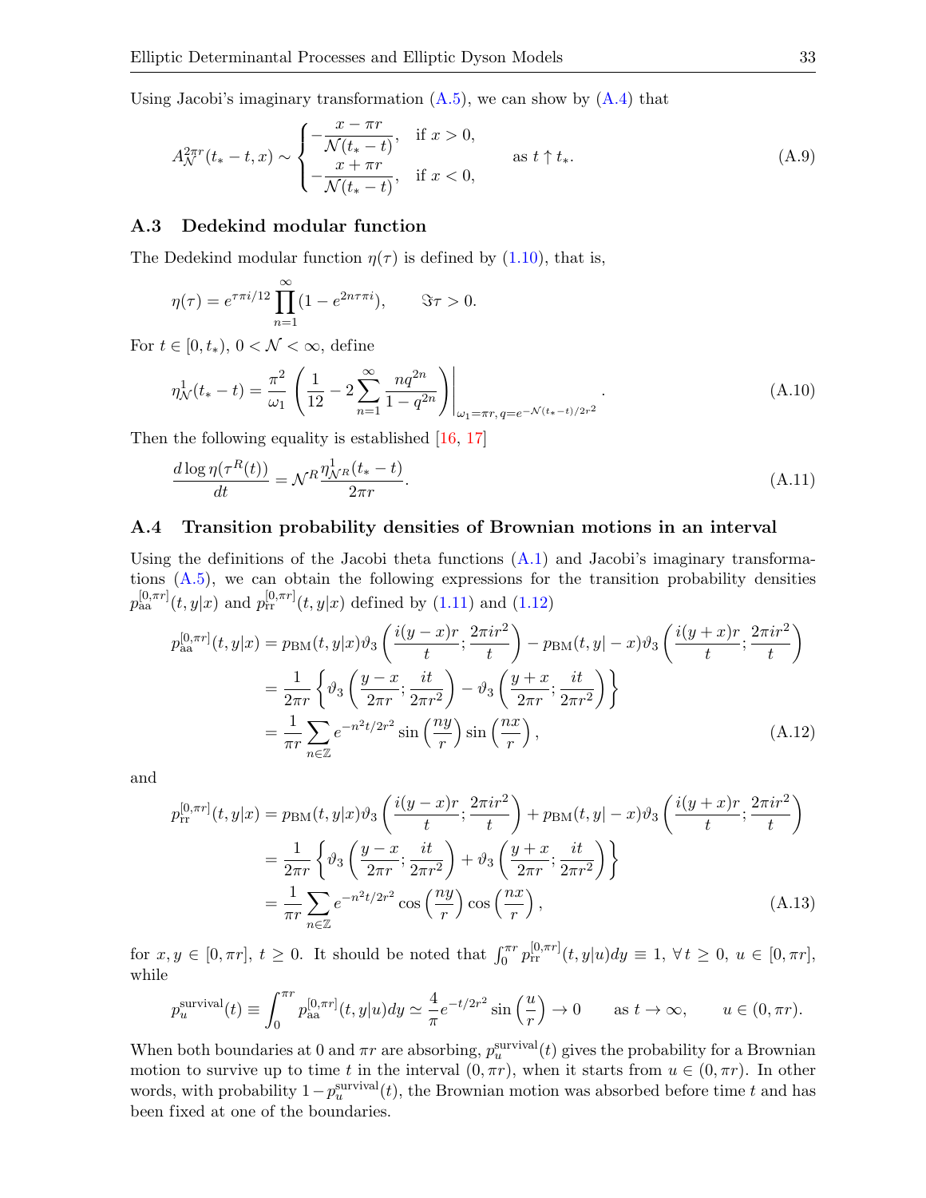Using Jacobi's imaginary transformation (A.5), we can show by (A.4) that

$$
A_{\mathcal{N}}^{2\pi r}(t_* - t, x) \sim \begin{cases} -\dfrac{x - \pi r}{\mathcal{N}(t_* - t)}, & \text{if } x > 0, \\ -\dfrac{x + \pi r}{\mathcal{N}(t_* - t)}, & \text{if } x < 0, \end{cases} \qquad \text{as } t \uparrow t_*. \tag{A.9}
$$

### A.3 Dedekind modular function

The Dedekind modular function $\eta(\tau)$ is defined by (1.10), that is,

$$
\eta(\tau) = e^{\tau\pi i/12} \prod_{n=1}^{\infty} (1 - e^{2n\tau\pi i}), \qquad \Im\tau > 0.
$$

For $t \in [0, t_*)$, $0 < \mathcal{N} < \infty$, define

$$
\eta_{\mathcal{N}}^1(t_* - t) = \frac{\pi^2}{\omega_1} \left( \frac{1}{12} - 2 \sum_{n=1}^{\infty} \frac{nq^{2n}}{1 - q^{2n}} \right) \Bigg|_{\omega_1 = \pi r,\, q = e^{-\mathcal{N}(t_* - t)/2r^2}}. \tag{A.10}
$$

Then the following equality is established [16, 17]

$$
\frac{d \log \eta(\tau^R(t))}{dt} = \mathcal{N}^R \frac{\eta_{\mathcal{N}^R}^1(t_* - t)}{2\pi r}. \tag{A.11}
$$

### A.4 Transition probability densities of Brownian motions in an interval

Using the definitions of the Jacobi theta functions (A.1) and Jacobi's imaginary transformations (A.5), we can obtain the following expressions for the transition probability densities $p_{\rm aa}^{[0,\pi r]}(t, y|x)$ and $p_{\rm rr}^{[0,\pi r]}(t, y|x)$ defined by (1.11) and (1.12)

$$
\begin{aligned}
p_{\rm aa}^{[0,\pi r]}(t, y|x) &= p_{\rm BM}(t, y|x) \vartheta_3 \left( \frac{i(y-x)r}{t}; \frac{2\pi i r^2}{t} \right) - p_{\rm BM}(t, y|-x) \vartheta_3 \left( \frac{i(y+x)r}{t}; \frac{2\pi i r^2}{t} \right) \\
&= \frac{1}{2\pi r} \left\{ \vartheta_3 \left( \frac{y-x}{2\pi r}; \frac{it}{2\pi r^2} \right) - \vartheta_3 \left( \frac{y+x}{2\pi r}; \frac{it}{2\pi r^2} \right) \right\} \\
&= \frac{1}{\pi r} \sum_{n \in \mathbb{Z}} e^{-n^2 t/2r^2} \sin\left( \frac{ny}{r} \right) \sin\left( \frac{nx}{r} \right),
\end{aligned} \tag{A.12}
$$

and

$$
\begin{aligned}
p_{\rm rr}^{[0,\pi r]}(t, y|x) &= p_{\rm BM}(t, y|x) \vartheta_3 \left( \frac{i(y-x)r}{t}; \frac{2\pi i r^2}{t} \right) + p_{\rm BM}(t, y|-x) \vartheta_3 \left( \frac{i(y+x)r}{t}; \frac{2\pi i r^2}{t} \right) \\
&= \frac{1}{2\pi r} \left\{ \vartheta_3 \left( \frac{y-x}{2\pi r}; \frac{it}{2\pi r^2} \right) + \vartheta_3 \left( \frac{y+x}{2\pi r}; \frac{it}{2\pi r^2} \right) \right\} \\
&= \frac{1}{\pi r} \sum_{n \in \mathbb{Z}} e^{-n^2 t/2r^2} \cos\left( \frac{ny}{r} \right) \cos\left( \frac{nx}{r} \right),
\end{aligned} \tag{A.13}
$$

for $x, y \in [0, \pi r]$, $t \geq 0$. It should be noted that $\int_0^{\pi r} p_{\rm rr}^{[0,\pi r]}(t, y|u) dy \equiv 1$, $\forall\, t \geq 0$, $u \in [0, \pi r]$, while

$$
p_u^{\rm survival}(t) \equiv \int_0^{\pi r} p_{\rm aa}^{[0,\pi r]}(t, y|u) dy \simeq \frac{4}{\pi} e^{-t/2r^2} \sin\left( \frac{u}{r} \right) \to 0 \qquad \text{as } t \to \infty, \qquad u \in (0, \pi r).
$$

When both boundaries at 0 and $\pi r$ are absorbing, $p_u^{\rm survival}(t)$ gives the probability for a Brownian motion to survive up to time $t$ in the interval $(0, \pi r)$, when it starts from $u \in (0, \pi r)$. In other words, with probability $1 - p_u^{\rm survival}(t)$, the Brownian motion was absorbed before time $t$ and has been fixed at one of the boundaries.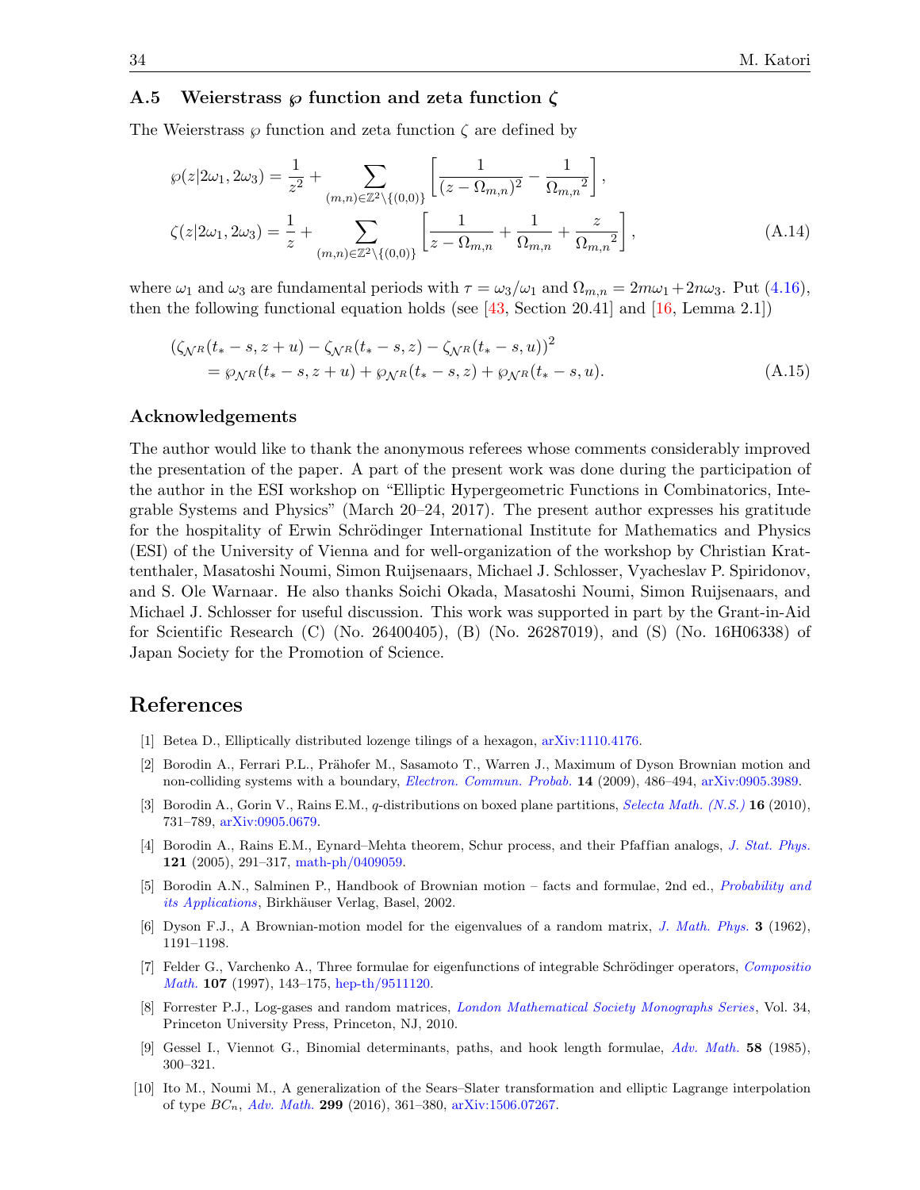### A.5 Weierstrass $\wp$ function and zeta function $\zeta$

The Weierstrass $\wp$ function and zeta function $\zeta$ are defined by

$$
\begin{aligned}
\wp(z|2\omega_1, 2\omega_3) &= \frac{1}{z^2} + \sum_{(m,n)\in\mathbb{Z}^2\setminus\{(0,0)\}} \left[ \frac{1}{(z-\Omega_{m,n})^2} - \frac{1}{{\Omega_{m,n}}^2} \right], \\
\zeta(z|2\omega_1, 2\omega_3) &= \frac{1}{z} + \sum_{(m,n)\in\mathbb{Z}^2\setminus\{(0,0)\}} \left[ \frac{1}{z-\Omega_{m,n}} + \frac{1}{\Omega_{m,n}} + \frac{z}{{\Omega_{m,n}}^2} \right],
\end{aligned}
\tag{A.14}
$$

where $\omega_1$ and $\omega_3$ are fundamental periods with $\tau = \omega_3/\omega_1$ and $\Omega_{m,n} = 2m\omega_1 + 2n\omega_3$. Put (4.16), then the following functional equation holds (see [43, Section 20.41] and [16, Lemma 2.1])

$$
\begin{aligned}
&(\zeta_{\mathcal{N}^R}(t_* - s, z+u) - \zeta_{\mathcal{N}^R}(t_* - s, z) - \zeta_{\mathcal{N}^R}(t_* - s, u))^2 \\
&\quad = \wp_{\mathcal{N}^R}(t_* - s, z+u) + \wp_{\mathcal{N}^R}(t_* - s, z) + \wp_{\mathcal{N}^R}(t_* - s, u).
\end{aligned}
\tag{A.15}
$$

### Acknowledgements

The author would like to thank the anonymous referees whose comments considerably improved the presentation of the paper. A part of the present work was done during the participation of the author in the ESI workshop on "Elliptic Hypergeometric Functions in Combinatorics, Integrable Systems and Physics" (March 20–24, 2017). The present author expresses his gratitude for the hospitality of Erwin Schrödinger International Institute for Mathematics and Physics (ESI) of the University of Vienna and for well-organization of the workshop by Christian Krattenthaler, Masatoshi Noumi, Simon Ruijsenaars, Michael J. Schlosser, Vyacheslav P. Spiridonov, and S. Ole Warnaar. He also thanks Soichi Okada, Masatoshi Noumi, Simon Ruijsenaars, and Michael J. Schlosser for useful discussion. This work was supported in part by the Grant-in-Aid for Scientific Research (C) (No. 26400405), (B) (No. 26287019), and (S) (No. 16H06338) of Japan Society for the Promotion of Science.

## References

[1] Betea D., Elliptically distributed lozenge tilings of a hexagon, arXiv:1110.4176.

[2] Borodin A., Ferrari P.L., Prähofer M., Sasamoto T., Warren J., Maximum of Dyson Brownian motion and non-colliding systems with a boundary, *Electron. Commun. Probab.* **14** (2009), 486–494, arXiv:0905.3989.

[3] Borodin A., Gorin V., Rains E.M., $q$-distributions on boxed plane partitions, *Selecta Math. (N.S.)* **16** (2010), 731–789, arXiv:0905.0679.

[4] Borodin A., Rains E.M., Eynard–Mehta theorem, Schur process, and their Pfaffian analogs, *J. Stat. Phys.* **121** (2005), 291–317, math-ph/0409059.

[5] Borodin A.N., Salminen P., Handbook of Brownian motion – facts and formulae, 2nd ed., *Probability and its Applications*, Birkhäuser Verlag, Basel, 2002.

[6] Dyson F.J., A Brownian-motion model for the eigenvalues of a random matrix, *J. Math. Phys.* **3** (1962), 1191–1198.

[7] Felder G., Varchenko A., Three formulae for eigenfunctions of integrable Schrödinger operators, *Compositio Math.* **107** (1997), 143–175, hep-th/9511120.

[8] Forrester P.J., Log-gases and random matrices, *London Mathematical Society Monographs Series*, Vol. 34, Princeton University Press, Princeton, NJ, 2010.

[9] Gessel I., Viennot G., Binomial determinants, paths, and hook length formulae, *Adv. Math.* **58** (1985), 300–321.

[10] Ito M., Noumi M., A generalization of the Sears–Slater transformation and elliptic Lagrange interpolation of type $BC_n$, *Adv. Math.* **299** (2016), 361–380, arXiv:1506.07267.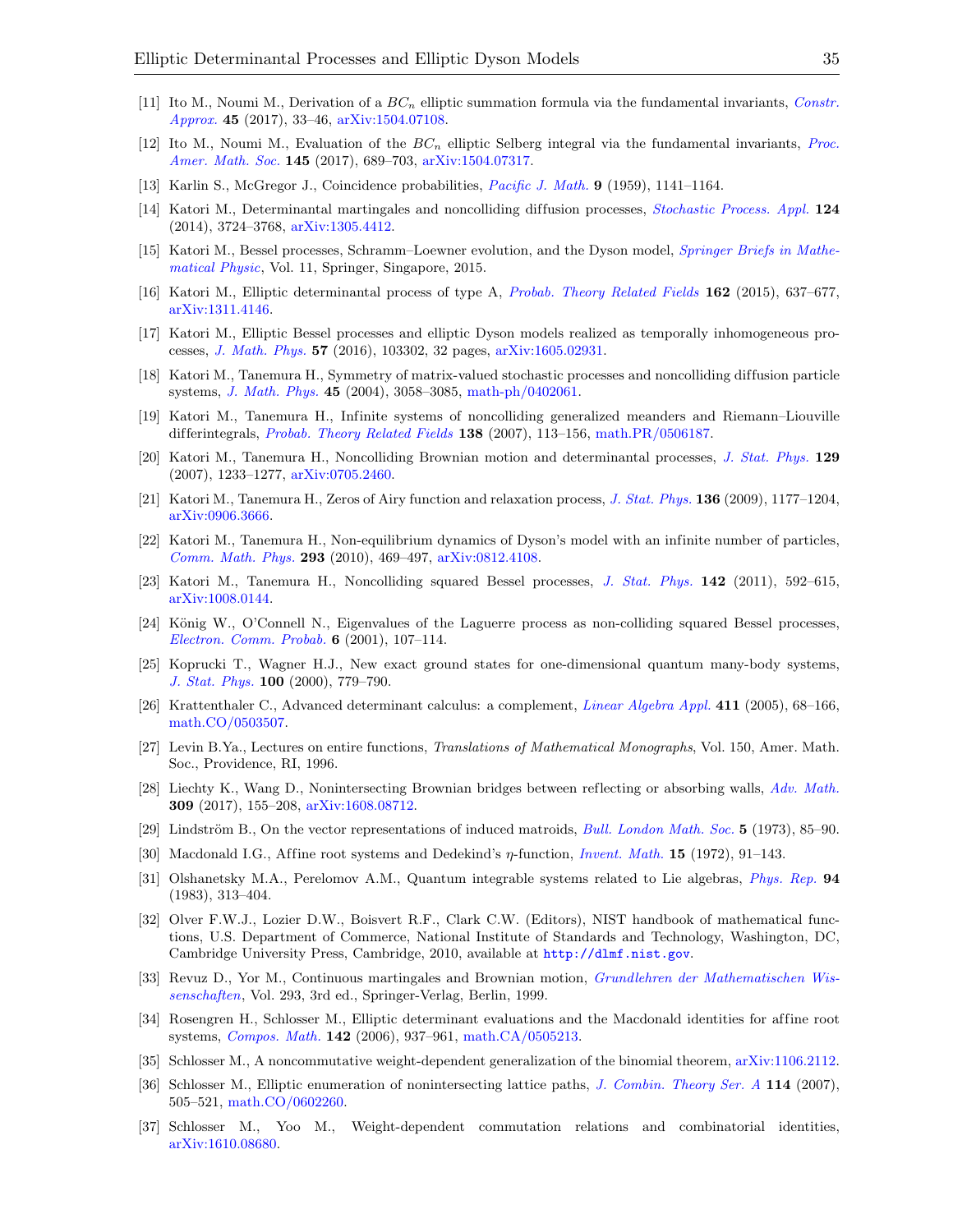[11] Ito M., Noumi M., Derivation of a $BC_n$ elliptic summation formula via the fundamental invariants, *Constr. Approx.* **45** (2017), 33–46, arXiv:1504.07108.

[12] Ito M., Noumi M., Evaluation of the $BC_n$ elliptic Selberg integral via the fundamental invariants, *Proc. Amer. Math. Soc.* **145** (2017), 689–703, arXiv:1504.07317.

[13] Karlin S., McGregor J., Coincidence probabilities, *Pacific J. Math.* **9** (1959), 1141–1164.

[14] Katori M., Determinantal martingales and noncolliding diffusion processes, *Stochastic Process. Appl.* **124** (2014), 3724–3768, arXiv:1305.4412.

[15] Katori M., Bessel processes, Schramm–Loewner evolution, and the Dyson model, *Springer Briefs in Mathematical Physic*, Vol. 11, Springer, Singapore, 2015.

[16] Katori M., Elliptic determinantal process of type A, *Probab. Theory Related Fields* **162** (2015), 637–677, arXiv:1311.4146.

[17] Katori M., Elliptic Bessel processes and elliptic Dyson models realized as temporally inhomogeneous processes, *J. Math. Phys.* **57** (2016), 103302, 32 pages, arXiv:1605.02931.

[18] Katori M., Tanemura H., Symmetry of matrix-valued stochastic processes and noncolliding diffusion particle systems, *J. Math. Phys.* **45** (2004), 3058–3085, math-ph/0402061.

[19] Katori M., Tanemura H., Infinite systems of noncolliding generalized meanders and Riemann–Liouville differintegrals, *Probab. Theory Related Fields* **138** (2007), 113–156, math.PR/0506187.

[20] Katori M., Tanemura H., Noncolliding Brownian motion and determinantal processes, *J. Stat. Phys.* **129** (2007), 1233–1277, arXiv:0705.2460.

[21] Katori M., Tanemura H., Zeros of Airy function and relaxation process, *J. Stat. Phys.* **136** (2009), 1177–1204, arXiv:0906.3666.

[22] Katori M., Tanemura H., Non-equilibrium dynamics of Dyson's model with an infinite number of particles, *Comm. Math. Phys.* **293** (2010), 469–497, arXiv:0812.4108.

[23] Katori M., Tanemura H., Noncolliding squared Bessel processes, *J. Stat. Phys.* **142** (2011), 592–615, arXiv:1008.0144.

[24] König W., O'Connell N., Eigenvalues of the Laguerre process as non-colliding squared Bessel processes, *Electron. Comm. Probab.* **6** (2001), 107–114.

[25] Koprucki T., Wagner H.J., New exact ground states for one-dimensional quantum many-body systems, *J. Stat. Phys.* **100** (2000), 779–790.

[26] Krattenthaler C., Advanced determinant calculus: a complement, *Linear Algebra Appl.* **411** (2005), 68–166, math.CO/0503507.

[27] Levin B.Ya., Lectures on entire functions, *Translations of Mathematical Monographs*, Vol. 150, Amer. Math. Soc., Providence, RI, 1996.

[28] Liechty K., Wang D., Nonintersecting Brownian bridges between reflecting or absorbing walls, *Adv. Math.* **309** (2017), 155–208, arXiv:1608.08712.

[29] Lindström B., On the vector representations of induced matroids, *Bull. London Math. Soc.* **5** (1973), 85–90.

[30] Macdonald I.G., Affine root systems and Dedekind's $\eta$-function, *Invent. Math.* **15** (1972), 91–143.

[31] Olshanetsky M.A., Perelomov A.M., Quantum integrable systems related to Lie algebras, *Phys. Rep.* **94** (1983), 313–404.

[32] Olver F.W.J., Lozier D.W., Boisvert R.F., Clark C.W. (Editors), NIST handbook of mathematical functions, U.S. Department of Commerce, National Institute of Standards and Technology, Washington, DC, Cambridge University Press, Cambridge, 2010, available at `http://dlmf.nist.gov`.

[33] Revuz D., Yor M., Continuous martingales and Brownian motion, *Grundlehren der Mathematischen Wissenschaften*, Vol. 293, 3rd ed., Springer-Verlag, Berlin, 1999.

[34] Rosengren H., Schlosser M., Elliptic determinant evaluations and the Macdonald identities for affine root systems, *Compos. Math.* **142** (2006), 937–961, math.CA/0505213.

[35] Schlosser M., A noncommutative weight-dependent generalization of the binomial theorem, arXiv:1106.2112.

[36] Schlosser M., Elliptic enumeration of nonintersecting lattice paths, *J. Combin. Theory Ser. A* **114** (2007), 505–521, math.CO/0602260.

[37] Schlosser M., Yoo M., Weight-dependent commutation relations and combinatorial identities, arXiv:1610.08680.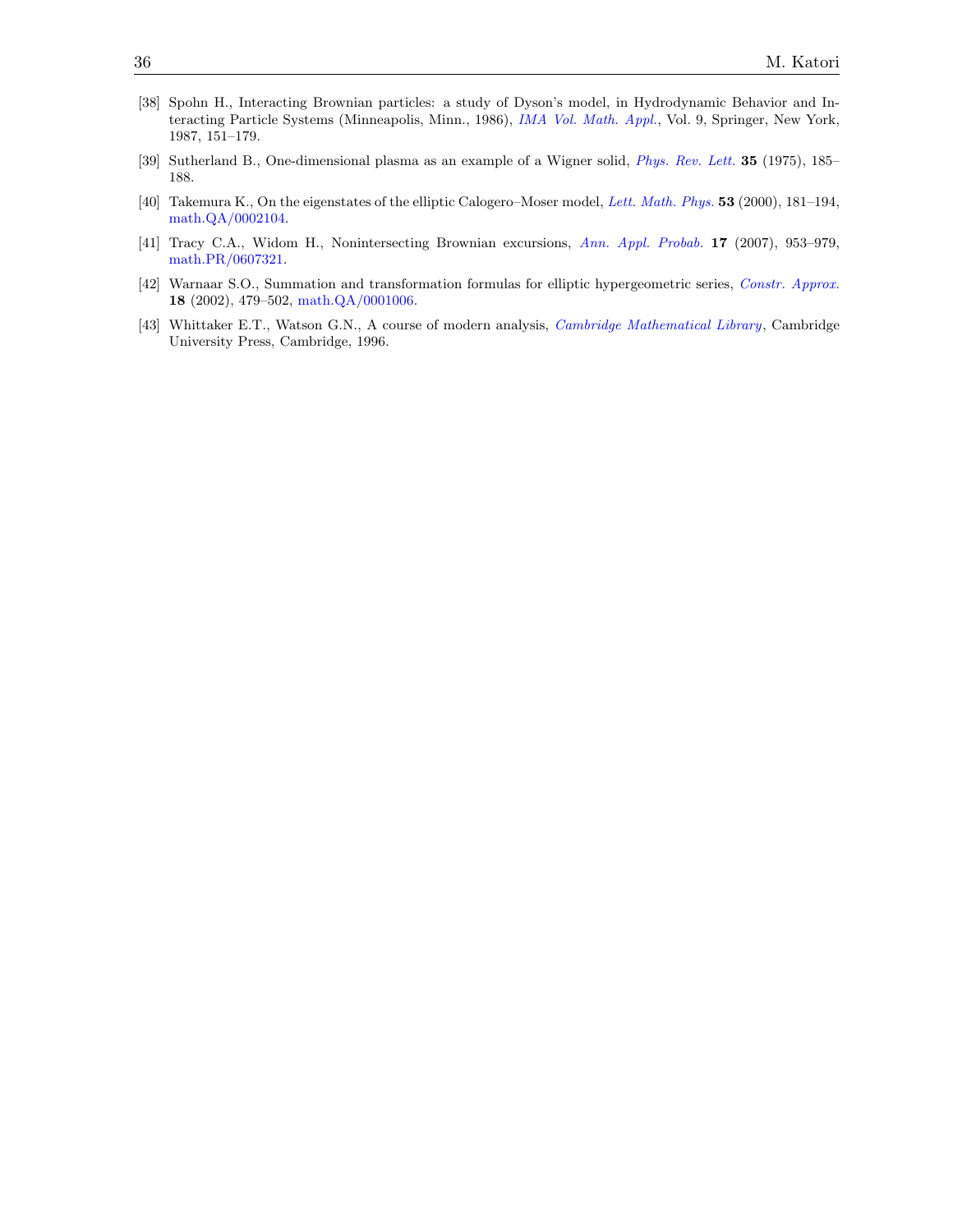- [38] Spohn H., Interacting Brownian particles: a study of Dyson's model, in Hydrodynamic Behavior and Interacting Particle Systems (Minneapolis, Minn., 1986), *IMA Vol. Math. Appl.*, Vol. 9, Springer, New York, 1987, 151–179.
- [39] Sutherland B., One-dimensional plasma as an example of a Wigner solid, *Phys. Rev. Lett.* **35** (1975), 185–188.
- [40] Takemura K., On the eigenstates of the elliptic Calogero–Moser model, *Lett. Math. Phys.* **53** (2000), 181–194, math.QA/0002104.
- [41] Tracy C.A., Widom H., Nonintersecting Brownian excursions, *Ann. Appl. Probab.* **17** (2007), 953–979, math.PR/0607321.
- [42] Warnaar S.O., Summation and transformation formulas for elliptic hypergeometric series, *Constr. Approx.* **18** (2002), 479–502, math.QA/0001006.
- [43] Whittaker E.T., Watson G.N., A course of modern analysis, *Cambridge Mathematical Library*, Cambridge University Press, Cambridge, 1996.